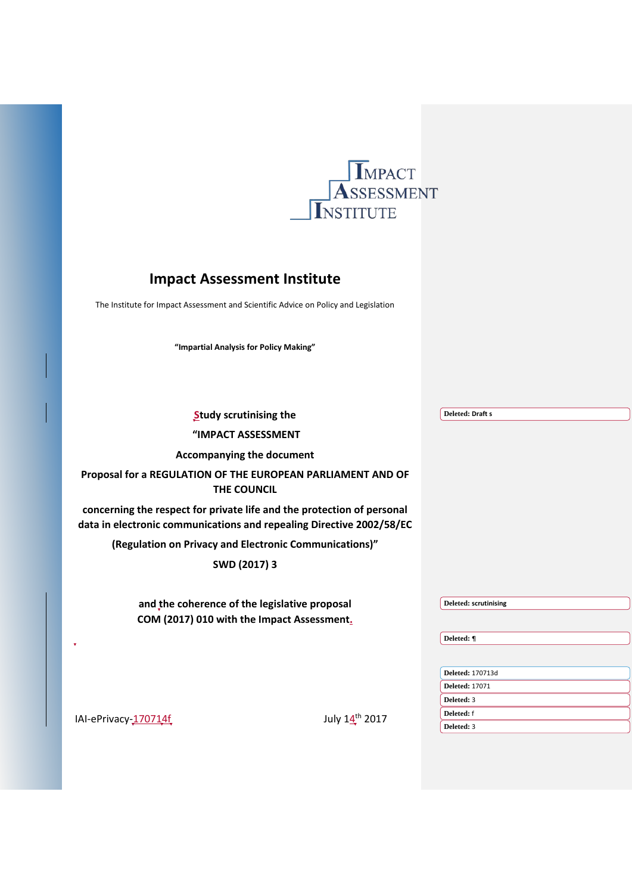# Impact Assessment Institute

The Institute for Impact Assessment and Scientific Advice on Policy and Legislation

**"Impartial Analysis for Policy Making"**

**Study scrutinising the**

**"IMPACT ASSESSMENT**

**Accompanying the document**

**Proposal for a REGULATION OF THE EUROPEAN PARLIAMENT AND OF THE COUNCIL**

**concerning the respect for private life and the protection of personal data in electronic communications and repealing Directive 2002/58/EC**

**(Regulation on Privacy and Electronic Communications)"**

**SWD (2017) 3**

**and the coherence of the legislative proposal COM (2017) 010 with the Impact Assessment.**

IAI-ePrivacy-170714f July 14th 2017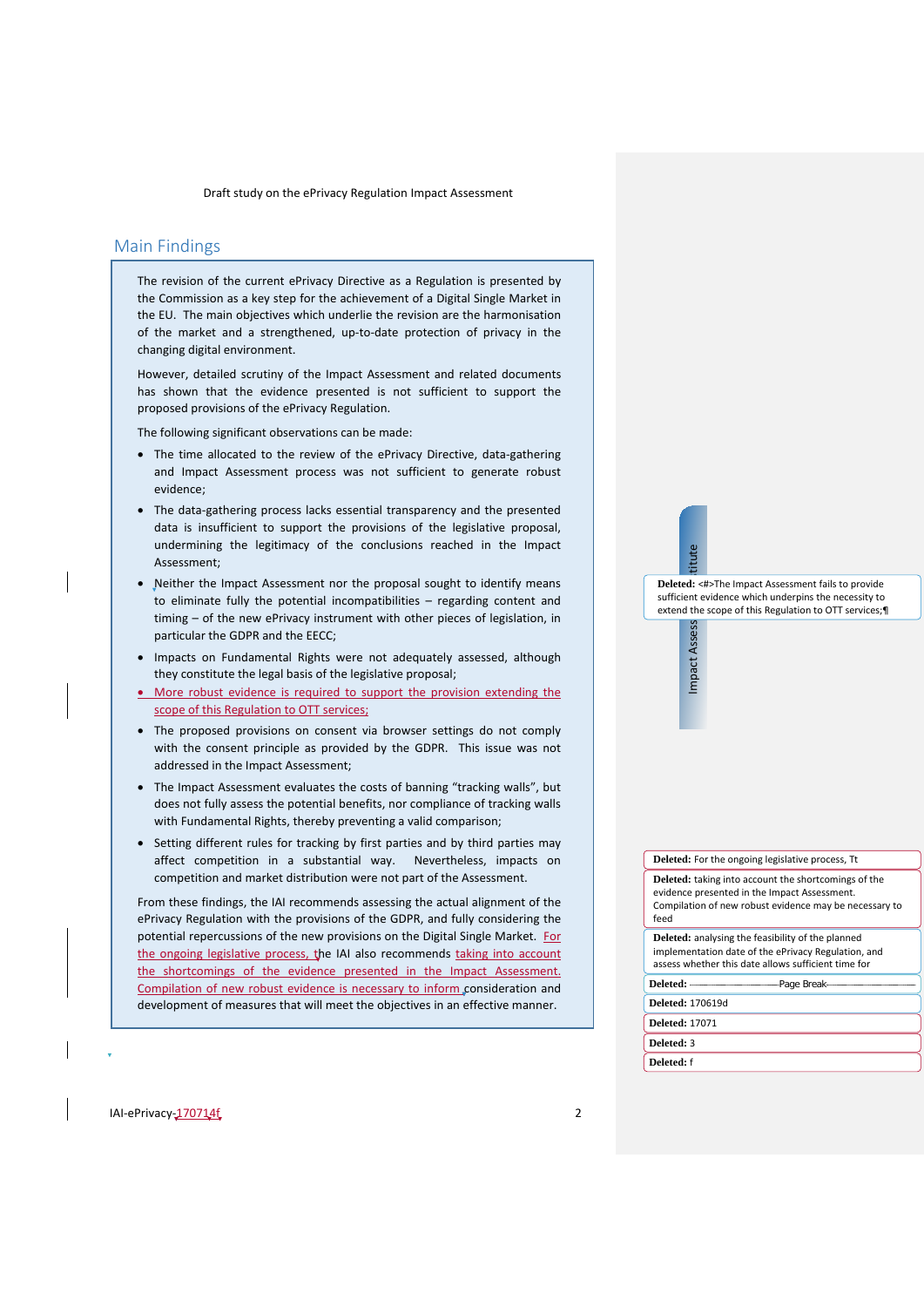## Main Findings

The revision of the current ePrivacy Directive as a Regulation is presented by the Commission as a key step for the achievement of a Digital Single Market in the EU. The main objectives which underlie the revision are the harmonisation of the market and a strengthened, up-to-date protection of privacy in the changing digital environment.

However, detailed scrutiny of the Impact Assessment and related documents has shown that the evidence presented is not sufficient to support the proposed provisions of the ePrivacy Regulation.

The following significant observations can be made:

- The time allocated to the review of the ePrivacy Directive, data-gathering and Impact Assessment process was not sufficient to generate robust evidence;
- The data-gathering process lacks essential transparency and the presented data is insufficient to support the provisions of the legislative proposal, undermining the legitimacy of the conclusions reached in the Impact Assessment;
- Neither the Impact Assessment nor the proposal sought to identify means to eliminate fully the potential incompatibilities – regarding content and timing – of the new ePrivacy instrument with other pieces of legislation, in particular the GDPR and the EECC;
- Impacts on Fundamental Rights were not adequately assessed, although they constitute the legal basis of the legislative proposal;
- More robust evidence is required to support the provision extending the scope of this Regulation to OTT services;
- The proposed provisions on consent via browser settings do not comply with the consent principle as provided by the GDPR. This issue was not addressed in the Impact Assessment;
- The Impact Assessment evaluates the costs of banning "tracking walls", but does not fully assess the potential benefits, nor compliance of tracking walls with Fundamental Rights, thereby preventing a valid comparison;
- Setting different rules for tracking by first parties and by third parties may affect competition in a substantial way. Nevertheless, impacts on competition and market distribution were not part of the Assessment.

From these findings, the IAI recommends assessing the actual alignment of the ePrivacy Regulation with the provisions of the GDPR, and fully considering the potential repercussions of the new provisions on the Digital Single Market. For the ongoing legislative process, the IAI also recommends taking into account the shortcomings of the evidence presented in the Impact Assessment. Compilation of new robust evidence is necessary to inform consideration and development of measures that will meet the objectives in an effective manner.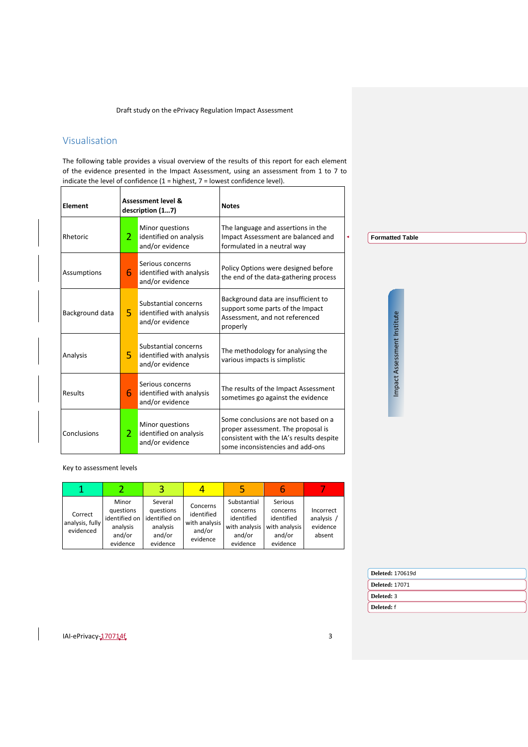## Visualisation

The following table provides a visual overview of the results of this report for each element of the evidence presented in the Impact Assessment, using an assessment from 1 to 7 to indicate the level of confidence (1 = highest, 7 = lowest confidence level).

| Element | Assessment level & description (1…7) | | Notes |
|---|---|---|---|
| Rhetoric | 2 | Minor questions identified on analysis and/or evidence | The language and assertions in the Impact Assessment are balanced and formulated in a neutral way |
| Assumptions | 6 | Serious concerns identified with analysis and/or evidence | Policy Options were designed before the end of the data-gathering process |
| Background data | 5 | Substantial concerns identified with analysis and/or evidence | Background data are insufficient to support some parts of the Impact Assessment, and not referenced properly |
| Analysis | 5 | Substantial concerns identified with analysis and/or evidence | The methodology for analysing the various impacts is simplistic |
| Results | 6 | Serious concerns identified with analysis and/or evidence | The results of the Impact Assessment sometimes go against the evidence |
| Conclusions | 2 | Minor questions identified on analysis and/or evidence | Some conclusions are not based on a proper assessment. The proposal is consistent with the IA's results despite some inconsistencies and add-ons |

Key to assessment levels

| 1 | 2 | 3 | 4 | 5 | 6 | 7 |
|---|---|---|---|---|---|---|
| Correct analysis, fully evidenced | Minor questions identified on analysis and/or evidence | Several questions identified on analysis and/or evidence | Concerns identified with analysis and/or evidence | Substantial concerns identified with analysis and/or evidence | Serious concerns identified with analysis and/or evidence | Incorrect analysis / evidence absent |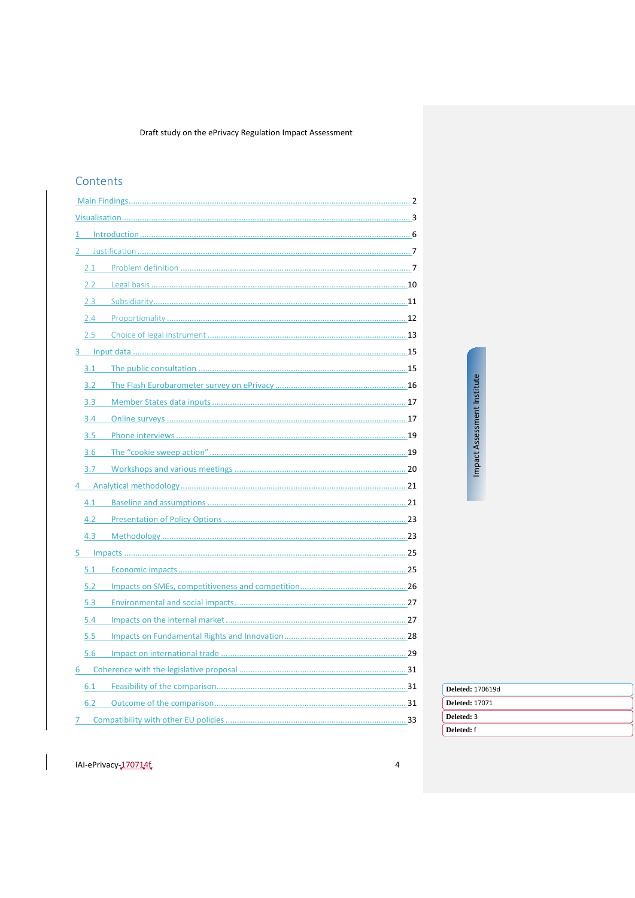## Contents

- Main Findings ..... 2
- Visualisation ..... 3
- 1 Introduction ..... 6
- 2 Justification ..... 7
  - 2.1 Problem definition ..... 7
  - 2.2 Legal basis ..... 10
  - 2.3 Subsidiarity ..... 11
  - 2.4 Proportionality ..... 12
  - 2.5 Choice of legal instrument ..... 13
- 3 Input data ..... 15
  - 3.1 The public consultation ..... 15
  - 3.2 The Flash Eurobarometer survey on ePrivacy ..... 16
  - 3.3 Member States data inputs ..... 17
  - 3.4 Online surveys ..... 17
  - 3.5 Phone interviews ..... 19
  - 3.6 The "cookie sweep action" ..... 19
  - 3.7 Workshops and various meetings ..... 20
- 4 Analytical methodology ..... 21
  - 4.1 Baseline and assumptions ..... 21
  - 4.2 Presentation of Policy Options ..... 23
  - 4.3 Methodology ..... 23
- 5 Impacts ..... 25
  - 5.1 Economic impacts ..... 25
  - 5.2 Impacts on SMEs, competitiveness and competition ..... 26
  - 5.3 Environmental and social impacts ..... 27
  - 5.4 Impacts on the internal market ..... 27
  - 5.5 Impacts on Fundamental Rights and Innovation ..... 28
  - 5.6 Impact on international trade ..... 29
- 6 Coherence with the legislative proposal ..... 31
  - 6.1 Feasibility of the comparison ..... 31
  - 6.2 Outcome of the comparison ..... 31
- 7 Compatibility with other EU policies ..... 33

Deleted: 170619d

Deleted: 17071

Deleted: 3

Deleted: f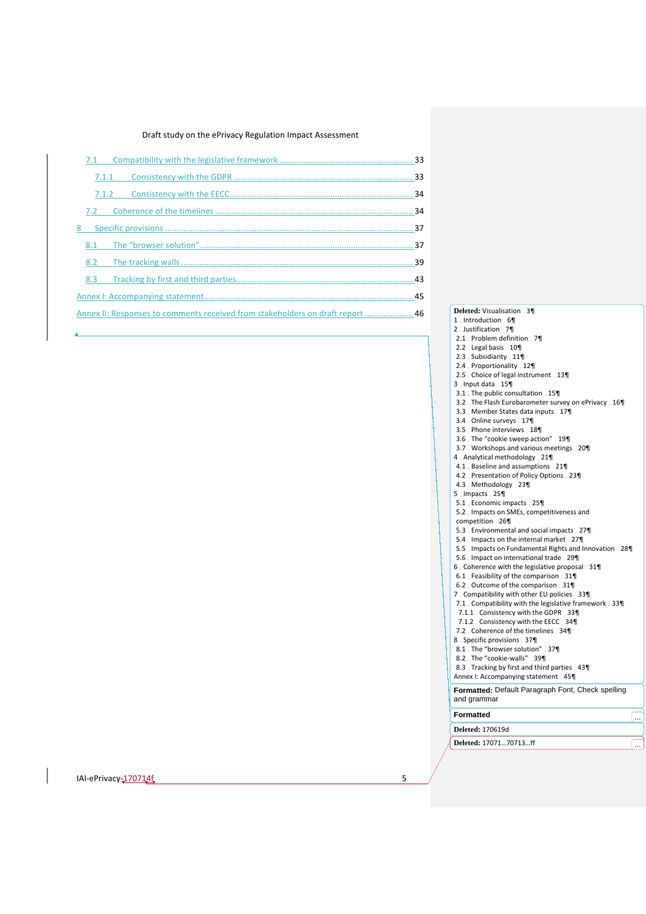7.1 Compatibility with the legislative framework ........................................................ 33

7.1.1 Consistency with the GDPR ........................................................................... 33

7.1.2 Consistency with the EECC............................................................................ 34

7.2 Coherence of the timelines ................................................................................... 34

8 Specific provisions ........................................................................................................ 37

8.1 The "browser solution"........................................................................................... 37

8.2 The tracking walls .................................................................................................. 39

8.3 Tracking by first and third parties.......................................................................... 43

Annex I: Accompanying statement........................................................................................ 45

Annex II: Responses to comments received from stakeholders on draft report .................... 46

**Deleted:** Visualisation 3¶
1 Introduction 6¶
2 Justification 7¶
2.1 Problem definition 7¶
2.2 Legal basis 10¶
2.3 Subsidiarity 11¶
2.4 Proportionality 12¶
2.5 Choice of legal instrument 13¶
3 Input data 15¶
3.1 The public consultation 15¶
3.2 The Flash Eurobarometer survey on ePrivacy 16¶
3.3 Member States data inputs 17¶
3.4 Online surveys 17¶
3.5 Phone interviews 18¶
3.6 The "cookie sweep action" 19¶
3.7 Workshops and various meetings 20¶
4 Analytical methodology 21¶
4.1 Baseline and assumptions 21¶
4.2 Presentation of Policy Options 23¶
4.3 Methodology 23¶
5 Impacts 25¶
5.1 Economic impacts 25¶
5.2 Impacts on SMEs, competitiveness and competition 26¶
5.3 Environmental and social impacts 27¶
5.4 Impacts on the internal market 27¶
5.5 Impacts on Fundamental Rights and Innovation 28¶
5.6 Impact on international trade 29¶
6 Coherence with the legislative proposal 31¶
6.1 Feasibility of the comparison 31¶
6.2 Outcome of the comparison 31¶
7 Compatibility with other EU policies 33¶
7.1 Compatibility with the legislative framework 33¶
7.1.1 Consistency with the GDPR 33¶
7.1.2 Consistency with the EECC 34¶
7.2 Coherence of the timelines 34¶
8 Specific provisions 37¶
8.1 The "browser solution" 37¶
8.2 The "cookie-walls" 39¶
8.3 Tracking by first and third parties 43¶
Annex I: Accompanying statement 45¶

**Formatted:** Default Paragraph Font, Check spelling and grammar

**Formatted**

**Deleted:** 170619d

**Deleted:** 17071...70713...ff

IAI-ePrivacy-170714f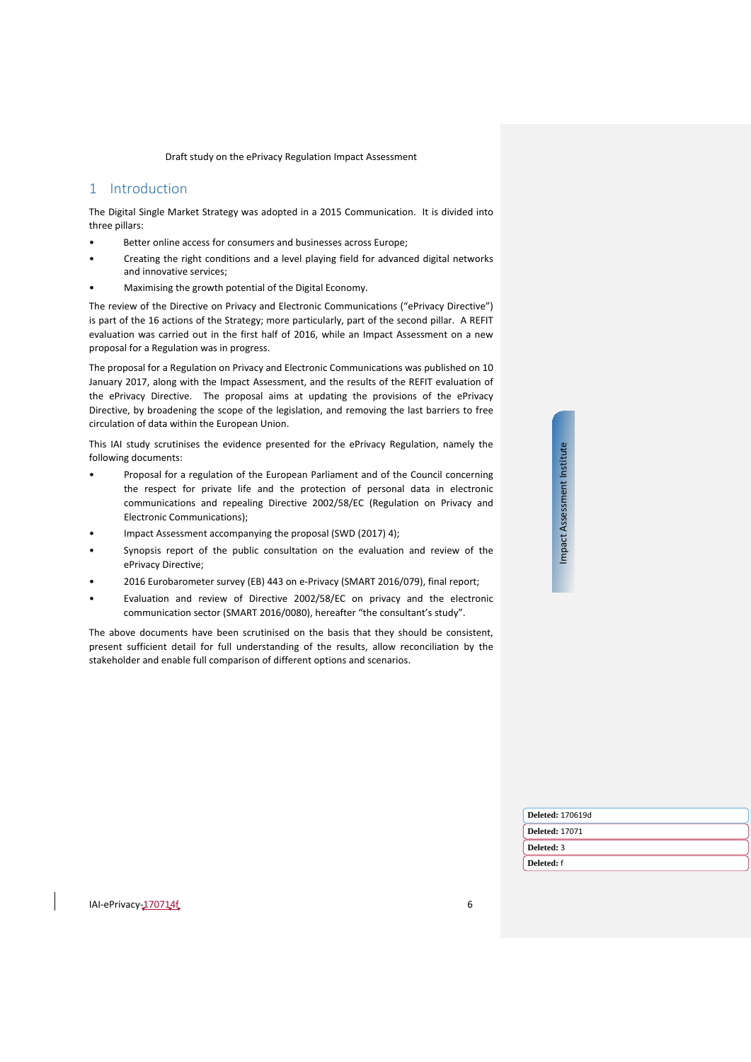# 1 Introduction

The Digital Single Market Strategy was adopted in a 2015 Communication. It is divided into three pillars:

- Better online access for consumers and businesses across Europe;
- Creating the right conditions and a level playing field for advanced digital networks and innovative services;
- Maximising the growth potential of the Digital Economy.

The review of the Directive on Privacy and Electronic Communications ("ePrivacy Directive") is part of the 16 actions of the Strategy; more particularly, part of the second pillar. A REFIT evaluation was carried out in the first half of 2016, while an Impact Assessment on a new proposal for a Regulation was in progress.

The proposal for a Regulation on Privacy and Electronic Communications was published on 10 January 2017, along with the Impact Assessment, and the results of the REFIT evaluation of the ePrivacy Directive. The proposal aims at updating the provisions of the ePrivacy Directive, by broadening the scope of the legislation, and removing the last barriers to free circulation of data within the European Union.

This IAI study scrutinises the evidence presented for the ePrivacy Regulation, namely the following documents:

- Proposal for a regulation of the European Parliament and of the Council concerning the respect for private life and the protection of personal data in electronic communications and repealing Directive 2002/58/EC (Regulation on Privacy and Electronic Communications);
- Impact Assessment accompanying the proposal (SWD (2017) 4);
- Synopsis report of the public consultation on the evaluation and review of the ePrivacy Directive;
- 2016 Eurobarometer survey (EB) 443 on e-Privacy (SMART 2016/079), final report;
- Evaluation and review of Directive 2002/58/EC on privacy and the electronic communication sector (SMART 2016/0080), hereafter "the consultant's study".

The above documents have been scrutinised on the basis that they should be consistent, present sufficient detail for full understanding of the results, allow reconciliation by the stakeholder and enable full comparison of different options and scenarios.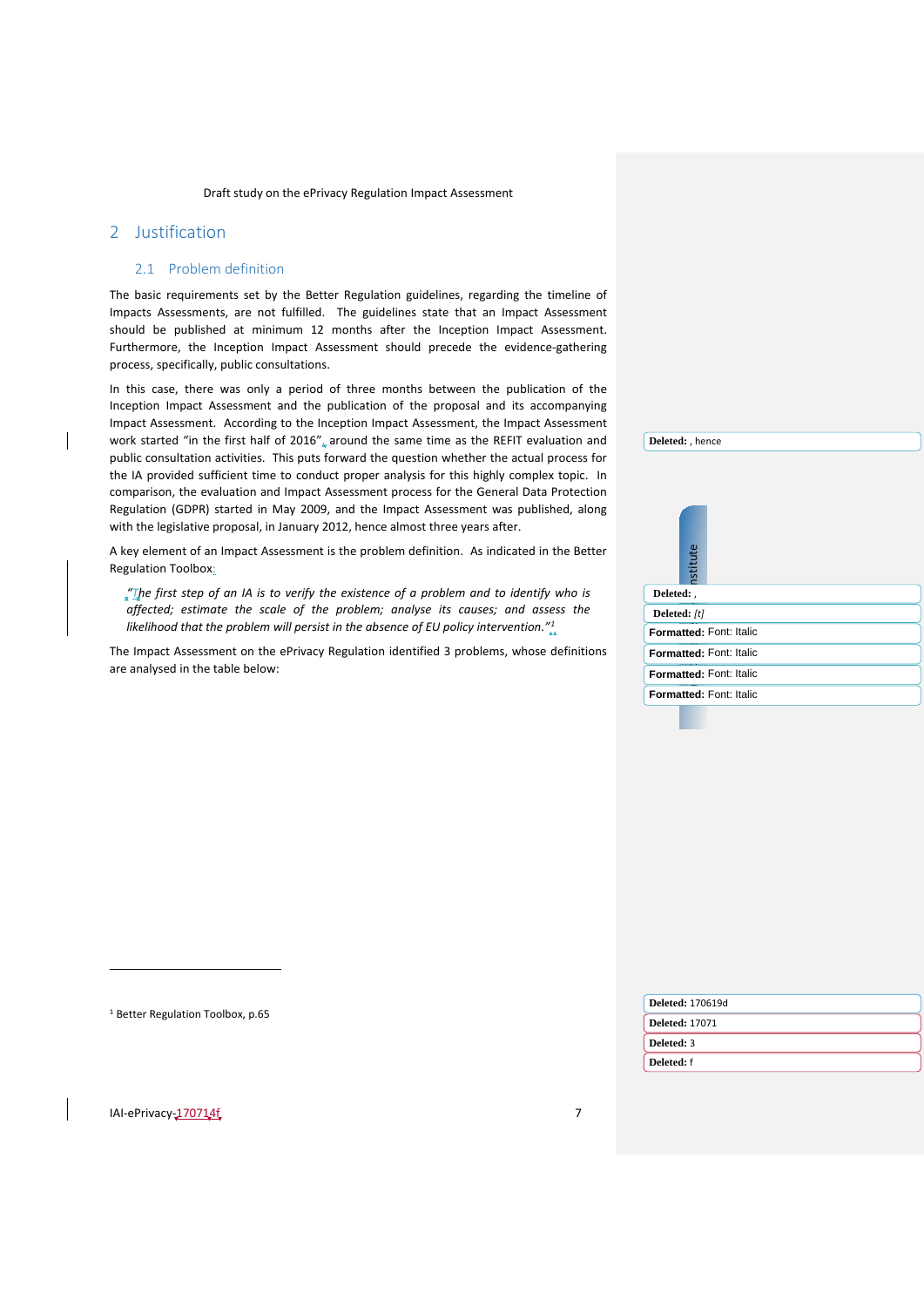## 2 Justification

### 2.1 Problem definition

The basic requirements set by the Better Regulation guidelines, regarding the timeline of Impacts Assessments, are not fulfilled. The guidelines state that an Impact Assessment should be published at minimum 12 months after the Inception Impact Assessment. Furthermore, the Inception Impact Assessment should precede the evidence-gathering process, specifically, public consultations.

In this case, there was only a period of three months between the publication of the Inception Impact Assessment and the publication of the proposal and its accompanying Impact Assessment. According to the Inception Impact Assessment, the Impact Assessment work started "in the first half of 2016", around the same time as the REFIT evaluation and public consultation activities. This puts forward the question whether the actual process for the IA provided sufficient time to conduct proper analysis for this highly complex topic. In comparison, the evaluation and Impact Assessment process for the General Data Protection Regulation (GDPR) started in May 2009, and the Impact Assessment was published, along with the legislative proposal, in January 2012, hence almost three years after.

A key element of an Impact Assessment is the problem definition. As indicated in the Better Regulation Toolbox:

> *"The first step of an IA is to verify the existence of a problem and to identify who is affected; estimate the scale of the problem; analyse its causes; and assess the likelihood that the problem will persist in the absence of EU policy intervention."*[1]

The Impact Assessment on the ePrivacy Regulation identified 3 problems, whose definitions are analysed in the table below:

[1] Better Regulation Toolbox, p.65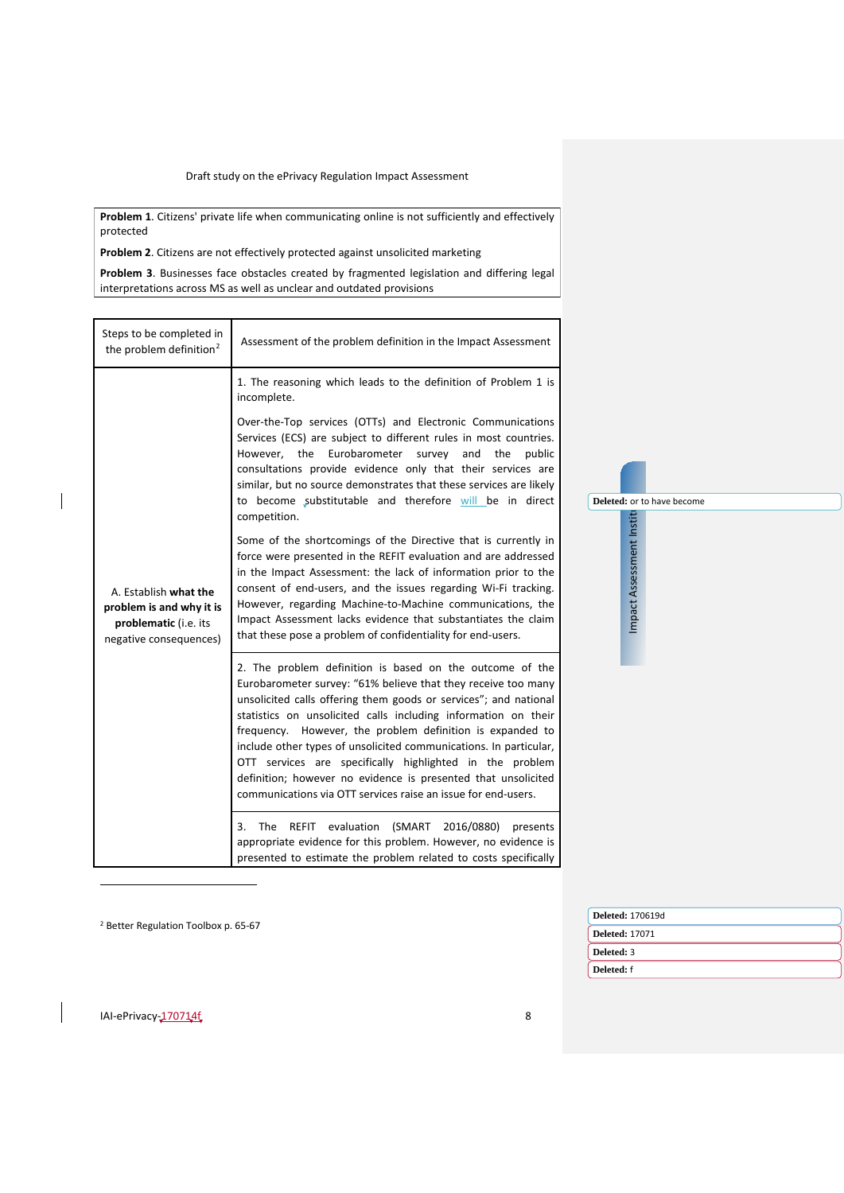| **Problem 1**. Citizens' private life when communicating online is not sufficiently and effectively protected |
|---|
| **Problem 2**. Citizens are not effectively protected against unsolicited marketing |
| **Problem 3**. Businesses face obstacles created by fragmented legislation and differing legal interpretations across MS as well as unclear and outdated provisions |

| Steps to be completed in the problem definition[2] | Assessment of the problem definition in the Impact Assessment |
|---|---|
| A. Establish **what the problem is and why it is problematic** (i.e. its negative consequences) | 1. The reasoning which leads to the definition of Problem 1 is incomplete.<br><br>Over-the-Top services (OTTs) and Electronic Communications Services (ECS) are subject to different rules in most countries. However, the Eurobarometer survey and the public consultations provide evidence only that their services are similar, but no source demonstrates that these services are likely to become substitutable and therefore will be in direct competition.<br><br>Some of the shortcomings of the Directive that is currently in force were presented in the REFIT evaluation and are addressed in the Impact Assessment: the lack of information prior to the consent of end-users, and the issues regarding Wi-Fi tracking. However, regarding Machine-to-Machine communications, the Impact Assessment lacks evidence that substantiates the claim that these pose a problem of confidentiality for end-users. |
| | 2. The problem definition is based on the outcome of the Eurobarometer survey: "61% believe that they receive too many unsolicited calls offering them goods or services"; and national statistics on unsolicited calls including information on their frequency. However, the problem definition is expanded to include other types of unsolicited communications. In particular, OTT services are specifically highlighted in the problem definition; however no evidence is presented that unsolicited communications via OTT services raise an issue for end-users. |
| | 3. The REFIT evaluation (SMART 2016/0880) presents appropriate evidence for this problem. However, no evidence is presented to estimate the problem related to costs specifically |

[2] Better Regulation Toolbox p. 65-67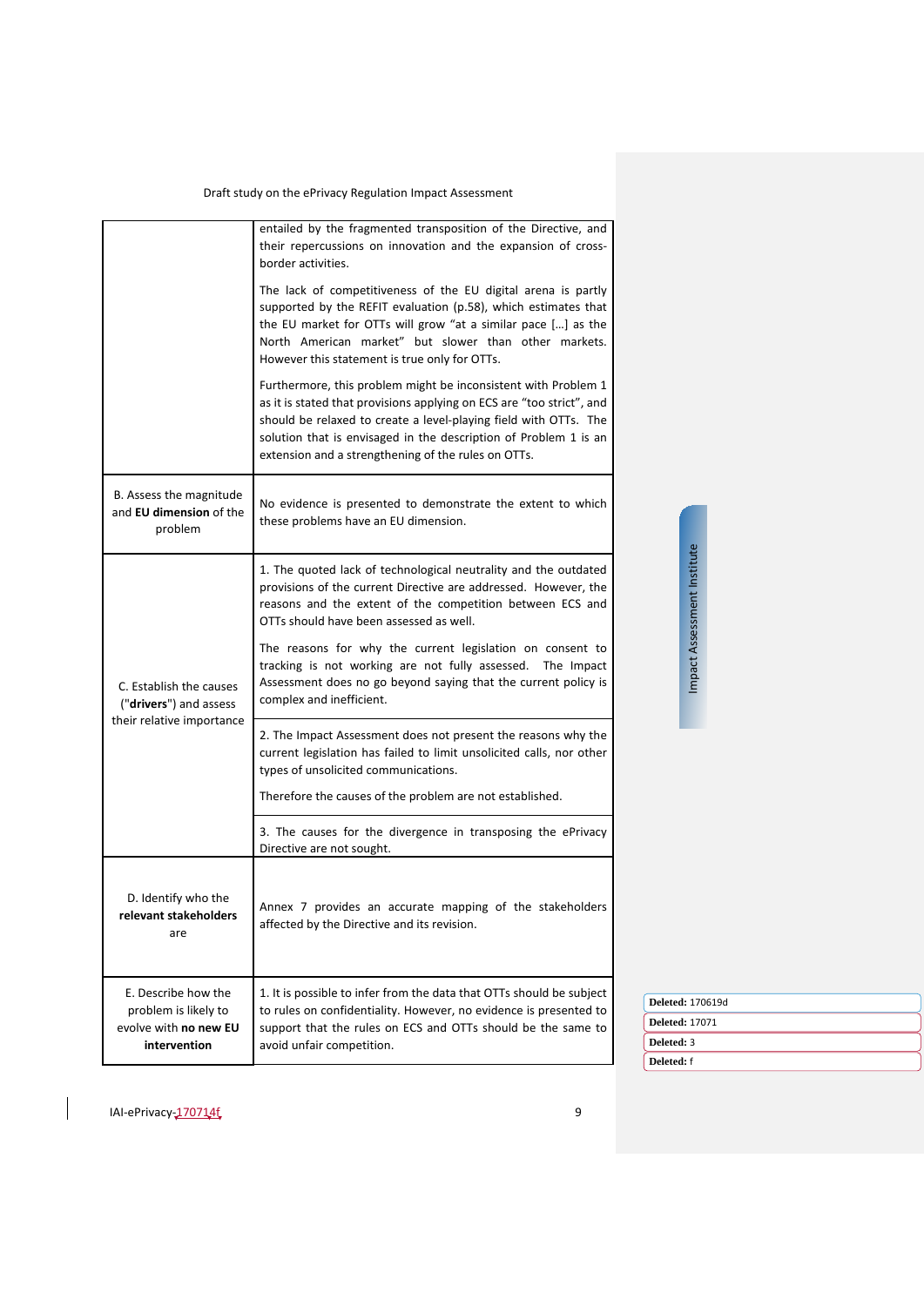| | |
|---|---|
| | entailed by the fragmented transposition of the Directive, and their repercussions on innovation and the expansion of cross-border activities.<br><br>The lack of competitiveness of the EU digital arena is partly supported by the REFIT evaluation (p.58), which estimates that the EU market for OTTs will grow "at a similar pace […] as the North American market" but slower than other markets. However this statement is true only for OTTs.<br><br>Furthermore, this problem might be inconsistent with Problem 1 as it is stated that provisions applying on ECS are "too strict", and should be relaxed to create a level-playing field with OTTs. The solution that is envisaged in the description of Problem 1 is an extension and a strengthening of the rules on OTTs. |
| B. Assess the magnitude and **EU dimension** of the problem | No evidence is presented to demonstrate the extent to which these problems have an EU dimension. |
| C. Establish the causes ("**drivers**") and assess their relative importance | 1. The quoted lack of technological neutrality and the outdated provisions of the current Directive are addressed. However, the reasons and the extent of the competition between ECS and OTTs should have been assessed as well.<br><br>The reasons for why the current legislation on consent to tracking is not working are not fully assessed. The Impact Assessment does no go beyond saying that the current policy is complex and inefficient. |
| | 2. The Impact Assessment does not present the reasons why the current legislation has failed to limit unsolicited calls, nor other types of unsolicited communications.<br><br>Therefore the causes of the problem are not established. |
| | 3. The causes for the divergence in transposing the ePrivacy Directive are not sought. |
| D. Identify who the **relevant stakeholders** are | Annex 7 provides an accurate mapping of the stakeholders affected by the Directive and its revision. |
| E. Describe how the problem is likely to evolve with **no new EU intervention** | 1. It is possible to infer from the data that OTTs should be subject to rules on confidentiality. However, no evidence is presented to support that the rules on ECS and OTTs should be the same to avoid unfair competition. |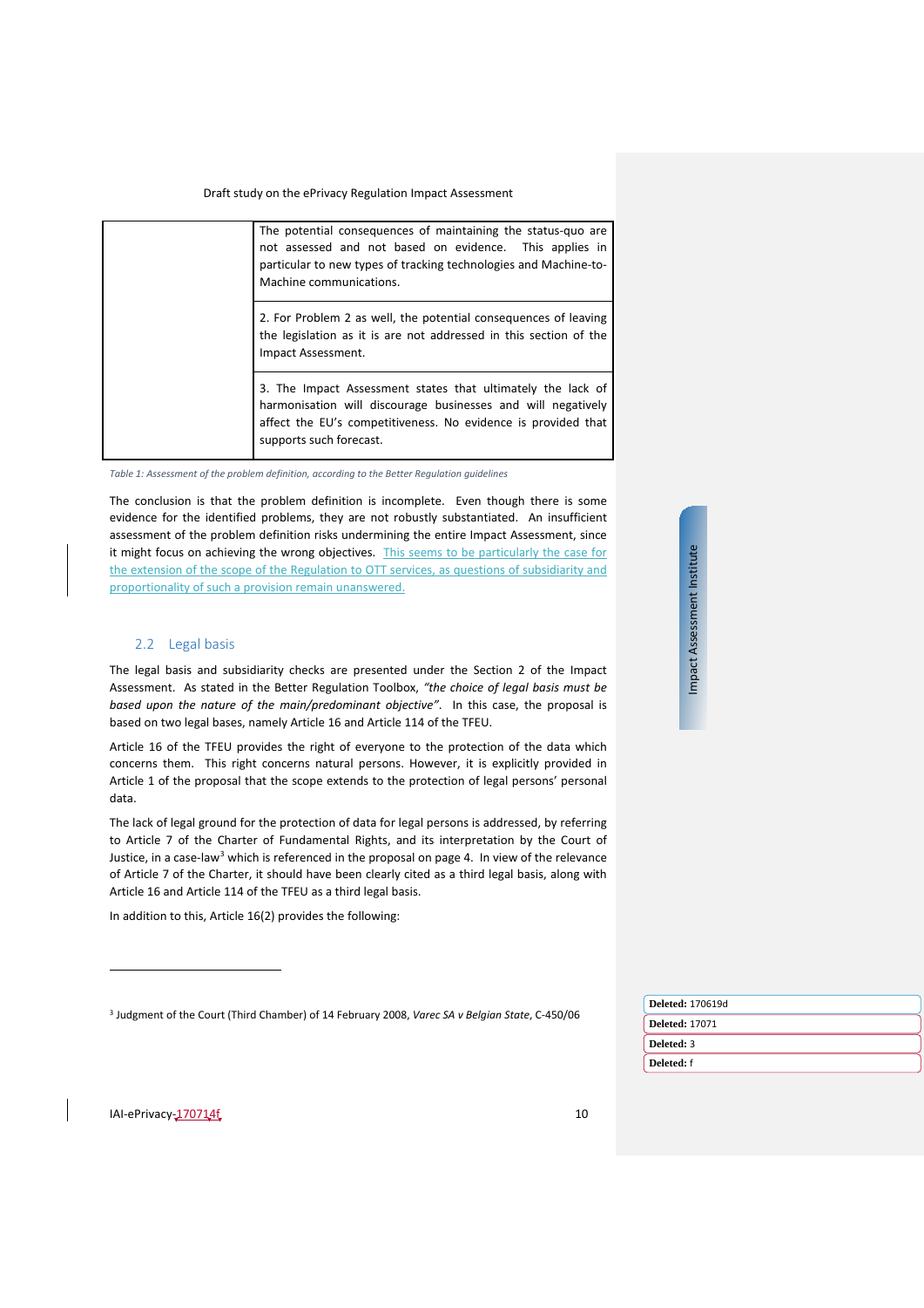| | |
|---|---|
| | The potential consequences of maintaining the status-quo are not assessed and not based on evidence. This applies in particular to new types of tracking technologies and Machine-to-Machine communications. |
| | 2. For Problem 2 as well, the potential consequences of leaving the legislation as it is are not addressed in this section of the Impact Assessment. |
| | 3. The Impact Assessment states that ultimately the lack of harmonisation will discourage businesses and will negatively affect the EU's competitiveness. No evidence is provided that supports such forecast. |

*Table 1: Assessment of the problem definition, according to the Better Regulation guidelines*

The conclusion is that the problem definition is incomplete. Even though there is some evidence for the identified problems, they are not robustly substantiated. An insufficient assessment of the problem definition risks undermining the entire Impact Assessment, since it might focus on achieving the wrong objectives. This seems to be particularly the case for the extension of the scope of the Regulation to OTT services, as questions of subsidiarity and proportionality of such a provision remain unanswered.

## 2.2 Legal basis

The legal basis and subsidiarity checks are presented under the Section 2 of the Impact Assessment. As stated in the Better Regulation Toolbox, *"the choice of legal basis must be based upon the nature of the main/predominant objective"*. In this case, the proposal is based on two legal bases, namely Article 16 and Article 114 of the TFEU.

Article 16 of the TFEU provides the right of everyone to the protection of the data which concerns them. This right concerns natural persons. However, it is explicitly provided in Article 1 of the proposal that the scope extends to the protection of legal persons' personal data.

The lack of legal ground for the protection of data for legal persons is addressed, by referring to Article 7 of the Charter of Fundamental Rights, and its interpretation by the Court of Justice, in a case-law[3] which is referenced in the proposal on page 4. In view of the relevance of Article 7 of the Charter, it should have been clearly cited as a third legal basis, along with Article 16 and Article 114 of the TFEU as a third legal basis.

In addition to this, Article 16(2) provides the following:

[3] Judgment of the Court (Third Chamber) of 14 February 2008, *Varec SA v Belgian State*, C-450/06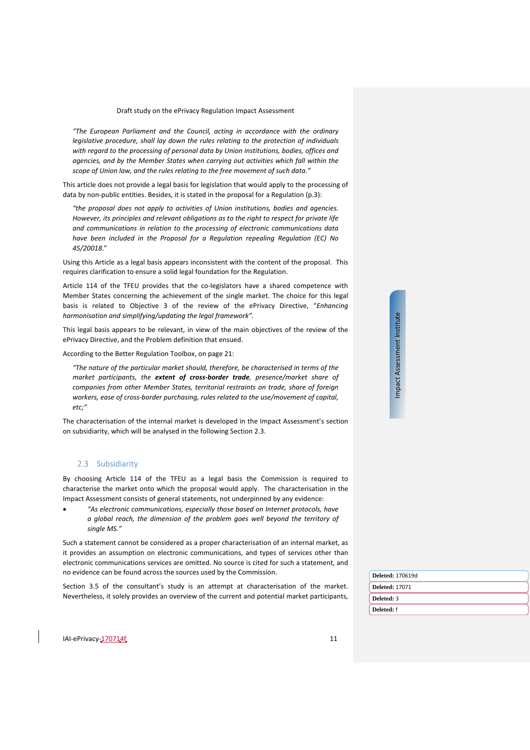> *"The European Parliament and the Council, acting in accordance with the ordinary legislative procedure, shall lay down the rules relating to the protection of individuals with regard to the processing of personal data by Union institutions, bodies, offices and agencies, and by the Member States when carrying out activities which fall within the scope of Union law, and the rules relating to the free movement of such data."*

This article does not provide a legal basis for legislation that would apply to the processing of data by non-public entities. Besides, it is stated in the proposal for a Regulation (p.3):

> *"the proposal does not apply to activities of Union institutions, bodies and agencies. However, its principles and relevant obligations as to the right to respect for private life and communications in relation to the processing of electronic communications data have been included in the Proposal for a Regulation repealing Regulation (EC) No 45/20018."*

Using this Article as a legal basis appears inconsistent with the content of the proposal. This requires clarification to ensure a solid legal foundation for the Regulation.

Article 114 of the TFEU provides that the co-legislators have a shared competence with Member States concerning the achievement of the single market. The choice for this legal basis is related to Objective 3 of the review of the ePrivacy Directive, "*Enhancing harmonisation and simplifying/updating the legal framework*".

This legal basis appears to be relevant, in view of the main objectives of the review of the ePrivacy Directive, and the Problem definition that ensued.

According to the Better Regulation Toolbox, on page 21:

> *"The nature of the particular market should, therefore, be characterised in terms of the market participants, the **extent of cross-border trade**, presence/market share of companies from other Member States, territorial restraints on trade, share of foreign workers, ease of cross-border purchasing, rules related to the use/movement of capital, etc;"*

The characterisation of the internal market is developed in the Impact Assessment's section on subsidiarity, which will be analysed in the following Section 2.3.

## 2.3 Subsidiarity

By choosing Article 114 of the TFEU as a legal basis the Commission is required to characterise the market onto which the proposal would apply. The characterisation in the Impact Assessment consists of general statements, not underpinned by any evidence:

- *"As electronic communications, especially those based on Internet protocols, have a global reach, the dimension of the problem goes well beyond the territory of single MS."*

Such a statement cannot be considered as a proper characterisation of an internal market, as it provides an assumption on electronic communications, and types of services other than electronic communications services are omitted. No source is cited for such a statement, and no evidence can be found across the sources used by the Commission.

Section 3.5 of the consultant's study is an attempt at characterisation of the market. Nevertheless, it solely provides an overview of the current and potential market participants,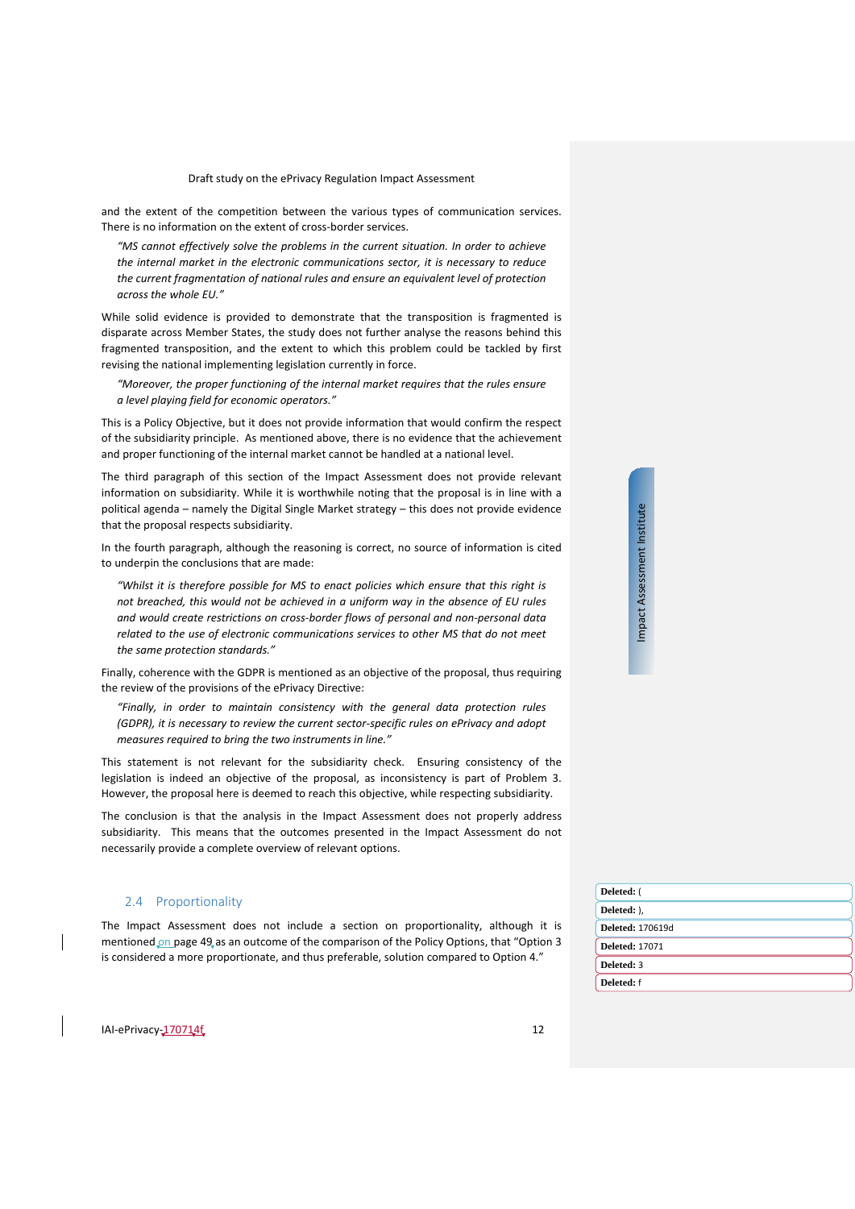and the extent of the competition between the various types of communication services. There is no information on the extent of cross-border services.

> *"MS cannot effectively solve the problems in the current situation. In order to achieve the internal market in the electronic communications sector, it is necessary to reduce the current fragmentation of national rules and ensure an equivalent level of protection across the whole EU."*

While solid evidence is provided to demonstrate that the transposition is fragmented is disparate across Member States, the study does not further analyse the reasons behind this fragmented transposition, and the extent to which this problem could be tackled by first revising the national implementing legislation currently in force.

> *"Moreover, the proper functioning of the internal market requires that the rules ensure a level playing field for economic operators."*

This is a Policy Objective, but it does not provide information that would confirm the respect of the subsidiarity principle. As mentioned above, there is no evidence that the achievement and proper functioning of the internal market cannot be handled at a national level.

The third paragraph of this section of the Impact Assessment does not provide relevant information on subsidiarity. While it is worthwhile noting that the proposal is in line with a political agenda – namely the Digital Single Market strategy – this does not provide evidence that the proposal respects subsidiarity.

In the fourth paragraph, although the reasoning is correct, no source of information is cited to underpin the conclusions that are made:

> *"Whilst it is therefore possible for MS to enact policies which ensure that this right is not breached, this would not be achieved in a uniform way in the absence of EU rules and would create restrictions on cross-border flows of personal and non-personal data related to the use of electronic communications services to other MS that do not meet the same protection standards."*

Finally, coherence with the GDPR is mentioned as an objective of the proposal, thus requiring the review of the provisions of the ePrivacy Directive:

> *"Finally, in order to maintain consistency with the general data protection rules (GDPR), it is necessary to review the current sector-specific rules on ePrivacy and adopt measures required to bring the two instruments in line."*

This statement is not relevant for the subsidiarity check. Ensuring consistency of the legislation is indeed an objective of the proposal, as inconsistency is part of Problem 3. However, the proposal here is deemed to reach this objective, while respecting subsidiarity.

The conclusion is that the analysis in the Impact Assessment does not properly address subsidiarity. This means that the outcomes presented in the Impact Assessment do not necessarily provide a complete overview of relevant options.

## 2.4 Proportionality

The Impact Assessment does not include a section on proportionality, although it is mentioned on page 49 as an outcome of the comparison of the Policy Options, that "Option 3 is considered a more proportionate, and thus preferable, solution compared to Option 4."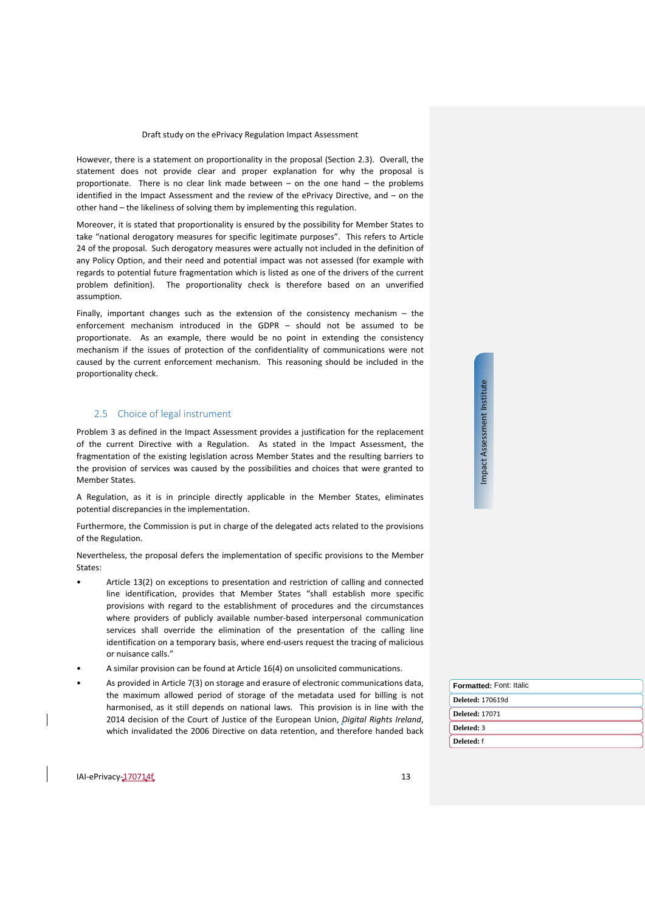However, there is a statement on proportionality in the proposal (Section 2.3). Overall, the statement does not provide clear and proper explanation for why the proposal is proportionate. There is no clear link made between – on the one hand – the problems identified in the Impact Assessment and the review of the ePrivacy Directive, and – on the other hand – the likeliness of solving them by implementing this regulation.

Moreover, it is stated that proportionality is ensured by the possibility for Member States to take "national derogatory measures for specific legitimate purposes". This refers to Article 24 of the proposal. Such derogatory measures were actually not included in the definition of any Policy Option, and their need and potential impact was not assessed (for example with regards to potential future fragmentation which is listed as one of the drivers of the current problem definition). The proportionality check is therefore based on an unverified assumption.

Finally, important changes such as the extension of the consistency mechanism – the enforcement mechanism introduced in the GDPR – should not be assumed to be proportionate. As an example, there would be no point in extending the consistency mechanism if the issues of protection of the confidentiality of communications were not caused by the current enforcement mechanism. This reasoning should be included in the proportionality check.

## 2.5 Choice of legal instrument

Problem 3 as defined in the Impact Assessment provides a justification for the replacement of the current Directive with a Regulation. As stated in the Impact Assessment, the fragmentation of the existing legislation across Member States and the resulting barriers to the provision of services was caused by the possibilities and choices that were granted to Member States.

A Regulation, as it is in principle directly applicable in the Member States, eliminates potential discrepancies in the implementation.

Furthermore, the Commission is put in charge of the delegated acts related to the provisions of the Regulation.

Nevertheless, the proposal defers the implementation of specific provisions to the Member States:

- Article 13(2) on exceptions to presentation and restriction of calling and connected line identification, provides that Member States "shall establish more specific provisions with regard to the establishment of procedures and the circumstances where providers of publicly available number-based interpersonal communication services shall override the elimination of the presentation of the calling line identification on a temporary basis, where end-users request the tracing of malicious or nuisance calls."
- A similar provision can be found at Article 16(4) on unsolicited communications.
- As provided in Article 7(3) on storage and erasure of electronic communications data, the maximum allowed period of storage of the metadata used for billing is not harmonised, as it still depends on national laws. This provision is in line with the 2014 decision of the Court of Justice of the European Union, *Digital Rights Ireland*, which invalidated the 2006 Directive on data retention, and therefore handed back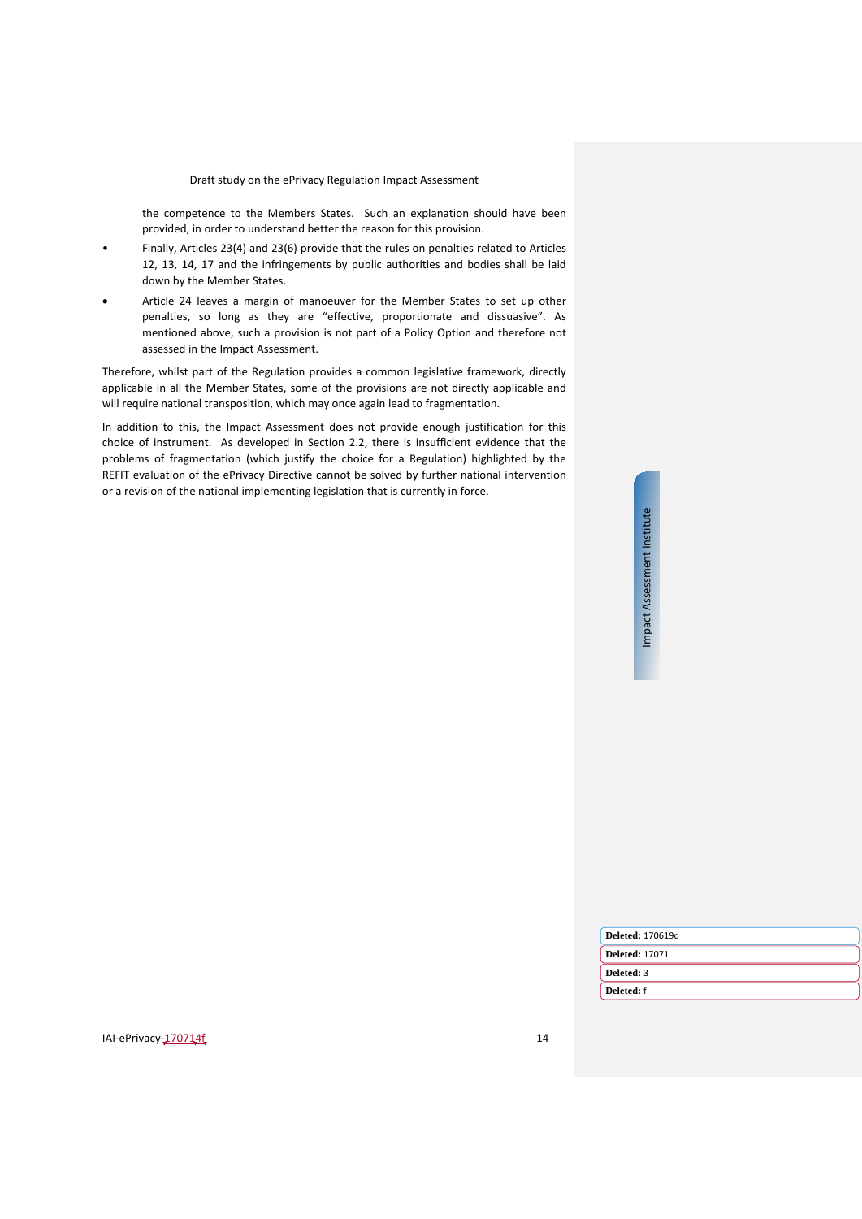the competence to the Members States. Such an explanation should have been provided, in order to understand better the reason for this provision.

- Finally, Articles 23(4) and 23(6) provide that the rules on penalties related to Articles 12, 13, 14, 17 and the infringements by public authorities and bodies shall be laid down by the Member States.
- Article 24 leaves a margin of manoeuver for the Member States to set up other penalties, so long as they are "effective, proportionate and dissuasive". As mentioned above, such a provision is not part of a Policy Option and therefore not assessed in the Impact Assessment.

Therefore, whilst part of the Regulation provides a common legislative framework, directly applicable in all the Member States, some of the provisions are not directly applicable and will require national transposition, which may once again lead to fragmentation.

In addition to this, the Impact Assessment does not provide enough justification for this choice of instrument. As developed in Section 2.2, there is insufficient evidence that the problems of fragmentation (which justify the choice for a Regulation) highlighted by the REFIT evaluation of the ePrivacy Directive cannot be solved by further national intervention or a revision of the national implementing legislation that is currently in force.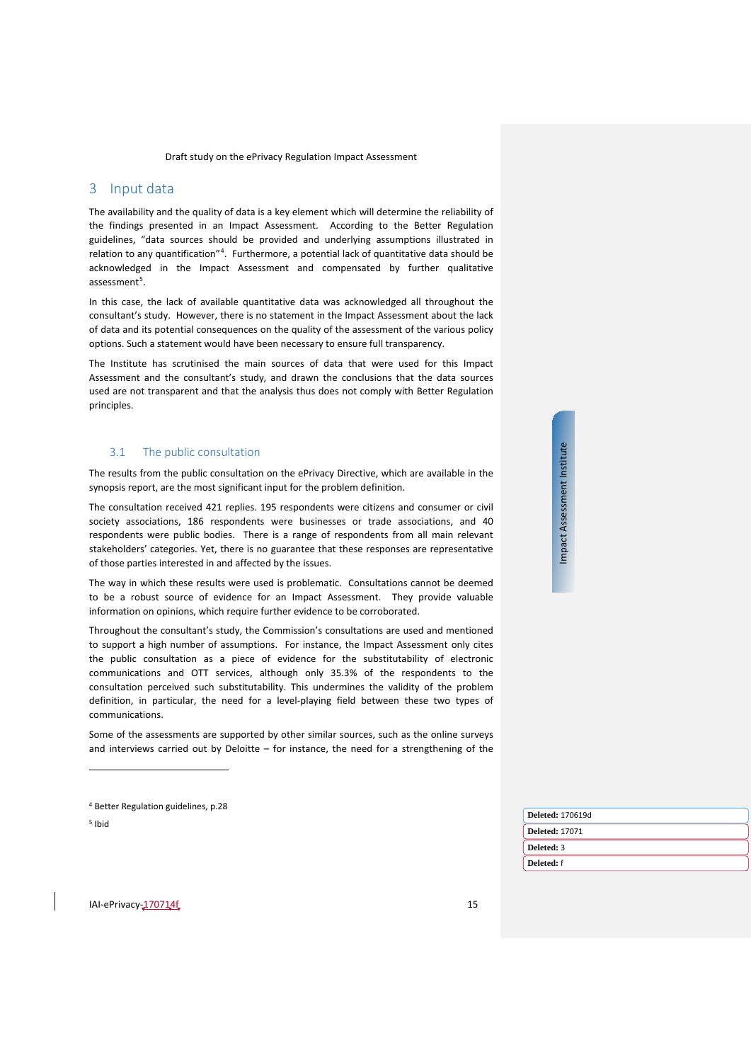# 3 Input data

The availability and the quality of data is a key element which will determine the reliability of the findings presented in an Impact Assessment. According to the Better Regulation guidelines, "data sources should be provided and underlying assumptions illustrated in relation to any quantification"[4]. Furthermore, a potential lack of quantitative data should be acknowledged in the Impact Assessment and compensated by further qualitative assessment[5].

In this case, the lack of available quantitative data was acknowledged all throughout the consultant's study. However, there is no statement in the Impact Assessment about the lack of data and its potential consequences on the quality of the assessment of the various policy options. Such a statement would have been necessary to ensure full transparency.

The Institute has scrutinised the main sources of data that were used for this Impact Assessment and the consultant's study, and drawn the conclusions that the data sources used are not transparent and that the analysis thus does not comply with Better Regulation principles.

## 3.1 The public consultation

The results from the public consultation on the ePrivacy Directive, which are available in the synopsis report, are the most significant input for the problem definition.

The consultation received 421 replies. 195 respondents were citizens and consumer or civil society associations, 186 respondents were businesses or trade associations, and 40 respondents were public bodies. There is a range of respondents from all main relevant stakeholders' categories. Yet, there is no guarantee that these responses are representative of those parties interested in and affected by the issues.

The way in which these results were used is problematic. Consultations cannot be deemed to be a robust source of evidence for an Impact Assessment. They provide valuable information on opinions, which require further evidence to be corroborated.

Throughout the consultant's study, the Commission's consultations are used and mentioned to support a high number of assumptions. For instance, the Impact Assessment only cites the public consultation as a piece of evidence for the substitutability of electronic communications and OTT services, although only 35.3% of the respondents to the consultation perceived such substitutability. This undermines the validity of the problem definition, in particular, the need for a level-playing field between these two types of communications.

Some of the assessments are supported by other similar sources, such as the online surveys and interviews carried out by Deloitte – for instance, the need for a strengthening of the

[4] Better Regulation guidelines, p.28

[5] Ibid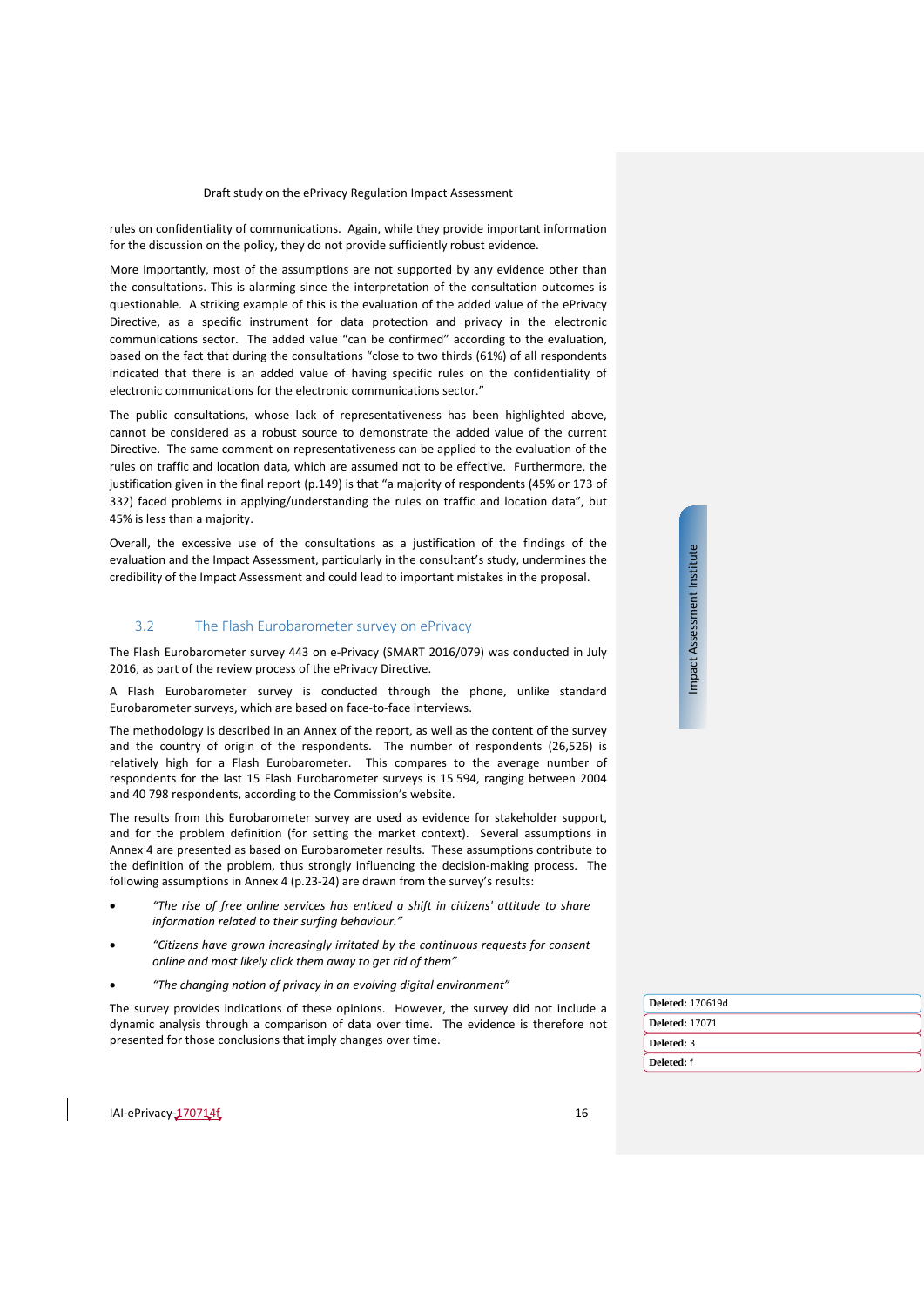rules on confidentiality of communications. Again, while they provide important information for the discussion on the policy, they do not provide sufficiently robust evidence.

More importantly, most of the assumptions are not supported by any evidence other than the consultations. This is alarming since the interpretation of the consultation outcomes is questionable. A striking example of this is the evaluation of the added value of the ePrivacy Directive, as a specific instrument for data protection and privacy in the electronic communications sector. The added value "can be confirmed" according to the evaluation, based on the fact that during the consultations "close to two thirds (61%) of all respondents indicated that there is an added value of having specific rules on the confidentiality of electronic communications for the electronic communications sector."

The public consultations, whose lack of representativeness has been highlighted above, cannot be considered as a robust source to demonstrate the added value of the current Directive. The same comment on representativeness can be applied to the evaluation of the rules on traffic and location data, which are assumed not to be effective. Furthermore, the justification given in the final report (p.149) is that "a majority of respondents (45% or 173 of 332) faced problems in applying/understanding the rules on traffic and location data", but 45% is less than a majority.

Overall, the excessive use of the consultations as a justification of the findings of the evaluation and the Impact Assessment, particularly in the consultant's study, undermines the credibility of the Impact Assessment and could lead to important mistakes in the proposal.

## 3.2 The Flash Eurobarometer survey on ePrivacy

The Flash Eurobarometer survey 443 on e-Privacy (SMART 2016/079) was conducted in July 2016, as part of the review process of the ePrivacy Directive.

A Flash Eurobarometer survey is conducted through the phone, unlike standard Eurobarometer surveys, which are based on face-to-face interviews.

The methodology is described in an Annex of the report, as well as the content of the survey and the country of origin of the respondents. The number of respondents (26,526) is relatively high for a Flash Eurobarometer. This compares to the average number of respondents for the last 15 Flash Eurobarometer surveys is 15 594, ranging between 2004 and 40 798 respondents, according to the Commission's website.

The results from this Eurobarometer survey are used as evidence for stakeholder support, and for the problem definition (for setting the market context). Several assumptions in Annex 4 are presented as based on Eurobarometer results. These assumptions contribute to the definition of the problem, thus strongly influencing the decision-making process. The following assumptions in Annex 4 (p.23-24) are drawn from the survey's results:

- *"The rise of free online services has enticed a shift in citizens' attitude to share information related to their surfing behaviour."*
- *"Citizens have grown increasingly irritated by the continuous requests for consent online and most likely click them away to get rid of them"*
- *"The changing notion of privacy in an evolving digital environment"*

The survey provides indications of these opinions. However, the survey did not include a dynamic analysis through a comparison of data over time. The evidence is therefore not presented for those conclusions that imply changes over time.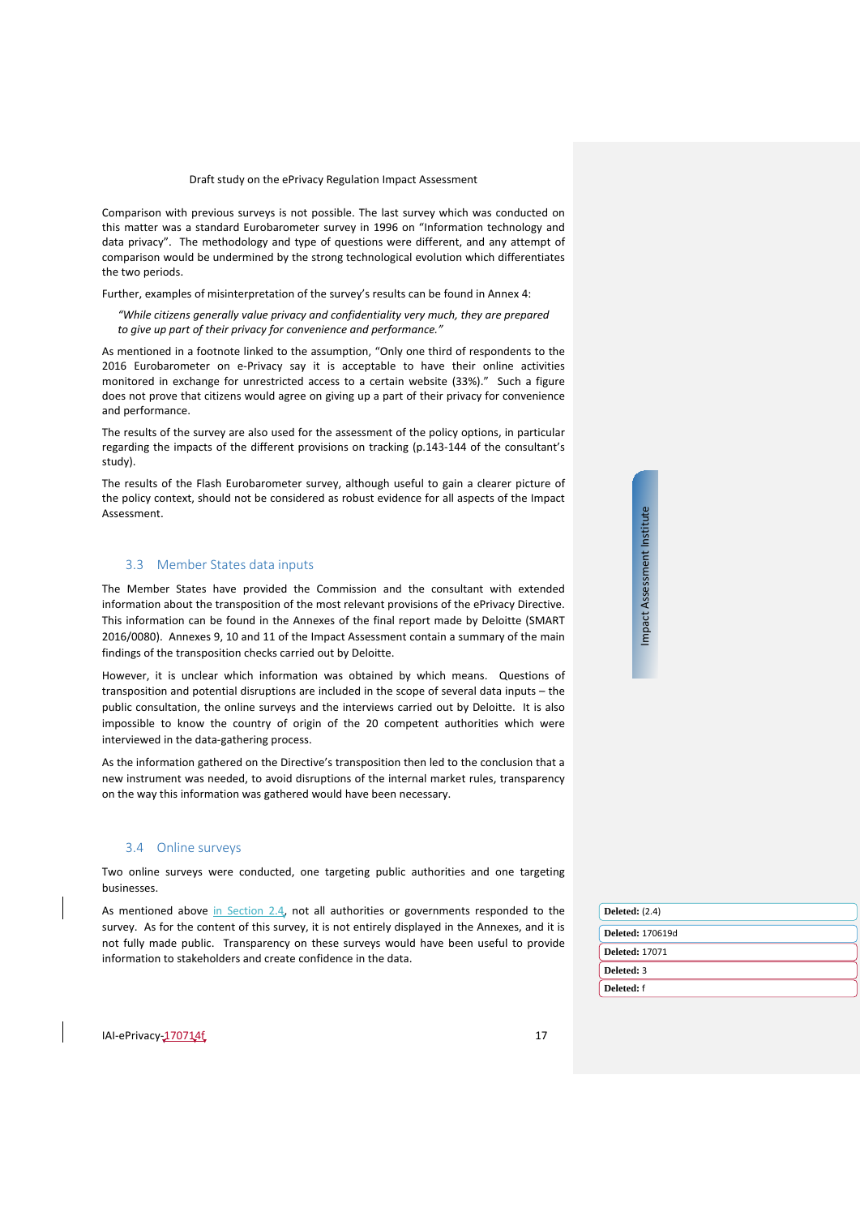Comparison with previous surveys is not possible. The last survey which was conducted on this matter was a standard Eurobarometer survey in 1996 on "Information technology and data privacy". The methodology and type of questions were different, and any attempt of comparison would be undermined by the strong technological evolution which differentiates the two periods.

Further, examples of misinterpretation of the survey's results can be found in Annex 4:

> *"While citizens generally value privacy and confidentiality very much, they are prepared to give up part of their privacy for convenience and performance."*

As mentioned in a footnote linked to the assumption, "Only one third of respondents to the 2016 Eurobarometer on e-Privacy say it is acceptable to have their online activities monitored in exchange for unrestricted access to a certain website (33%)." Such a figure does not prove that citizens would agree on giving up a part of their privacy for convenience and performance.

The results of the survey are also used for the assessment of the policy options, in particular regarding the impacts of the different provisions on tracking (p.143-144 of the consultant's study).

The results of the Flash Eurobarometer survey, although useful to gain a clearer picture of the policy context, should not be considered as robust evidence for all aspects of the Impact Assessment.

## 3.3 Member States data inputs

The Member States have provided the Commission and the consultant with extended information about the transposition of the most relevant provisions of the ePrivacy Directive. This information can be found in the Annexes of the final report made by Deloitte (SMART 2016/0080). Annexes 9, 10 and 11 of the Impact Assessment contain a summary of the main findings of the transposition checks carried out by Deloitte.

However, it is unclear which information was obtained by which means. Questions of transposition and potential disruptions are included in the scope of several data inputs – the public consultation, the online surveys and the interviews carried out by Deloitte. It is also impossible to know the country of origin of the 20 competent authorities which were interviewed in the data-gathering process.

As the information gathered on the Directive's transposition then led to the conclusion that a new instrument was needed, to avoid disruptions of the internal market rules, transparency on the way this information was gathered would have been necessary.

## 3.4 Online surveys

Two online surveys were conducted, one targeting public authorities and one targeting businesses.

As mentioned above in Section 2.4, not all authorities or governments responded to the survey. As for the content of this survey, it is not entirely displayed in the Annexes, and it is not fully made public. Transparency on these surveys would have been useful to provide information to stakeholders and create confidence in the data.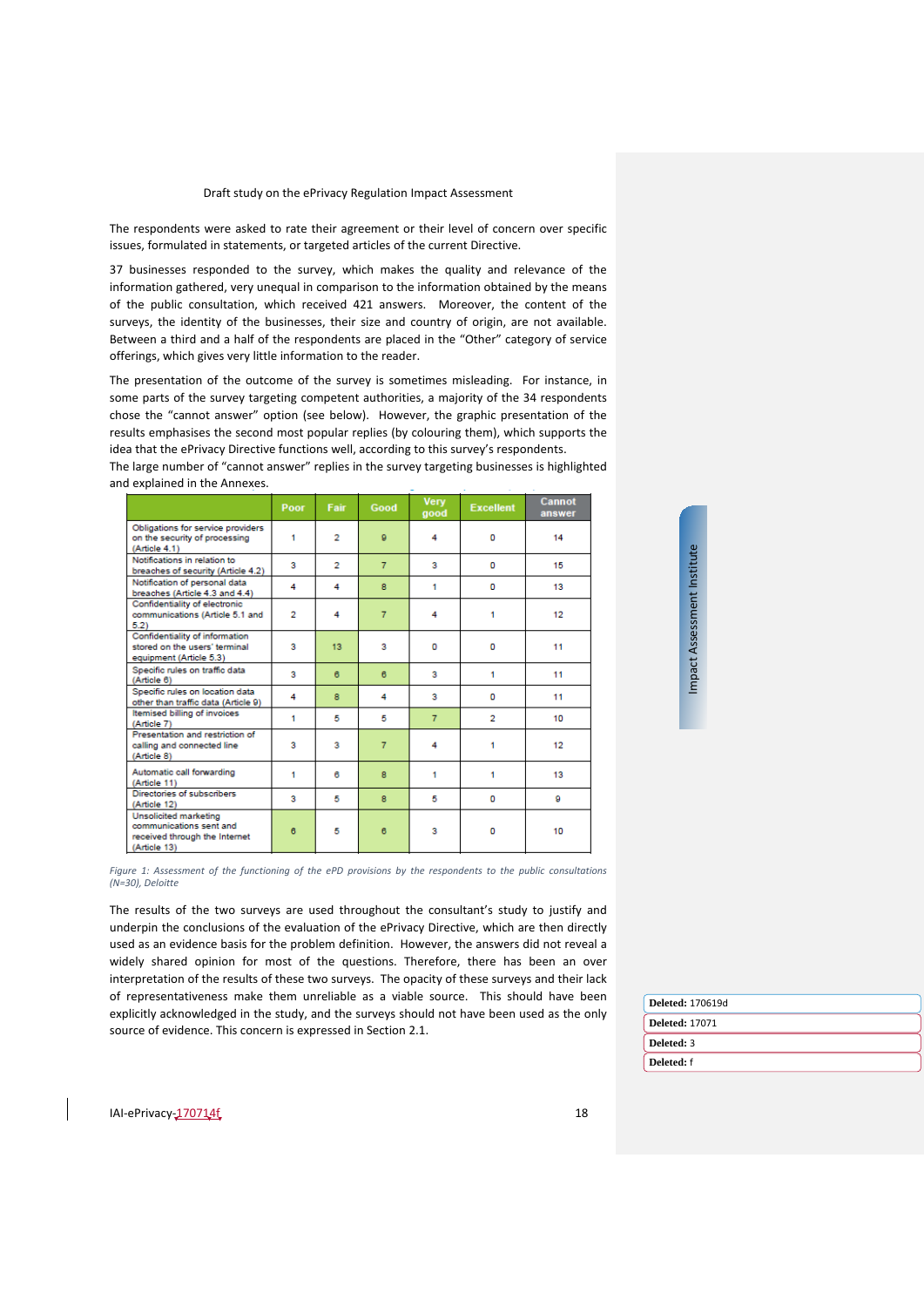The respondents were asked to rate their agreement or their level of concern over specific issues, formulated in statements, or targeted articles of the current Directive.

37 businesses responded to the survey, which makes the quality and relevance of the information gathered, very unequal in comparison to the information obtained by the means of the public consultation, which received 421 answers. Moreover, the content of the surveys, the identity of the businesses, their size and country of origin, are not available. Between a third and a half of the respondents are placed in the "Other" category of service offerings, which gives very little information to the reader.

The presentation of the outcome of the survey is sometimes misleading. For instance, in some parts of the survey targeting competent authorities, a majority of the 34 respondents chose the "cannot answer" option (see below). However, the graphic presentation of the results emphasises the second most popular replies (by colouring them), which supports the idea that the ePrivacy Directive functions well, according to this survey's respondents.
The large number of "cannot answer" replies in the survey targeting businesses is highlighted and explained in the Annexes.

| | Poor | Fair | Good | Very good | Excellent | Cannot answer |
|---|---|---|---|---|---|---|
| Obligations for service providers on the security of processing (Article 4.1) | 1 | 2 | 9 | 4 | 0 | 14 |
| Notifications in relation to breaches of security (Article 4.2) | 3 | 2 | 7 | 3 | 0 | 15 |
| Notification of personal data breaches (Article 4.3 and 4.4) | 4 | 4 | 8 | 1 | 0 | 13 |
| Confidentiality of electronic communications (Article 5.1 and 5.2) | 2 | 4 | 7 | 4 | 1 | 12 |
| Confidentiality of information stored on the users' terminal equipment (Article 5.3) | 3 | 13 | 3 | 0 | 0 | 11 |
| Specific rules on traffic data (Article 6) | 3 | 6 | 6 | 3 | 1 | 11 |
| Specific rules on location data other than traffic data (Article 9) | 4 | 8 | 4 | 3 | 0 | 11 |
| Itemised billing of invoices (Article 7) | 1 | 5 | 5 | 7 | 2 | 10 |
| Presentation and restriction of calling and connected line (Article 8) | 3 | 3 | 7 | 4 | 1 | 12 |
| Automatic call forwarding (Article 11) | 1 | 6 | 8 | 1 | 1 | 13 |
| Directories of subscribers (Article 12) | 3 | 5 | 8 | 5 | 0 | 9 |
| Unsolicited marketing communications sent and received through the Internet (Article 13) | 6 | 5 | 6 | 3 | 0 | 10 |

*Figure 1: Assessment of the functioning of the ePD provisions by the respondents to the public consultations (N=30), Deloitte*

The results of the two surveys are used throughout the consultant's study to justify and underpin the conclusions of the evaluation of the ePrivacy Directive, which are then directly used as an evidence basis for the problem definition. However, the answers did not reveal a widely shared opinion for most of the questions. Therefore, there has been an over interpretation of the results of these two surveys. The opacity of these surveys and their lack of representativeness make them unreliable as a viable source. This should have been explicitly acknowledged in the study, and the surveys should not have been used as the only source of evidence. This concern is expressed in Section 2.1.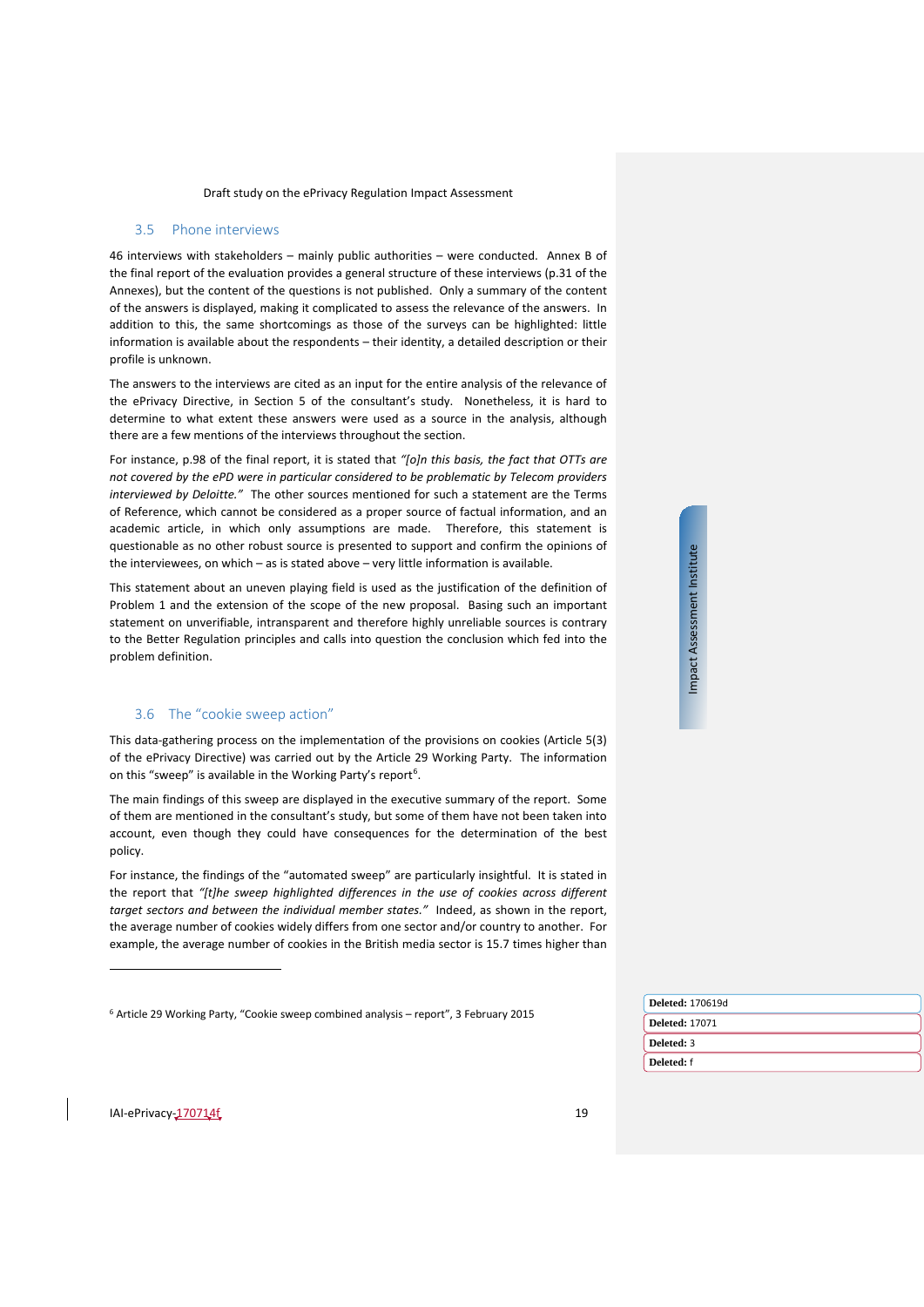## 3.5 Phone interviews

46 interviews with stakeholders – mainly public authorities – were conducted. Annex B of the final report of the evaluation provides a general structure of these interviews (p.31 of the Annexes), but the content of the questions is not published. Only a summary of the content of the answers is displayed, making it complicated to assess the relevance of the answers. In addition to this, the same shortcomings as those of the surveys can be highlighted: little information is available about the respondents – their identity, a detailed description or their profile is unknown.

The answers to the interviews are cited as an input for the entire analysis of the relevance of the ePrivacy Directive, in Section 5 of the consultant's study. Nonetheless, it is hard to determine to what extent these answers were used as a source in the analysis, although there are a few mentions of the interviews throughout the section.

For instance, p.98 of the final report, it is stated that *"[o]n this basis, the fact that OTTs are not covered by the ePD were in particular considered to be problematic by Telecom providers interviewed by Deloitte."* The other sources mentioned for such a statement are the Terms of Reference, which cannot be considered as a proper source of factual information, and an academic article, in which only assumptions are made. Therefore, this statement is questionable as no other robust source is presented to support and confirm the opinions of the interviewees, on which – as is stated above – very little information is available.

This statement about an uneven playing field is used as the justification of the definition of Problem 1 and the extension of the scope of the new proposal. Basing such an important statement on unverifiable, intransparent and therefore highly unreliable sources is contrary to the Better Regulation principles and calls into question the conclusion which fed into the problem definition.

## 3.6 The "cookie sweep action"

This data-gathering process on the implementation of the provisions on cookies (Article 5(3) of the ePrivacy Directive) was carried out by the Article 29 Working Party. The information on this "sweep" is available in the Working Party's report[6].

The main findings of this sweep are displayed in the executive summary of the report. Some of them are mentioned in the consultant's study, but some of them have not been taken into account, even though they could have consequences for the determination of the best policy.

For instance, the findings of the "automated sweep" are particularly insightful. It is stated in the report that *"[t]he sweep highlighted differences in the use of cookies across different target sectors and between the individual member states."* Indeed, as shown in the report, the average number of cookies widely differs from one sector and/or country to another. For example, the average number of cookies in the British media sector is 15.7 times higher than

[6] Article 29 Working Party, "Cookie sweep combined analysis – report", 3 February 2015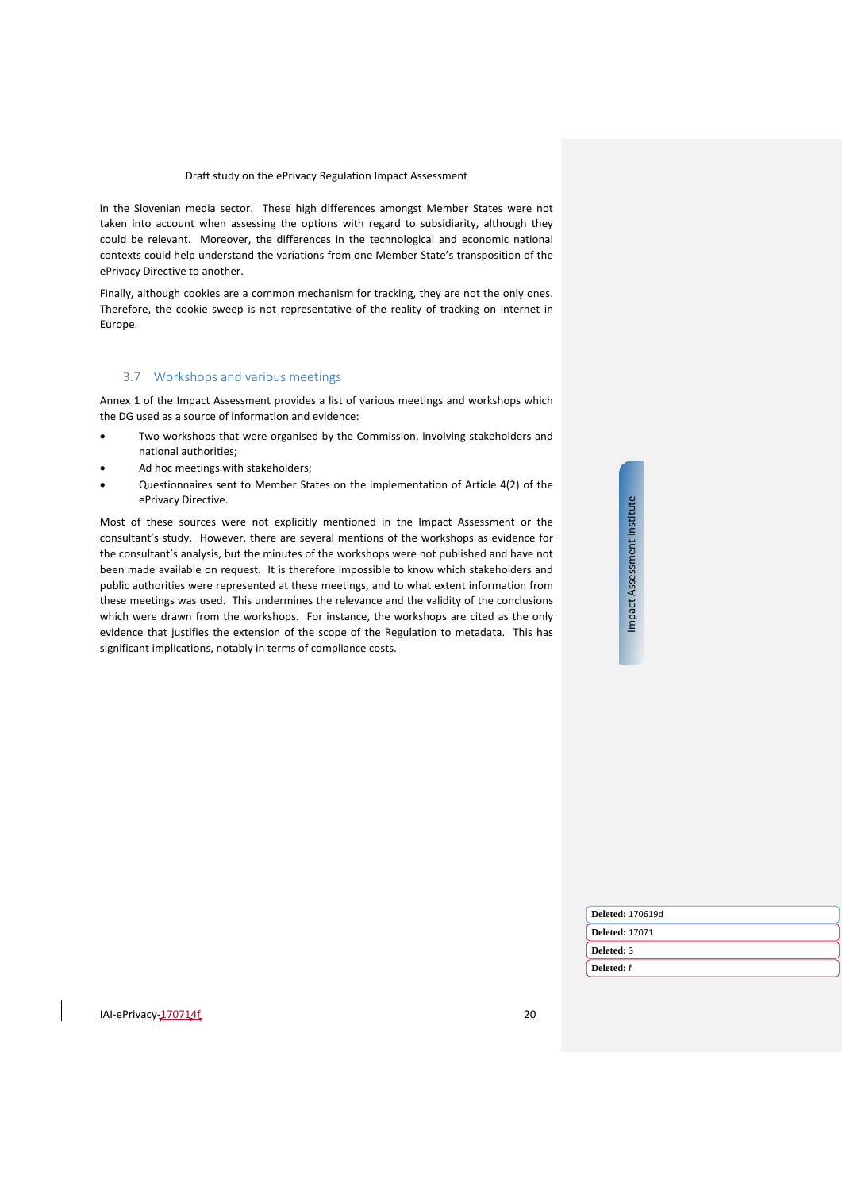in the Slovenian media sector. These high differences amongst Member States were not taken into account when assessing the options with regard to subsidiarity, although they could be relevant. Moreover, the differences in the technological and economic national contexts could help understand the variations from one Member State's transposition of the ePrivacy Directive to another.

Finally, although cookies are a common mechanism for tracking, they are not the only ones. Therefore, the cookie sweep is not representative of the reality of tracking on internet in Europe.

### 3.7 Workshops and various meetings

Annex 1 of the Impact Assessment provides a list of various meetings and workshops which the DG used as a source of information and evidence:

- Two workshops that were organised by the Commission, involving stakeholders and national authorities;
- Ad hoc meetings with stakeholders;
- Questionnaires sent to Member States on the implementation of Article 4(2) of the ePrivacy Directive.

Most of these sources were not explicitly mentioned in the Impact Assessment or the consultant's study. However, there are several mentions of the workshops as evidence for the consultant's analysis, but the minutes of the workshops were not published and have not been made available on request. It is therefore impossible to know which stakeholders and public authorities were represented at these meetings, and to what extent information from these meetings was used. This undermines the relevance and the validity of the conclusions which were drawn from the workshops. For instance, the workshops are cited as the only evidence that justifies the extension of the scope of the Regulation to metadata. This has significant implications, notably in terms of compliance costs.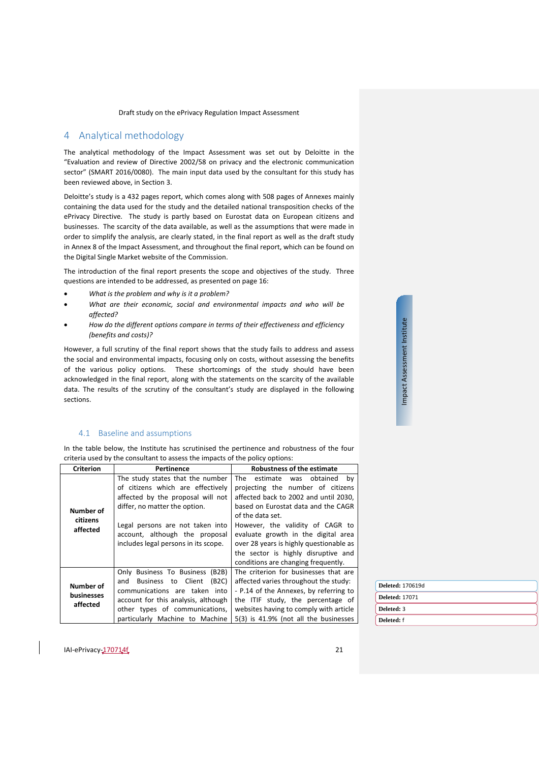## 4 Analytical methodology

The analytical methodology of the Impact Assessment was set out by Deloitte in the "Evaluation and review of Directive 2002/58 on privacy and the electronic communication sector" (SMART 2016/0080). The main input data used by the consultant for this study has been reviewed above, in Section 3.

Deloitte's study is a 432 pages report, which comes along with 508 pages of Annexes mainly containing the data used for the study and the detailed national transposition checks of the ePrivacy Directive. The study is partly based on Eurostat data on European citizens and businesses. The scarcity of the data available, as well as the assumptions that were made in order to simplify the analysis, are clearly stated, in the final report as well as the draft study in Annex 8 of the Impact Assessment, and throughout the final report, which can be found on the Digital Single Market website of the Commission.

The introduction of the final report presents the scope and objectives of the study. Three questions are intended to be addressed, as presented on page 16:

- *What is the problem and why is it a problem?*
- *What are their economic, social and environmental impacts and who will be affected?*
- *How do the different options compare in terms of their effectiveness and efficiency (benefits and costs)?*

However, a full scrutiny of the final report shows that the study fails to address and assess the social and environmental impacts, focusing only on costs, without assessing the benefits of the various policy options. These shortcomings of the study should have been acknowledged in the final report, along with the statements on the scarcity of the available data. The results of the scrutiny of the consultant's study are displayed in the following sections.

### 4.1 Baseline and assumptions

In the table below, the Institute has scrutinised the pertinence and robustness of the four criteria used by the consultant to assess the impacts of the policy options:

| Criterion | Pertinence | Robustness of the estimate |
|---|---|---|
| **Number of citizens affected** | The study states that the number of citizens which are effectively affected by the proposal will not differ, no matter the option.<br><br>Legal persons are not taken into account, although the proposal includes legal persons in its scope. | The estimate was obtained by projecting the number of citizens affected back to 2002 and until 2030, based on Eurostat data and the CAGR of the data set.<br>However, the validity of CAGR to evaluate growth in the digital area over 28 years is highly questionable as the sector is highly disruptive and conditions are changing frequently. |
| **Number of businesses affected** | Only Business To Business (B2B) and Business to Client (B2C) communications are taken into account for this analysis, although other types of communications, particularly Machine to Machine | The criterion for businesses that are affected varies throughout the study:<br>- P.14 of the Annexes, by referring to the ITIF study, the percentage of websites having to comply with article 5(3) is 41.9% (not all the businesses |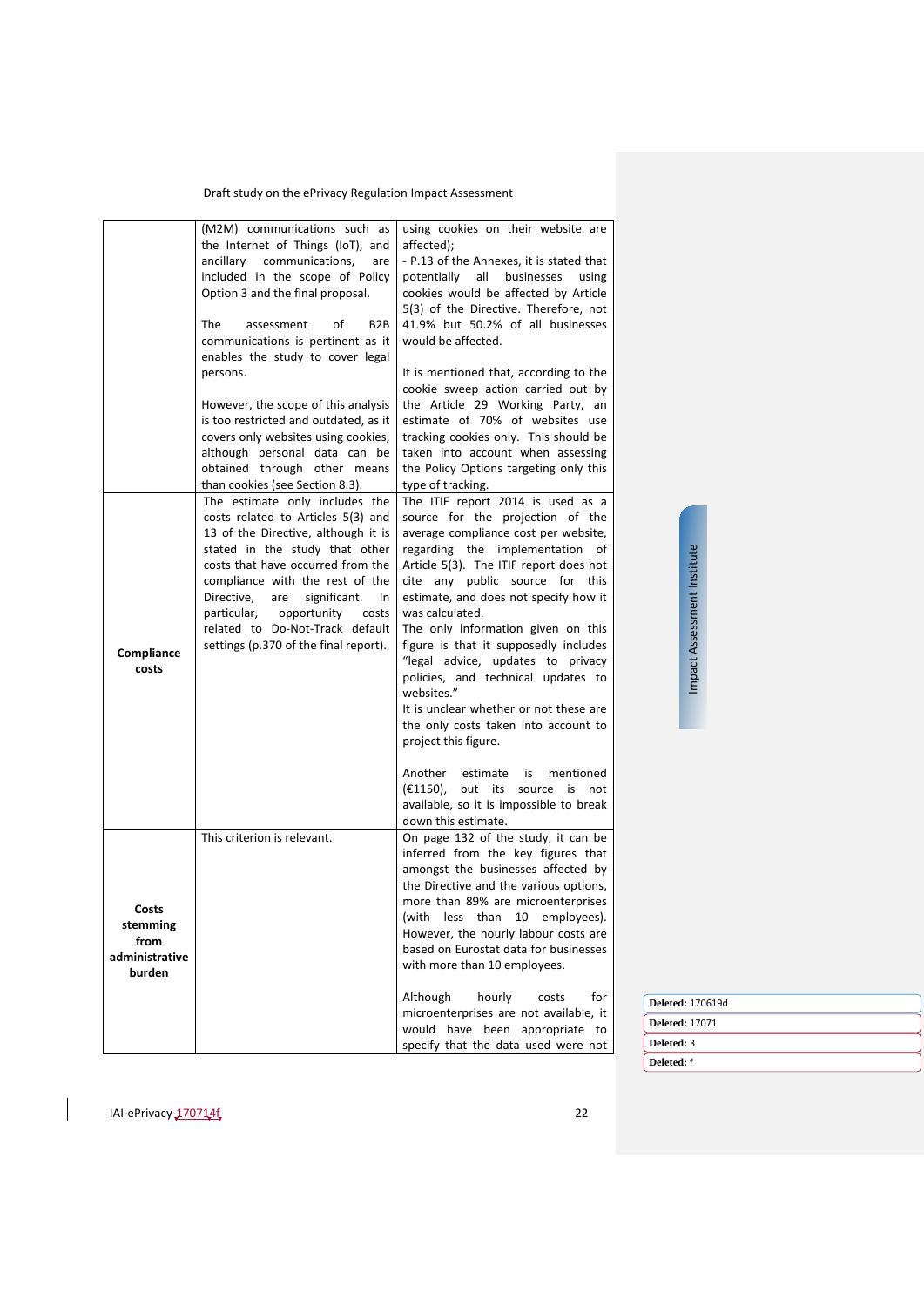| | | |
|---|---|---|
| | (M2M) communications such as the Internet of Things (IoT), and ancillary communications, are included in the scope of Policy Option 3 and the final proposal.<br><br>The assessment of B2B communications is pertinent as it enables the study to cover legal persons.<br><br>However, the scope of this analysis is too restricted and outdated, as it covers only websites using cookies, although personal data can be obtained through other means than cookies (see Section 8.3). | using cookies on their website are affected);<br>- P.13 of the Annexes, it is stated that potentially all businesses using cookies would be affected by Article 5(3) of the Directive. Therefore, not 41.9% but 50.2% of all businesses would be affected.<br><br>It is mentioned that, according to the cookie sweep action carried out by the Article 29 Working Party, an estimate of 70% of websites use tracking cookies only. This should be taken into account when assessing the Policy Options targeting only this type of tracking. |
| **Compliance costs** | The estimate only includes the costs related to Articles 5(3) and 13 of the Directive, although it is stated in the study that other costs that have occurred from the compliance with the rest of the Directive, are significant. In particular, opportunity costs related to Do-Not-Track default settings (p.370 of the final report). | The ITIF report 2014 is used as a source for the projection of the average compliance cost per website, regarding the implementation of Article 5(3). The ITIF report does not cite any public source for this estimate, and does not specify how it was calculated.<br>The only information given on this figure is that it supposedly includes "legal advice, updates to privacy policies, and technical updates to websites."<br>It is unclear whether or not these are the only costs taken into account to project this figure.<br><br>Another estimate is mentioned (€1150), but its source is not available, so it is impossible to break down this estimate. |
| **Costs stemming from administrative burden** | This criterion is relevant. | On page 132 of the study, it can be inferred from the key figures that amongst the businesses affected by the Directive and the various options, more than 89% are microenterprises (with less than 10 employees). However, the hourly labour costs are based on Eurostat data for businesses with more than 10 employees.<br><br>Although hourly costs for microenterprises are not available, it would have been appropriate to specify that the data used were not |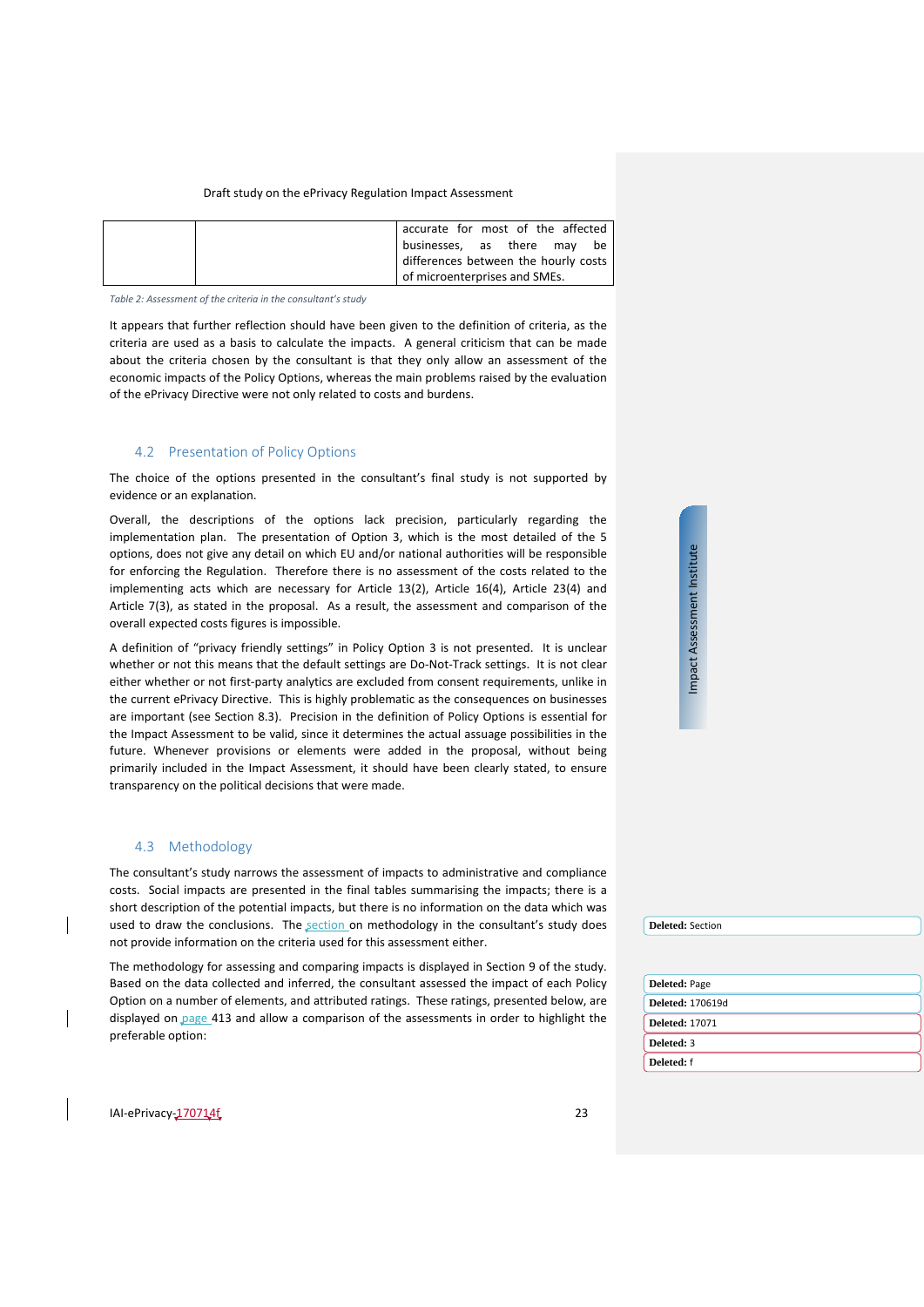| | | accurate for most of the affected businesses, as there may be differences between the hourly costs of microenterprises and SMEs. |
|---|---|---|

*Table 2: Assessment of the criteria in the consultant's study*

It appears that further reflection should have been given to the definition of criteria, as the criteria are used as a basis to calculate the impacts. A general criticism that can be made about the criteria chosen by the consultant is that they only allow an assessment of the economic impacts of the Policy Options, whereas the main problems raised by the evaluation of the ePrivacy Directive were not only related to costs and burdens.

## 4.2 Presentation of Policy Options

The choice of the options presented in the consultant's final study is not supported by evidence or an explanation.

Overall, the descriptions of the options lack precision, particularly regarding the implementation plan. The presentation of Option 3, which is the most detailed of the 5 options, does not give any detail on which EU and/or national authorities will be responsible for enforcing the Regulation. Therefore there is no assessment of the costs related to the implementing acts which are necessary for Article 13(2), Article 16(4), Article 23(4) and Article 7(3), as stated in the proposal. As a result, the assessment and comparison of the overall expected costs figures is impossible.

A definition of "privacy friendly settings" in Policy Option 3 is not presented. It is unclear whether or not this means that the default settings are Do-Not-Track settings. It is not clear either whether or not first-party analytics are excluded from consent requirements, unlike in the current ePrivacy Directive. This is highly problematic as the consequences on businesses are important (see Section 8.3). Precision in the definition of Policy Options is essential for the Impact Assessment to be valid, since it determines the actual assuage possibilities in the future. Whenever provisions or elements were added in the proposal, without being primarily included in the Impact Assessment, it should have been clearly stated, to ensure transparency on the political decisions that were made.

## 4.3 Methodology

The consultant's study narrows the assessment of impacts to administrative and compliance costs. Social impacts are presented in the final tables summarising the impacts; there is a short description of the potential impacts, but there is no information on the data which was used to draw the conclusions. The section on methodology in the consultant's study does not provide information on the criteria used for this assessment either.

The methodology for assessing and comparing impacts is displayed in Section 9 of the study. Based on the data collected and inferred, the consultant assessed the impact of each Policy Option on a number of elements, and attributed ratings. These ratings, presented below, are displayed on page 413 and allow a comparison of the assessments in order to highlight the preferable option: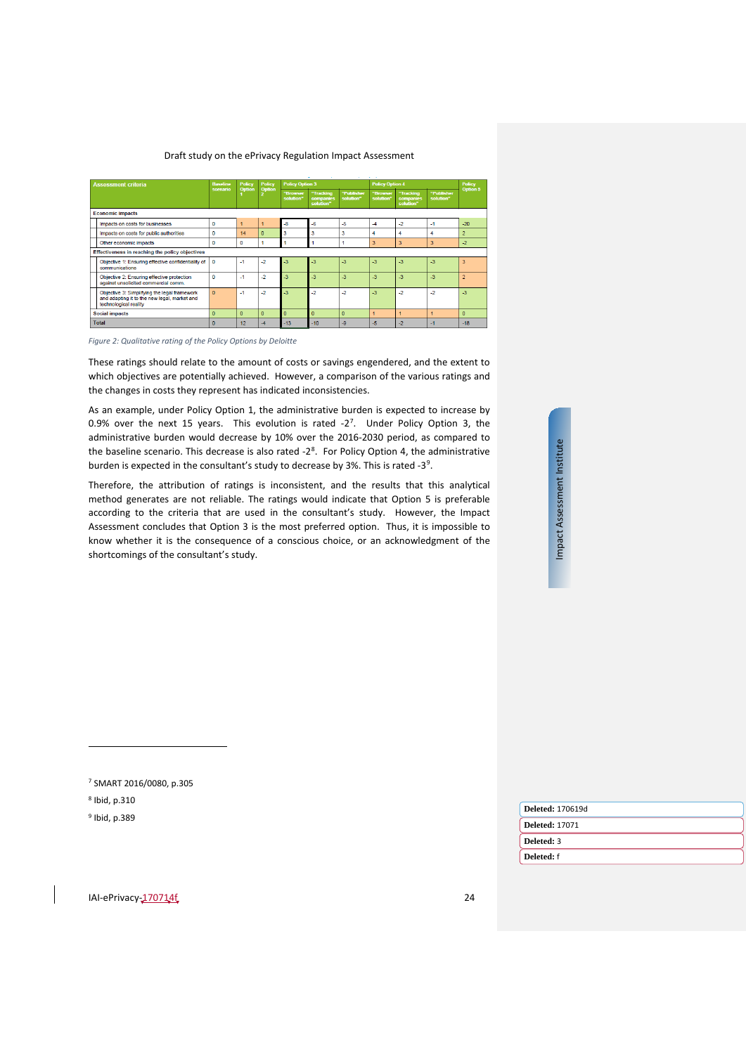| Assessment criteria | Baseline scenario | Policy Option 1 | Policy Option 2 | Policy Option 3 | | | Policy Option 4 | | | Policy Option 5 |
|---|---|---|---|---|---|---|---|---|---|---|
| | | | | "Browser solution" | "Tracking companies solution" | "Publisher solution" | "Browser solution" | "Tracking companies solution" | "Publisher solution" | |
| **Economic impacts** | | | | | | | | | | |
| Impacts on costs for businesses | 0 | 1 | 1 | -8 | -5 | -5 | -4 | -2 | -1 | -20 |
| Impacts on costs for public authorities | 0 | 14 | 0 | 3 | 3 | 3 | 4 | 4 | 4 | 2 |
| Other economic impacts | 0 | 0 | 1 | 1 | 1 | 1 | 3 | 3 | 3 | -2 |
| **Effectiveness in reaching the policy objectives** | | | | | | | | | | |
| Objective 1: Ensuring effective confidentiality of communications | 0 | -1 | -2 | -3 | -3 | -3 | -3 | -3 | -3 | 3 |
| Objective 2: Ensuring effective protection against unsolicited commercial comm. | 0 | -1 | -2 | -3 | -3 | -3 | -3 | -3 | -3 | 2 |
| Objective 3: Simplifying the legal framework and adapting it to the new legal, market and technological reality | 0 | -1 | -2 | -3 | -2 | -2 | -3 | -2 | -2 | -3 |
| **Social impacts** | 0 | 0 | 0 | 0 | 0 | 0 | 1 | 1 | 1 | 0 |
| **Total** | 0 | 12 | -4 | -13 | -10 | -9 | -5 | -2 | -1 | -18 |

*Figure 2: Qualitative rating of the Policy Options by Deloitte*

These ratings should relate to the amount of costs or savings engendered, and the extent to which objectives are potentially achieved. However, a comparison of the various ratings and the changes in costs they represent has indicated inconsistencies.

As an example, under Policy Option 1, the administrative burden is expected to increase by 0.9% over the next 15 years. This evolution is rated -2[7]. Under Policy Option 3, the administrative burden would decrease by 10% over the 2016-2030 period, as compared to the baseline scenario. This decrease is also rated -2[8]. For Policy Option 4, the administrative burden is expected in the consultant's study to decrease by 3%. This is rated -3[9].

Therefore, the attribution of ratings is inconsistent, and the results that this analytical method generates are not reliable. The ratings would indicate that Option 5 is preferable according to the criteria that are used in the consultant's study. However, the Impact Assessment concludes that Option 3 is the most preferred option. Thus, it is impossible to know whether it is the consequence of a conscious choice, or an acknowledgment of the shortcomings of the consultant's study.

[7] SMART 2016/0080, p.305

[8] Ibid, p.310

[9] Ibid, p.389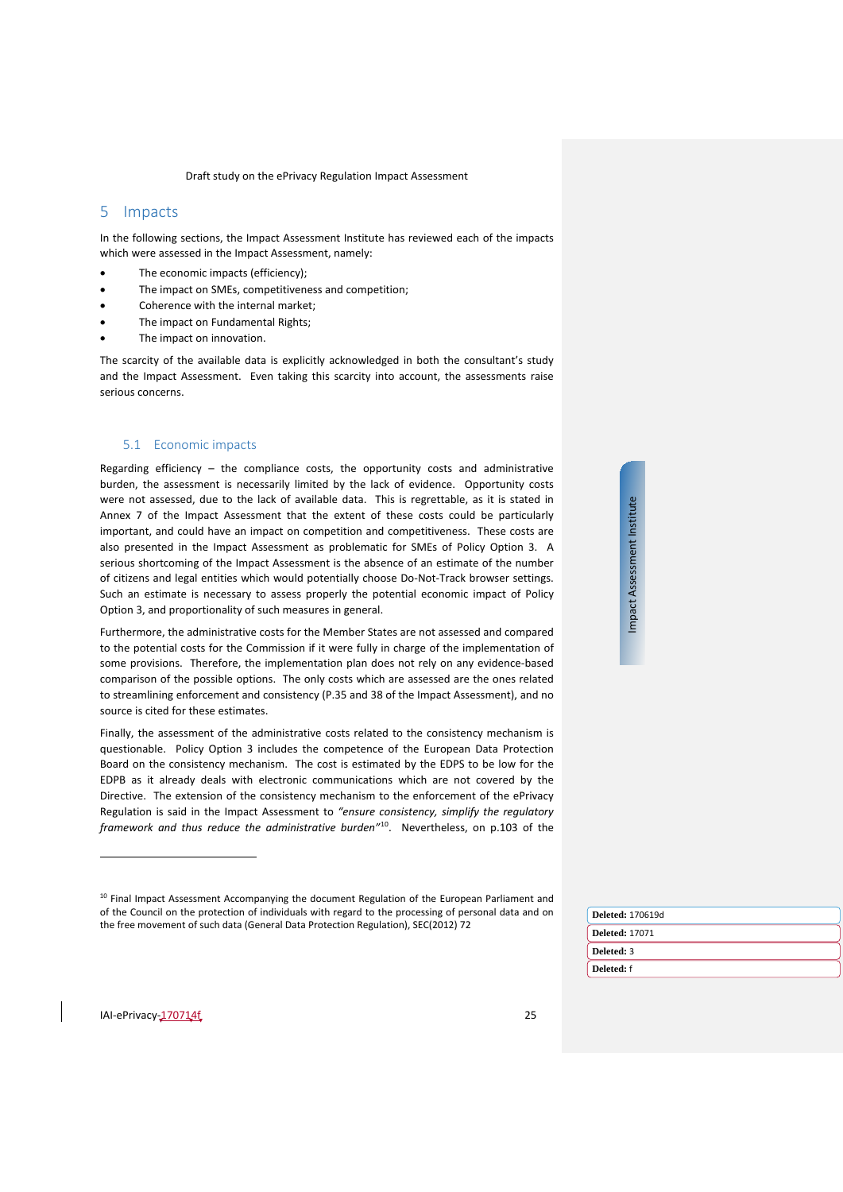# 5 Impacts

In the following sections, the Impact Assessment Institute has reviewed each of the impacts which were assessed in the Impact Assessment, namely:

- The economic impacts (efficiency);
- The impact on SMEs, competitiveness and competition;
- Coherence with the internal market;
- The impact on Fundamental Rights;
- The impact on innovation.

The scarcity of the available data is explicitly acknowledged in both the consultant's study and the Impact Assessment. Even taking this scarcity into account, the assessments raise serious concerns.

## 5.1 Economic impacts

Regarding efficiency – the compliance costs, the opportunity costs and administrative burden, the assessment is necessarily limited by the lack of evidence. Opportunity costs were not assessed, due to the lack of available data. This is regrettable, as it is stated in Annex 7 of the Impact Assessment that the extent of these costs could be particularly important, and could have an impact on competition and competitiveness. These costs are also presented in the Impact Assessment as problematic for SMEs of Policy Option 3. A serious shortcoming of the Impact Assessment is the absence of an estimate of the number of citizens and legal entities which would potentially choose Do-Not-Track browser settings. Such an estimate is necessary to assess properly the potential economic impact of Policy Option 3, and proportionality of such measures in general.

Furthermore, the administrative costs for the Member States are not assessed and compared to the potential costs for the Commission if it were fully in charge of the implementation of some provisions. Therefore, the implementation plan does not rely on any evidence-based comparison of the possible options. The only costs which are assessed are the ones related to streamlining enforcement and consistency (P.35 and 38 of the Impact Assessment), and no source is cited for these estimates.

Finally, the assessment of the administrative costs related to the consistency mechanism is questionable. Policy Option 3 includes the competence of the European Data Protection Board on the consistency mechanism. The cost is estimated by the EDPS to be low for the EDPB as it already deals with electronic communications which are not covered by the Directive. The extension of the consistency mechanism to the enforcement of the ePrivacy Regulation is said in the Impact Assessment to *"ensure consistency, simplify the regulatory framework and thus reduce the administrative burden"*[10]. Nevertheless, on p.103 of the

[10] Final Impact Assessment Accompanying the document Regulation of the European Parliament and of the Council on the protection of individuals with regard to the processing of personal data and on the free movement of such data (General Data Protection Regulation), SEC(2012) 72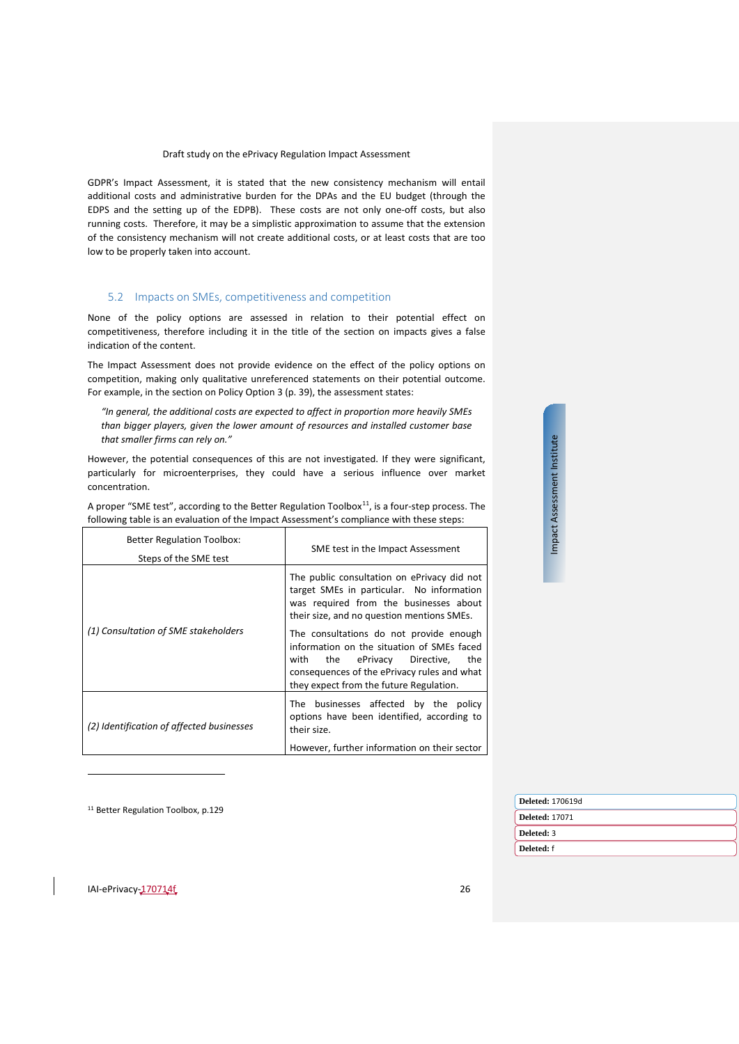GDPR's Impact Assessment, it is stated that the new consistency mechanism will entail additional costs and administrative burden for the DPAs and the EU budget (through the EDPS and the setting up of the EDPB). These costs are not only one-off costs, but also running costs. Therefore, it may be a simplistic approximation to assume that the extension of the consistency mechanism will not create additional costs, or at least costs that are too low to be properly taken into account.

## 5.2 Impacts on SMEs, competitiveness and competition

None of the policy options are assessed in relation to their potential effect on competitiveness, therefore including it in the title of the section on impacts gives a false indication of the content.

The Impact Assessment does not provide evidence on the effect of the policy options on competition, making only qualitative unreferenced statements on their potential outcome. For example, in the section on Policy Option 3 (p. 39), the assessment states:

> *"In general, the additional costs are expected to affect in proportion more heavily SMEs than bigger players, given the lower amount of resources and installed customer base that smaller firms can rely on."*

However, the potential consequences of this are not investigated. If they were significant, particularly for microenterprises, they could have a serious influence over market concentration.

A proper "SME test", according to the Better Regulation Toolbox[11], is a four-step process. The following table is an evaluation of the Impact Assessment's compliance with these steps:

| Better Regulation Toolbox: Steps of the SME test | SME test in the Impact Assessment |
|---|---|
| *(1) Consultation of SME stakeholders* | The public consultation on ePrivacy did not target SMEs in particular. No information was required from the businesses about their size, and no question mentions SMEs. The consultations do not provide enough information on the situation of SMEs faced with the ePrivacy Directive, the consequences of the ePrivacy rules and what they expect from the future Regulation. |
| *(2) Identification of affected businesses* | The businesses affected by the policy options have been identified, according to their size. However, further information on their sector |

[11] Better Regulation Toolbox, p.129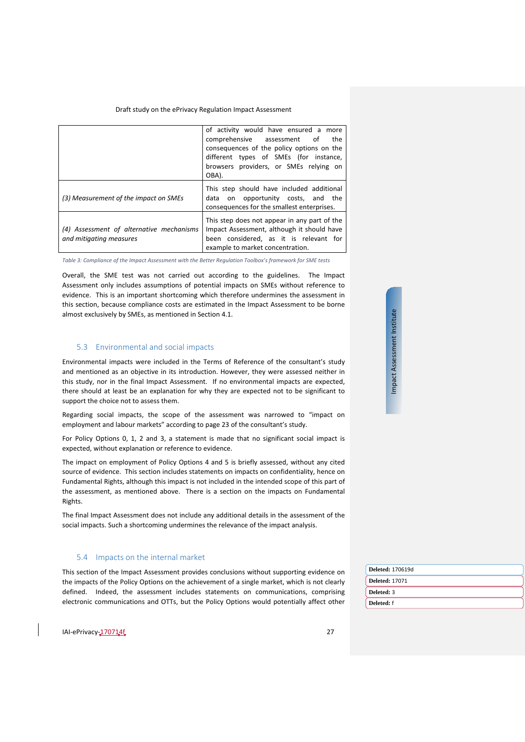| | |
|---|---|
| | of activity would have ensured a more comprehensive assessment of the consequences of the policy options on the different types of SMEs (for instance, browsers providers, or SMEs relying on OBA). |
| *(3) Measurement of the impact on SMEs* | This step should have included additional data on opportunity costs, and the consequences for the smallest enterprises. |
| *(4) Assessment of alternative mechanisms and mitigating measures* | This step does not appear in any part of the Impact Assessment, although it should have been considered, as it is relevant for example to market concentration. |

*Table 3: Compliance of the Impact Assessment with the Better Regulation Toolbox's framework for SME tests*

Overall, the SME test was not carried out according to the guidelines. The Impact Assessment only includes assumptions of potential impacts on SMEs without reference to evidence. This is an important shortcoming which therefore undermines the assessment in this section, because compliance costs are estimated in the Impact Assessment to be borne almost exclusively by SMEs, as mentioned in Section 4.1.

## 5.3 Environmental and social impacts

Environmental impacts were included in the Terms of Reference of the consultant's study and mentioned as an objective in its introduction. However, they were assessed neither in this study, nor in the final Impact Assessment. If no environmental impacts are expected, there should at least be an explanation for why they are expected not to be significant to support the choice not to assess them.

Regarding social impacts, the scope of the assessment was narrowed to "impact on employment and labour markets" according to page 23 of the consultant's study.

For Policy Options 0, 1, 2 and 3, a statement is made that no significant social impact is expected, without explanation or reference to evidence.

The impact on employment of Policy Options 4 and 5 is briefly assessed, without any cited source of evidence. This section includes statements on impacts on confidentiality, hence on Fundamental Rights, although this impact is not included in the intended scope of this part of the assessment, as mentioned above. There is a section on the impacts on Fundamental Rights.

The final Impact Assessment does not include any additional details in the assessment of the social impacts. Such a shortcoming undermines the relevance of the impact analysis.

## 5.4 Impacts on the internal market

This section of the Impact Assessment provides conclusions without supporting evidence on the impacts of the Policy Options on the achievement of a single market, which is not clearly defined. Indeed, the assessment includes statements on communications, comprising electronic communications and OTTs, but the Policy Options would potentially affect other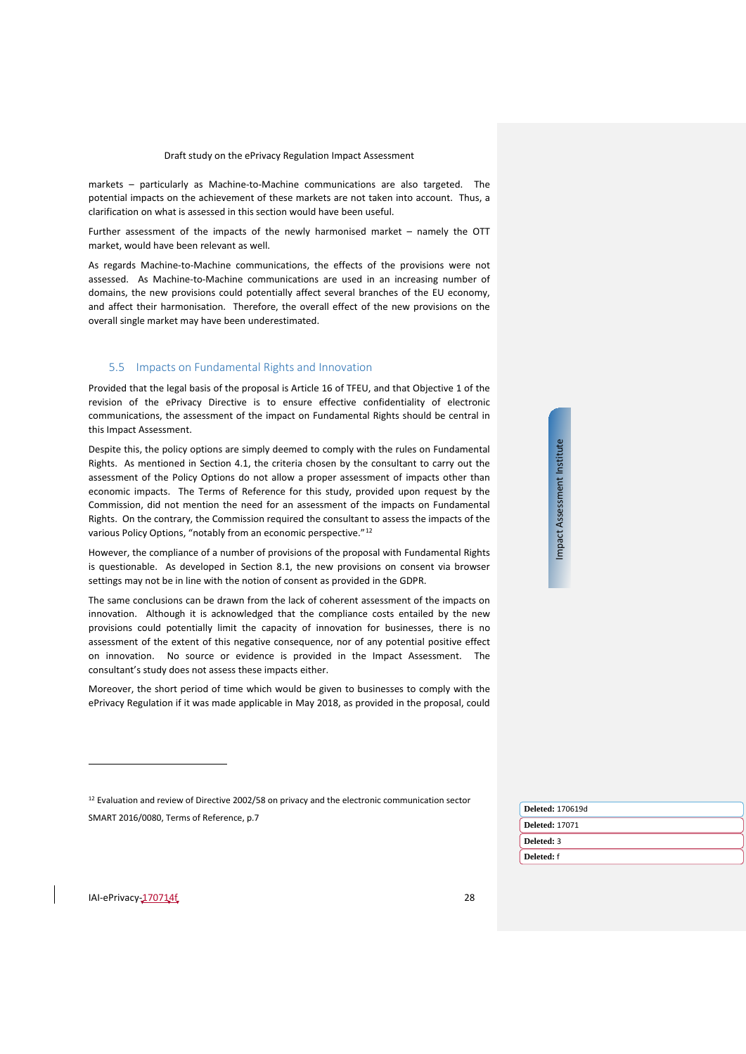markets – particularly as Machine-to-Machine communications are also targeted. The potential impacts on the achievement of these markets are not taken into account. Thus, a clarification on what is assessed in this section would have been useful.

Further assessment of the impacts of the newly harmonised market – namely the OTT market, would have been relevant as well.

As regards Machine-to-Machine communications, the effects of the provisions were not assessed. As Machine-to-Machine communications are used in an increasing number of domains, the new provisions could potentially affect several branches of the EU economy, and affect their harmonisation. Therefore, the overall effect of the new provisions on the overall single market may have been underestimated.

## 5.5 Impacts on Fundamental Rights and Innovation

Provided that the legal basis of the proposal is Article 16 of TFEU, and that Objective 1 of the revision of the ePrivacy Directive is to ensure effective confidentiality of electronic communications, the assessment of the impact on Fundamental Rights should be central in this Impact Assessment.

Despite this, the policy options are simply deemed to comply with the rules on Fundamental Rights. As mentioned in Section 4.1, the criteria chosen by the consultant to carry out the assessment of the Policy Options do not allow a proper assessment of impacts other than economic impacts. The Terms of Reference for this study, provided upon request by the Commission, did not mention the need for an assessment of the impacts on Fundamental Rights. On the contrary, the Commission required the consultant to assess the impacts of the various Policy Options, "notably from an economic perspective."[12]

However, the compliance of a number of provisions of the proposal with Fundamental Rights is questionable. As developed in Section 8.1, the new provisions on consent via browser settings may not be in line with the notion of consent as provided in the GDPR.

The same conclusions can be drawn from the lack of coherent assessment of the impacts on innovation. Although it is acknowledged that the compliance costs entailed by the new provisions could potentially limit the capacity of innovation for businesses, there is no assessment of the extent of this negative consequence, nor of any potential positive effect on innovation. No source or evidence is provided in the Impact Assessment. The consultant's study does not assess these impacts either.

Moreover, the short period of time which would be given to businesses to comply with the ePrivacy Regulation if it was made applicable in May 2018, as provided in the proposal, could

---

[12] Evaluation and review of Directive 2002/58 on privacy and the electronic communication sector SMART 2016/0080, Terms of Reference, p.7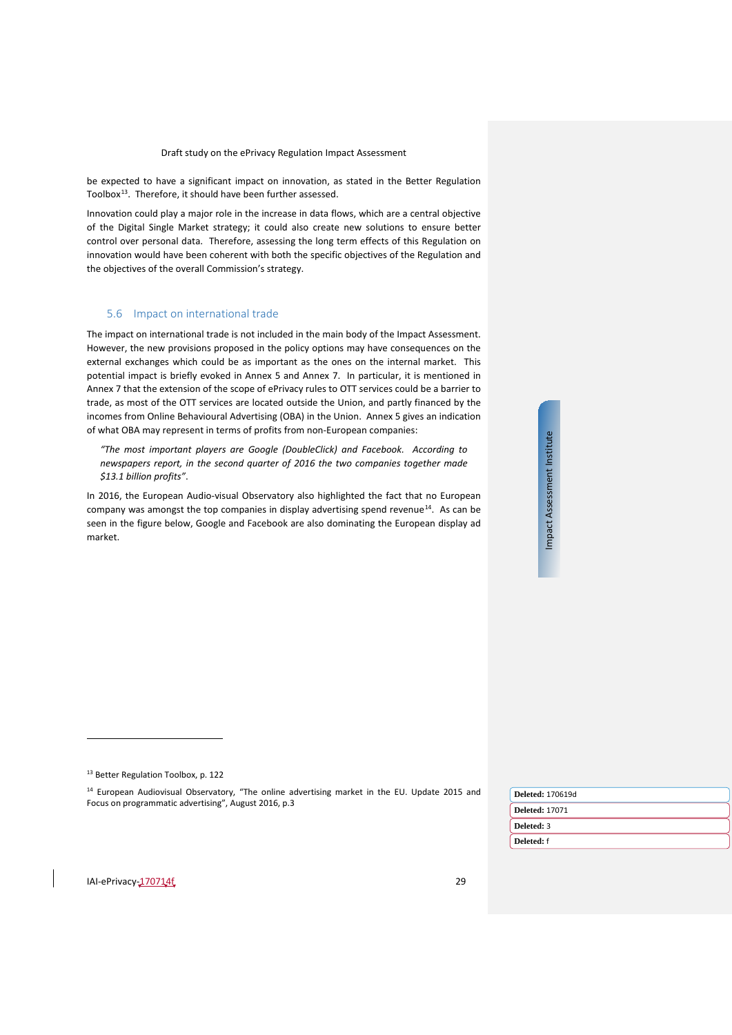be expected to have a significant impact on innovation, as stated in the Better Regulation Toolbox[13]. Therefore, it should have been further assessed.

Innovation could play a major role in the increase in data flows, which are a central objective of the Digital Single Market strategy; it could also create new solutions to ensure better control over personal data. Therefore, assessing the long term effects of this Regulation on innovation would have been coherent with both the specific objectives of the Regulation and the objectives of the overall Commission's strategy.

## 5.6 Impact on international trade

The impact on international trade is not included in the main body of the Impact Assessment. However, the new provisions proposed in the policy options may have consequences on the external exchanges which could be as important as the ones on the internal market. This potential impact is briefly evoked in Annex 5 and Annex 7. In particular, it is mentioned in Annex 7 that the extension of the scope of ePrivacy rules to OTT services could be a barrier to trade, as most of the OTT services are located outside the Union, and partly financed by the incomes from Online Behavioural Advertising (OBA) in the Union. Annex 5 gives an indication of what OBA may represent in terms of profits from non-European companies:

> *"The most important players are Google (DoubleClick) and Facebook. According to newspapers report, in the second quarter of 2016 the two companies together made $13.1 billion profits".*

In 2016, the European Audio-visual Observatory also highlighted the fact that no European company was amongst the top companies in display advertising spend revenue[14]. As can be seen in the figure below, Google and Facebook are also dominating the European display ad market.

---

[13] Better Regulation Toolbox, p. 122

[14] European Audiovisual Observatory, "The online advertising market in the EU. Update 2015 and Focus on programmatic advertising", August 2016, p.3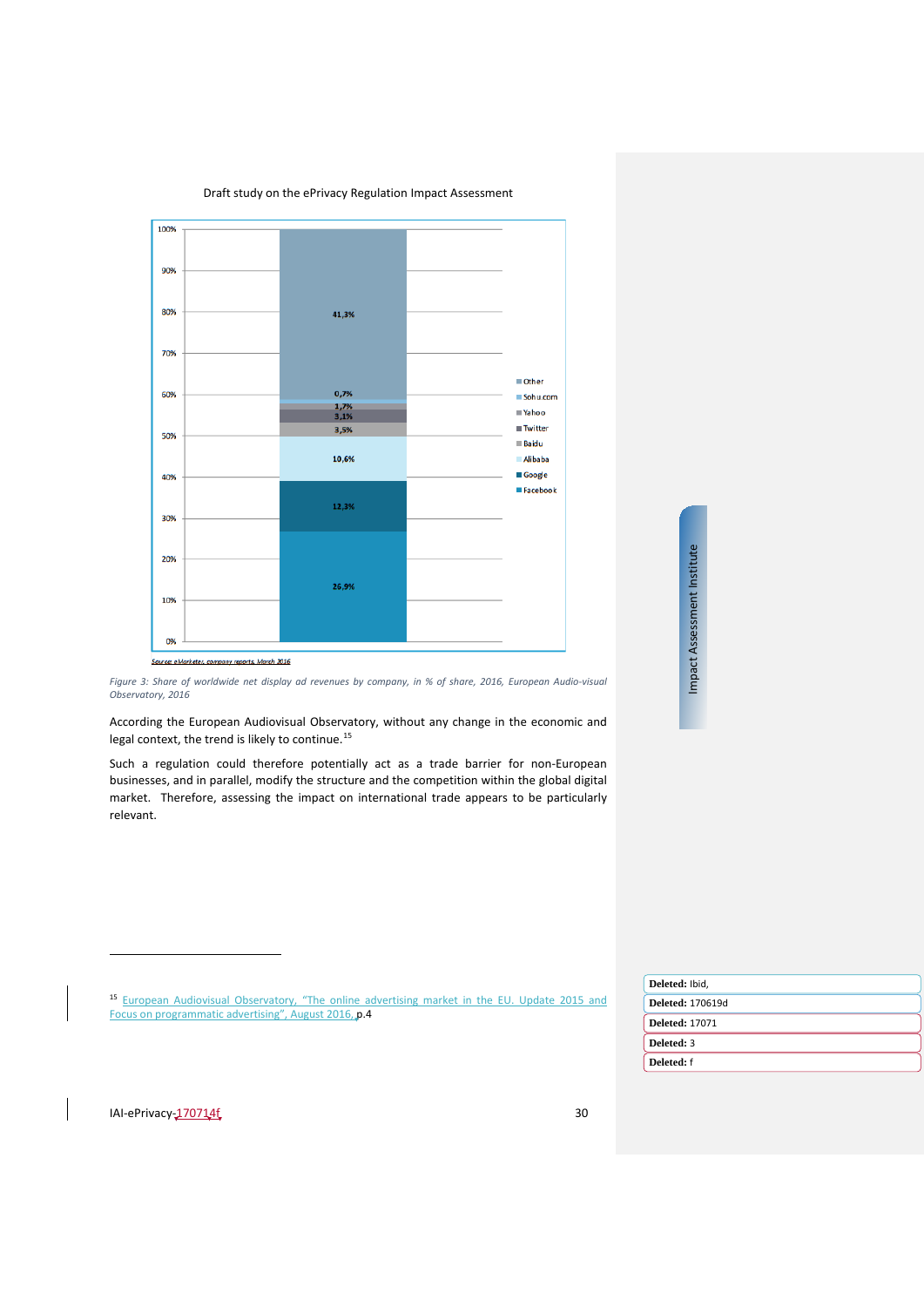| Company | Share |
|---|---|
| Other | 41,3% |
| Sohu.com | 0,7% |
| Yahoo | 1,7% |
| Twitter | 3,1% |
| Baidu | 3,5% |
| Alibaba | 10,6% |
| Google | 12,3% |
| Facebook | 26,9% |

Source: eMarketer, company reports, March 2016

*Figure 3: Share of worldwide net display ad revenues by company, in % of share, 2016, European Audio-visual Observatory, 2016*

According the European Audiovisual Observatory, without any change in the economic and legal context, the trend is likely to continue.[15]

Such a regulation could therefore potentially act as a trade barrier for non-European businesses, and in parallel, modify the structure and the competition within the global digital market. Therefore, assessing the impact on international trade appears to be particularly relevant.

---

[15] European Audiovisual Observatory, "The online advertising market in the EU. Update 2015 and Focus on programmatic advertising", August 2016, p.4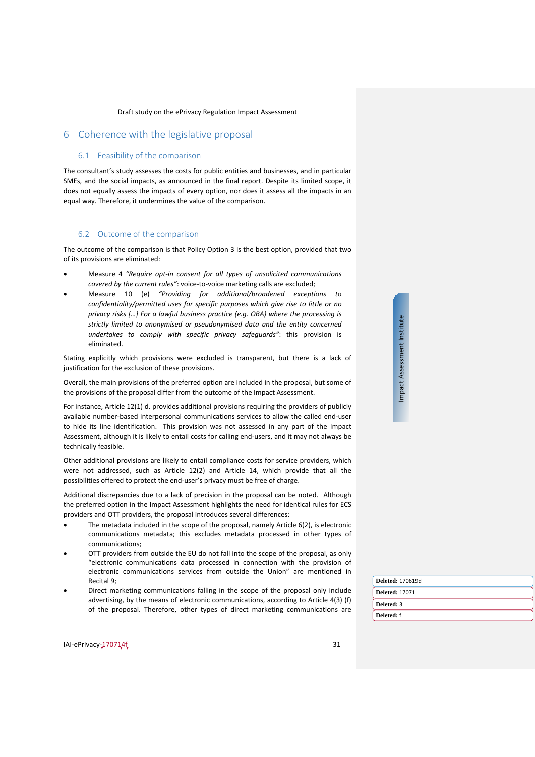# 6 Coherence with the legislative proposal

## 6.1 Feasibility of the comparison

The consultant's study assesses the costs for public entities and businesses, and in particular SMEs, and the social impacts, as announced in the final report. Despite its limited scope, it does not equally assess the impacts of every option, nor does it assess all the impacts in an equal way. Therefore, it undermines the value of the comparison.

## 6.2 Outcome of the comparison

The outcome of the comparison is that Policy Option 3 is the best option, provided that two of its provisions are eliminated:

- Measure 4 *"Require opt-in consent for all types of unsolicited communications covered by the current rules"*: voice-to-voice marketing calls are excluded;
- Measure 10 (e) *"Providing for additional/broadened exceptions to confidentiality/permitted uses for specific purposes which give rise to little or no privacy risks […] For a lawful business practice (e.g. OBA) where the processing is strictly limited to anonymised or pseudonymised data and the entity concerned undertakes to comply with specific privacy safeguards"*: this provision is eliminated.

Stating explicitly which provisions were excluded is transparent, but there is a lack of justification for the exclusion of these provisions.

Overall, the main provisions of the preferred option are included in the proposal, but some of the provisions of the proposal differ from the outcome of the Impact Assessment.

For instance, Article 12(1) d. provides additional provisions requiring the providers of publicly available number-based interpersonal communications services to allow the called end-user to hide its line identification. This provision was not assessed in any part of the Impact Assessment, although it is likely to entail costs for calling end-users, and it may not always be technically feasible.

Other additional provisions are likely to entail compliance costs for service providers, which were not addressed, such as Article 12(2) and Article 14, which provide that all the possibilities offered to protect the end-user's privacy must be free of charge.

Additional discrepancies due to a lack of precision in the proposal can be noted. Although the preferred option in the Impact Assessment highlights the need for identical rules for ECS providers and OTT providers, the proposal introduces several differences:

- The metadata included in the scope of the proposal, namely Article 6(2), is electronic communications metadata; this excludes metadata processed in other types of communications;
- OTT providers from outside the EU do not fall into the scope of the proposal, as only "electronic communications data processed in connection with the provision of electronic communications services from outside the Union" are mentioned in Recital 9;
- Direct marketing communications falling in the scope of the proposal only include advertising, by the means of electronic communications, according to Article 4(3) (f) of the proposal. Therefore, other types of direct marketing communications are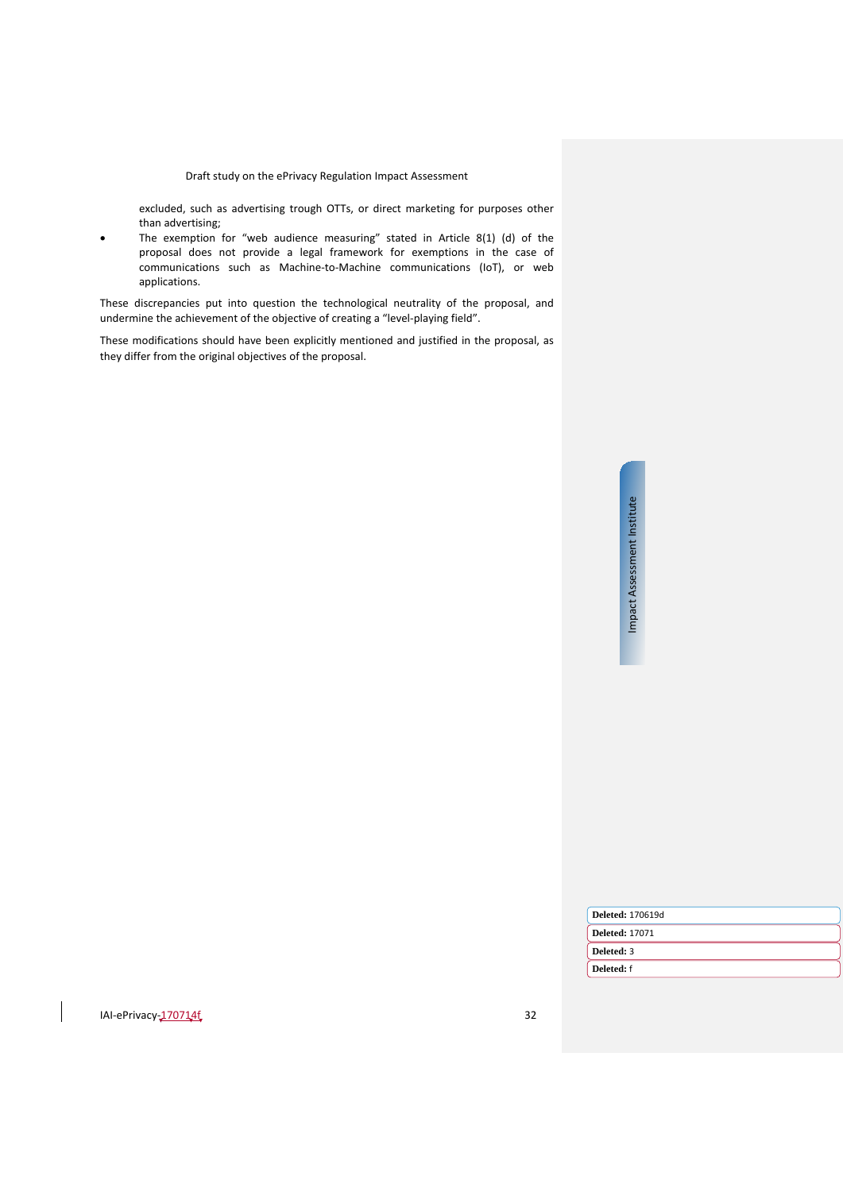excluded, such as advertising trough OTTs, or direct marketing for purposes other than advertising;

- The exemption for "web audience measuring" stated in Article 8(1) (d) of the proposal does not provide a legal framework for exemptions in the case of communications such as Machine-to-Machine communications (IoT), or web applications.

These discrepancies put into question the technological neutrality of the proposal, and undermine the achievement of the objective of creating a "level-playing field".

These modifications should have been explicitly mentioned and justified in the proposal, as they differ from the original objectives of the proposal.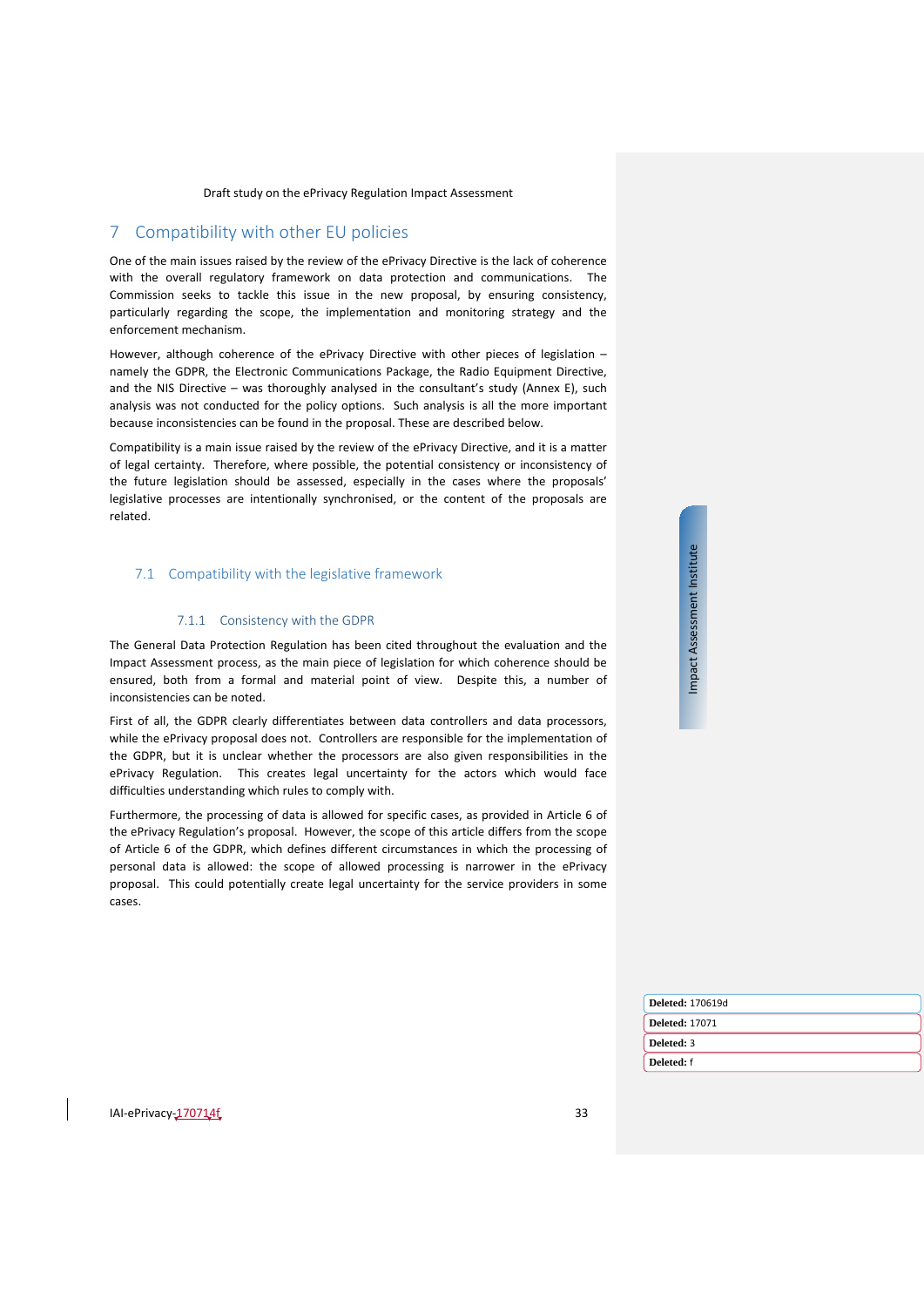# 7 Compatibility with other EU policies

One of the main issues raised by the review of the ePrivacy Directive is the lack of coherence with the overall regulatory framework on data protection and communications. The Commission seeks to tackle this issue in the new proposal, by ensuring consistency, particularly regarding the scope, the implementation and monitoring strategy and the enforcement mechanism.

However, although coherence of the ePrivacy Directive with other pieces of legislation – namely the GDPR, the Electronic Communications Package, the Radio Equipment Directive, and the NIS Directive – was thoroughly analysed in the consultant's study (Annex E), such analysis was not conducted for the policy options. Such analysis is all the more important because inconsistencies can be found in the proposal. These are described below.

Compatibility is a main issue raised by the review of the ePrivacy Directive, and it is a matter of legal certainty. Therefore, where possible, the potential consistency or inconsistency of the future legislation should be assessed, especially in the cases where the proposals' legislative processes are intentionally synchronised, or the content of the proposals are related.

## 7.1 Compatibility with the legislative framework

### 7.1.1 Consistency with the GDPR

The General Data Protection Regulation has been cited throughout the evaluation and the Impact Assessment process, as the main piece of legislation for which coherence should be ensured, both from a formal and material point of view. Despite this, a number of inconsistencies can be noted.

First of all, the GDPR clearly differentiates between data controllers and data processors, while the ePrivacy proposal does not. Controllers are responsible for the implementation of the GDPR, but it is unclear whether the processors are also given responsibilities in the ePrivacy Regulation. This creates legal uncertainty for the actors which would face difficulties understanding which rules to comply with.

Furthermore, the processing of data is allowed for specific cases, as provided in Article 6 of the ePrivacy Regulation's proposal. However, the scope of this article differs from the scope of Article 6 of the GDPR, which defines different circumstances in which the processing of personal data is allowed: the scope of allowed processing is narrower in the ePrivacy proposal. This could potentially create legal uncertainty for the service providers in some cases.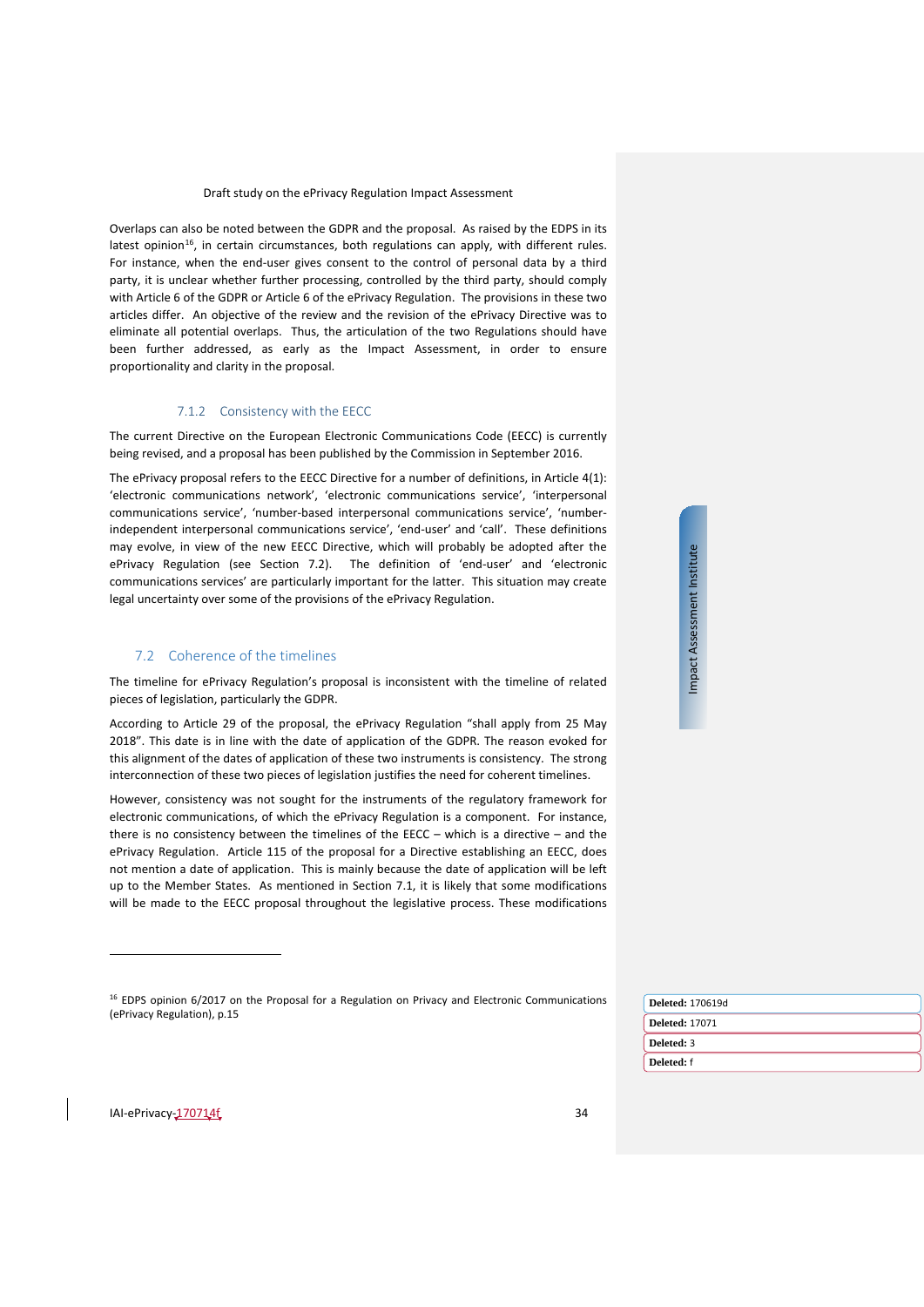Overlaps can also be noted between the GDPR and the proposal. As raised by the EDPS in its latest opinion[16], in certain circumstances, both regulations can apply, with different rules. For instance, when the end-user gives consent to the control of personal data by a third party, it is unclear whether further processing, controlled by the third party, should comply with Article 6 of the GDPR or Article 6 of the ePrivacy Regulation. The provisions in these two articles differ. An objective of the review and the revision of the ePrivacy Directive was to eliminate all potential overlaps. Thus, the articulation of the two Regulations should have been further addressed, as early as the Impact Assessment, in order to ensure proportionality and clarity in the proposal.

### 7.1.2 Consistency with the EECC

The current Directive on the European Electronic Communications Code (EECC) is currently being revised, and a proposal has been published by the Commission in September 2016.

The ePrivacy proposal refers to the EECC Directive for a number of definitions, in Article 4(1): 'electronic communications network', 'electronic communications service', 'interpersonal communications service', 'number-based interpersonal communications service', 'number-independent interpersonal communications service', 'end-user' and 'call'. These definitions may evolve, in view of the new EECC Directive, which will probably be adopted after the ePrivacy Regulation (see Section 7.2). The definition of 'end-user' and 'electronic communications services' are particularly important for the latter. This situation may create legal uncertainty over some of the provisions of the ePrivacy Regulation.

## 7.2 Coherence of the timelines

The timeline for ePrivacy Regulation's proposal is inconsistent with the timeline of related pieces of legislation, particularly the GDPR.

According to Article 29 of the proposal, the ePrivacy Regulation "shall apply from 25 May 2018". This date is in line with the date of application of the GDPR. The reason evoked for this alignment of the dates of application of these two instruments is consistency. The strong interconnection of these two pieces of legislation justifies the need for coherent timelines.

However, consistency was not sought for the instruments of the regulatory framework for electronic communications, of which the ePrivacy Regulation is a component. For instance, there is no consistency between the timelines of the EECC – which is a directive – and the ePrivacy Regulation. Article 115 of the proposal for a Directive establishing an EECC, does not mention a date of application. This is mainly because the date of application will be left up to the Member States. As mentioned in Section 7.1, it is likely that some modifications will be made to the EECC proposal throughout the legislative process. These modifications

[16] EDPS opinion 6/2017 on the Proposal for a Regulation on Privacy and Electronic Communications (ePrivacy Regulation), p.15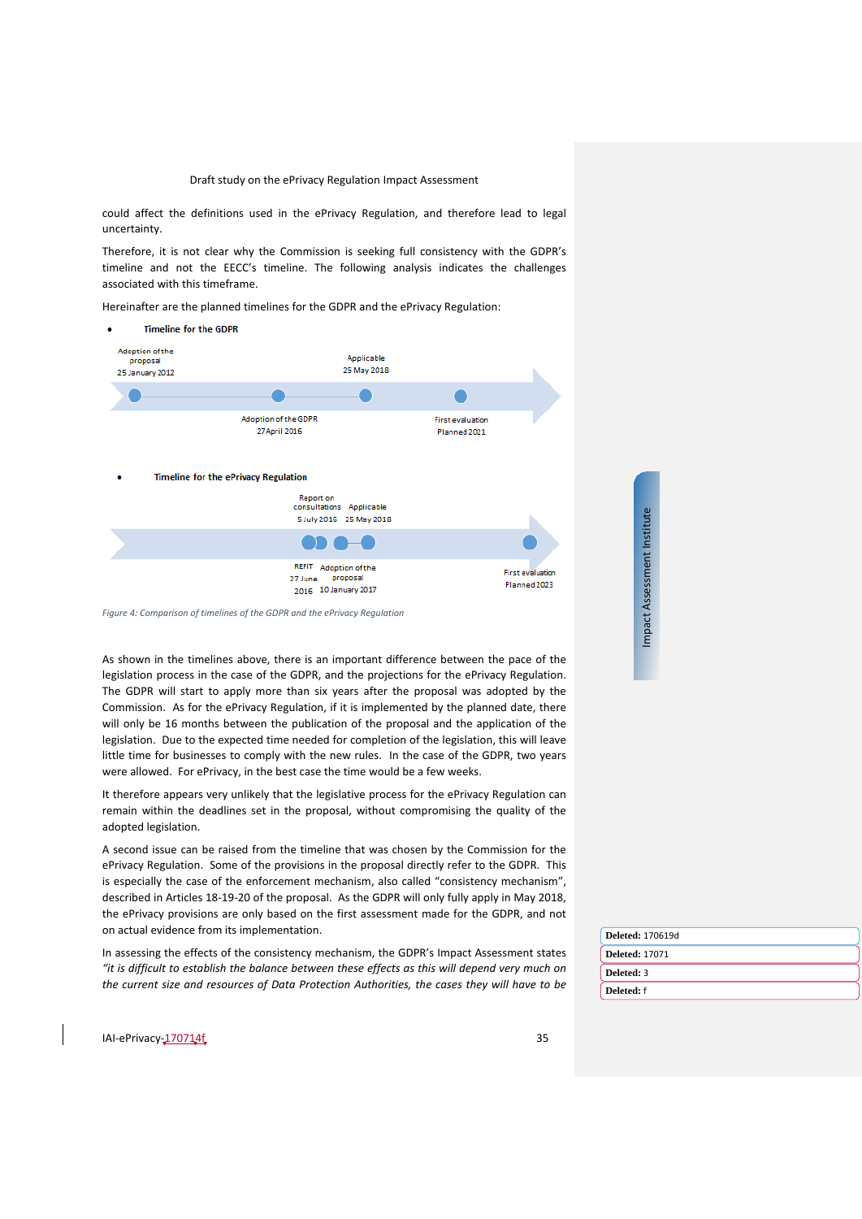could affect the definitions used in the ePrivacy Regulation, and therefore lead to legal uncertainty.

Therefore, it is not clear why the Commission is seeking full consistency with the GDPR's timeline and not the EECC's timeline. The following analysis indicates the challenges associated with this timeframe.

Hereinafter are the planned timelines for the GDPR and the ePrivacy Regulation:

- **Timeline for the GDPR**

Adoption of the proposal 25 January 2012

Adoption of the GDPR 27 April 2016

Applicable 25 May 2018

First evaluation Planned 2021

- **Timeline for the ePrivacy Regulation**

REFIT 27 June 2016

Report on consultations 5 July 2016

Adoption of the proposal 10 January 2017

Applicable 25 May 2018

First evaluation Planned 2023

*Figure 4: Comparison of timelines of the GDPR and the ePrivacy Regulation*

As shown in the timelines above, there is an important difference between the pace of the legislation process in the case of the GDPR, and the projections for the ePrivacy Regulation. The GDPR will start to apply more than six years after the proposal was adopted by the Commission. As for the ePrivacy Regulation, if it is implemented by the planned date, there will only be 16 months between the publication of the proposal and the application of the legislation. Due to the expected time needed for completion of the legislation, this will leave little time for businesses to comply with the new rules. In the case of the GDPR, two years were allowed. For ePrivacy, in the best case the time would be a few weeks.

It therefore appears very unlikely that the legislative process for the ePrivacy Regulation can remain within the deadlines set in the proposal, without compromising the quality of the adopted legislation.

A second issue can be raised from the timeline that was chosen by the Commission for the ePrivacy Regulation. Some of the provisions in the proposal directly refer to the GDPR. This is especially the case of the enforcement mechanism, also called "consistency mechanism", described in Articles 18-19-20 of the proposal. As the GDPR will only fully apply in May 2018, the ePrivacy provisions are only based on the first assessment made for the GDPR, and not on actual evidence from its implementation.

In assessing the effects of the consistency mechanism, the GDPR's Impact Assessment states *"it is difficult to establish the balance between these effects as this will depend very much on the current size and resources of Data Protection Authorities, the cases they will have to be*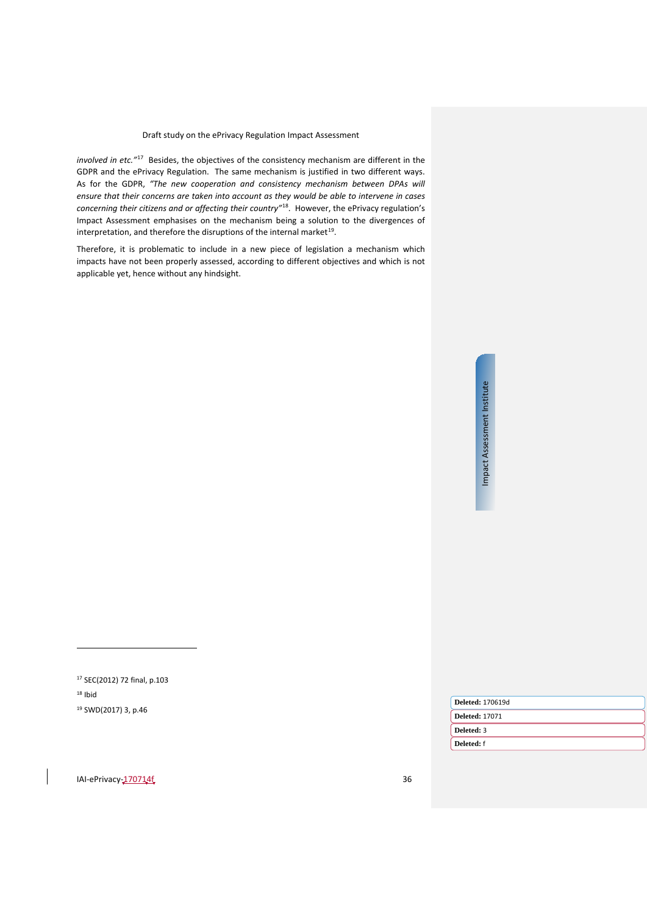*involved in etc."*[17] Besides, the objectives of the consistency mechanism are different in the GDPR and the ePrivacy Regulation. The same mechanism is justified in two different ways. As for the GDPR, *"The new cooperation and consistency mechanism between DPAs will ensure that their concerns are taken into account as they would be able to intervene in cases concerning their citizens and or affecting their country"*[18]. However, the ePrivacy regulation's Impact Assessment emphasises on the mechanism being a solution to the divergences of interpretation, and therefore the disruptions of the internal market[19].

Therefore, it is problematic to include in a new piece of legislation a mechanism which impacts have not been properly assessed, according to different objectives and which is not applicable yet, hence without any hindsight.

---

[17] SEC(2012) 72 final, p.103

[18] Ibid

[19] SWD(2017) 3, p.46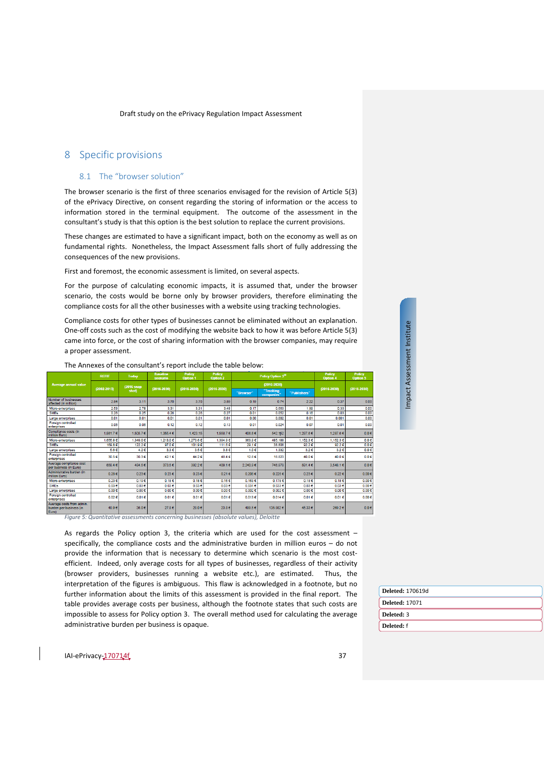# 8 Specific provisions

## 8.1 The "browser solution"

The browser scenario is the first of three scenarios envisaged for the revision of Article 5(3) of the ePrivacy Directive, on consent regarding the storing of information or the access to information stored in the terminal equipment. The outcome of the assessment in the consultant's study is that this option is the best solution to replace the current provisions.

These changes are estimated to have a significant impact, both on the economy as well as on fundamental rights. Nonetheless, the Impact Assessment falls short of fully addressing the consequences of the new provisions.

First and foremost, the economic assessment is limited, on several aspects.

For the purpose of calculating economic impacts, it is assumed that, under the browser scenario, the costs would be borne only by browser providers, therefore eliminating the compliance costs for all the other businesses with a website using tracking technologies.

Compliance costs for other types of businesses cannot be eliminated without an explanation. One-off costs such as the cost of modifying the website back to how it was before Article 5(3) came into force, or the cost of sharing information with the browser companies, may require a proper assessment.

The Annexes of the consultant's report include the table below:

| Average annual value | REFIT | Today | Baseline scenario | Policy Option 1 | Policy Option 2 | Policy Option 3[28] | | | Policy Option 4 | Policy Option 5 |
|---|---|---|---|---|---|---|---|---|---|---|
| | (2002-2015) | (2016 snap shot) | (2016-2030) | (2016-2030) | (2016-2030) | (2016-2030) | | | (2016-2030) | (2016-2030) |
| | | | | | | "Browser" | "Tracking companies" | "Publishers" | | |
| Number of businesses affected (in million) | 2.84 | 3.11 | 3.70 | 3.70 | 3.89 | 0.18 | 0.74 | 2.22 | 0.37 | 0.00 |
| Micro-enterprises | 2.63 | 2.78 | 3.31 | 3.31 | 3.48 | 0.17 | 0.663 | 1.99 | 0.33 | 0.00 |
| SMEs | 0.20 | 0.25 | 0.26 | 0.26 | 0.27 | 0.01 | 0.052 | 0.16 | 0.03 | 0.00 |
| Large enterprises | 0.01 | 0.01 | 0.01 | 0.01 | 0.01 | 0.00 | 0.002 | 0.01 | 0.001 | 0.00 |
| Foreign controlled enterprises | 0.06 | 0.06 | 0.12 | 0.12 | 0.13 | 0.01 | 0.024 | 0.07 | 0.01 | 0.00 |
| Compliance costs (in million Euro) | 1,861.7 € | 1,508.7 € | 1,365.4 € | 1,423.15 | 1,558.7 € | 406.6 € | 542.152 | 1,287.6 € | 1,287.6 € | 0.0 € |
| Micro-enterprises | 1,655.8 € | 1,349.0 € | 1,218.0 € | 1,273.6 € | 1,394.0 € | 363.0 € | 485.188 | 1,152.3 € | 1,152.3 € | 0.0 € |
| SMEs | 169.8 € | 122.2 € | 97.0 € | 101.9 € | 111.5 € | 29.1 € | 38.806 | 92.2 € | 92.2 € | 0.0 € |
| Large enterprises | 6.6 € | 4.2 € | 3.3 € | 3.5 € | 3.8 € | 1.0 € | 1.332 | 3.2 € | 3.2 € | 0.0 € |
| Foreign controlled enterprises | 30.5 € | 30.3 € | 42.1 € | 44.2 € | 48.4 € | 12.6 € | 16.823 | 40.0 € | 40.0 € | 0.0 € |
| Average compliance cost per business (in Euro) | 658.4 € | 484.5 € | 373.5 € | 382.2 € | 409.1 € | 2,240.9 € | 746.979 | 581.4 € | 3,548.1 € | 0.0 € |
| Administrative burden (in million Euro) | 0.28 € | 0.23 € | 0.23 € | 0.23 € | 0.21 € | 0.200 € | 0.220 € | 0.23 € | 0.22 € | 0.00 € |
| Micro-enterprises | 0.23 € | 0.19 € | 0.18 € | 0.18 € | 0.16 € | 0.163 € | 0.178 € | 0.18 € | 0.18 € | 0.00 € |
| SMEs | 0.03 € | 0.03 € | 0.03 € | 0.03 € | 0.03 € | 0.031 € | 0.033 € | 0.03 € | 0.03 € | 0.00 € |
| Large enterprises | 0.00 € | 0.00 € | 0.00 € | 0.00 € | 0.00 € | 0.002 € | 0.002 € | 0.00 € | 0.00 € | 0.00 € |
| Foreign controlled enterprises | 0.02 € | 0.01 € | 0.01 € | 0.01 € | 0.01 € | 0.013 € | 0.014 € | 0.01 € | 0.01 € | 0.00 € |
| Average costs from admin. burden per business (in Euro) | 48.9 € | 38.0 € | 27.8 € | 29.0 € | 23.8 € | 489.5 € | 135.882 € | 45.33 € | 269.2 € | 0.0 € |

*Figure 5: Quantitative assessments concerning businesses (absolute values), Deloitte*

As regards the Policy option 3, the criteria which are used for the cost assessment – specifically, the compliance costs and the administrative burden in million euros – do not provide the information that is necessary to determine which scenario is the most cost-efficient. Indeed, only average costs for all types of businesses, regardless of their activity (browser providers, businesses running a website etc.), are estimated. Thus, the interpretation of the figures is ambiguous. This flaw is acknowledged in a footnote, but no further information about the limits of this assessment is provided in the final report. The table provides average costs per business, although the footnote states that such costs are impossible to assess for Policy option 3. The overall method used for calculating the average administrative burden per business is opaque.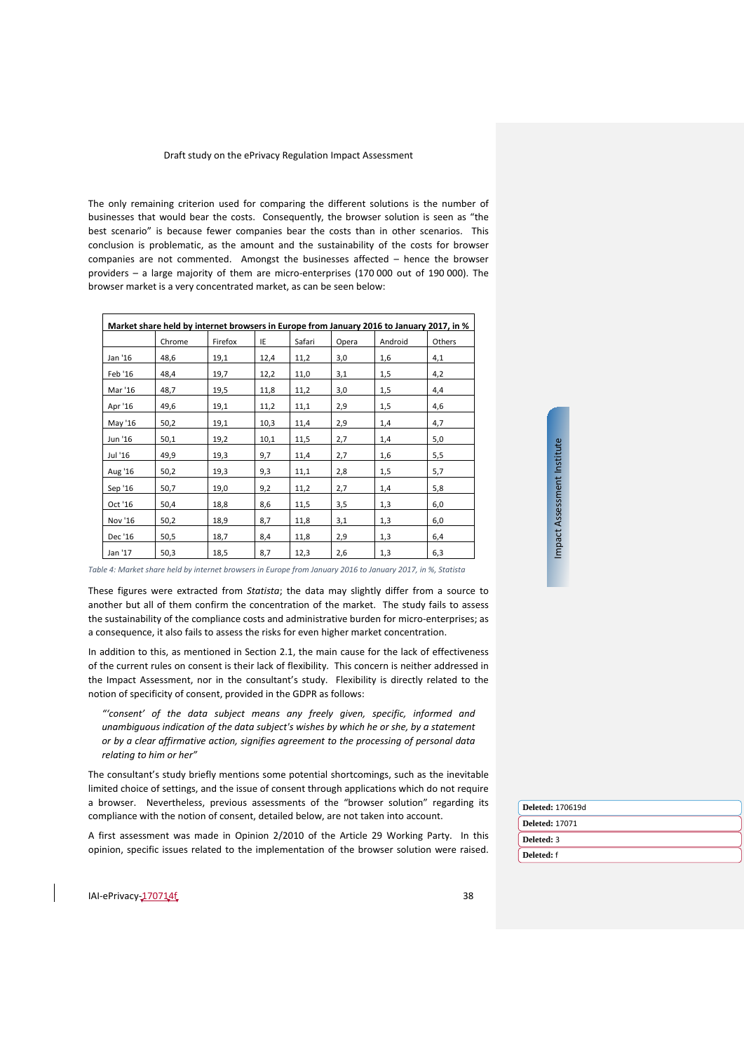The only remaining criterion used for comparing the different solutions is the number of businesses that would bear the costs. Consequently, the browser solution is seen as "the best scenario" is because fewer companies bear the costs than in other scenarios. This conclusion is problematic, as the amount and the sustainability of the costs for browser companies are not commented. Amongst the businesses affected – hence the browser providers – a large majority of them are micro-enterprises (170 000 out of 190 000). The browser market is a very concentrated market, as can be seen below:

| Market share held by internet browsers in Europe from January 2016 to January 2017, in % | | | | | | | |
|---|---|---|---|---|---|---|---|
| | Chrome | Firefox | IE | Safari | Opera | Android | Others |
| Jan '16 | 48,6 | 19,1 | 12,4 | 11,2 | 3,0 | 1,6 | 4,1 |
| Feb '16 | 48,4 | 19,7 | 12,2 | 11,0 | 3,1 | 1,5 | 4,2 |
| Mar '16 | 48,7 | 19,5 | 11,8 | 11,2 | 3,0 | 1,5 | 4,4 |
| Apr '16 | 49,6 | 19,1 | 11,2 | 11,1 | 2,9 | 1,5 | 4,6 |
| May '16 | 50,2 | 19,1 | 10,3 | 11,4 | 2,9 | 1,4 | 4,7 |
| Jun '16 | 50,1 | 19,2 | 10,1 | 11,5 | 2,7 | 1,4 | 5,0 |
| Jul '16 | 49,9 | 19,3 | 9,7 | 11,4 | 2,7 | 1,6 | 5,5 |
| Aug '16 | 50,2 | 19,3 | 9,3 | 11,1 | 2,8 | 1,5 | 5,7 |
| Sep '16 | 50,7 | 19,0 | 9,2 | 11,2 | 2,7 | 1,4 | 5,8 |
| Oct '16 | 50,4 | 18,8 | 8,6 | 11,5 | 3,5 | 1,3 | 6,0 |
| Nov '16 | 50,2 | 18,9 | 8,7 | 11,8 | 3,1 | 1,3 | 6,0 |
| Dec '16 | 50,5 | 18,7 | 8,4 | 11,8 | 2,9 | 1,3 | 6,4 |
| Jan '17 | 50,3 | 18,5 | 8,7 | 12,3 | 2,6 | 1,3 | 6,3 |

*Table 4: Market share held by internet browsers in Europe from January 2016 to January 2017, in %, Statista*

These figures were extracted from *Statista*; the data may slightly differ from a source to another but all of them confirm the concentration of the market. The study fails to assess the sustainability of the compliance costs and administrative burden for micro-enterprises; as a consequence, it also fails to assess the risks for even higher market concentration.

In addition to this, as mentioned in Section 2.1, the main cause for the lack of effectiveness of the current rules on consent is their lack of flexibility. This concern is neither addressed in the Impact Assessment, nor in the consultant's study. Flexibility is directly related to the notion of specificity of consent, provided in the GDPR as follows:

> *"'consent' of the data subject means any freely given, specific, informed and unambiguous indication of the data subject's wishes by which he or she, by a statement or by a clear affirmative action, signifies agreement to the processing of personal data relating to him or her"*

The consultant's study briefly mentions some potential shortcomings, such as the inevitable limited choice of settings, and the issue of consent through applications which do not require a browser. Nevertheless, previous assessments of the "browser solution" regarding its compliance with the notion of consent, detailed below, are not taken into account.

A first assessment was made in Opinion 2/2010 of the Article 29 Working Party. In this opinion, specific issues related to the implementation of the browser solution were raised.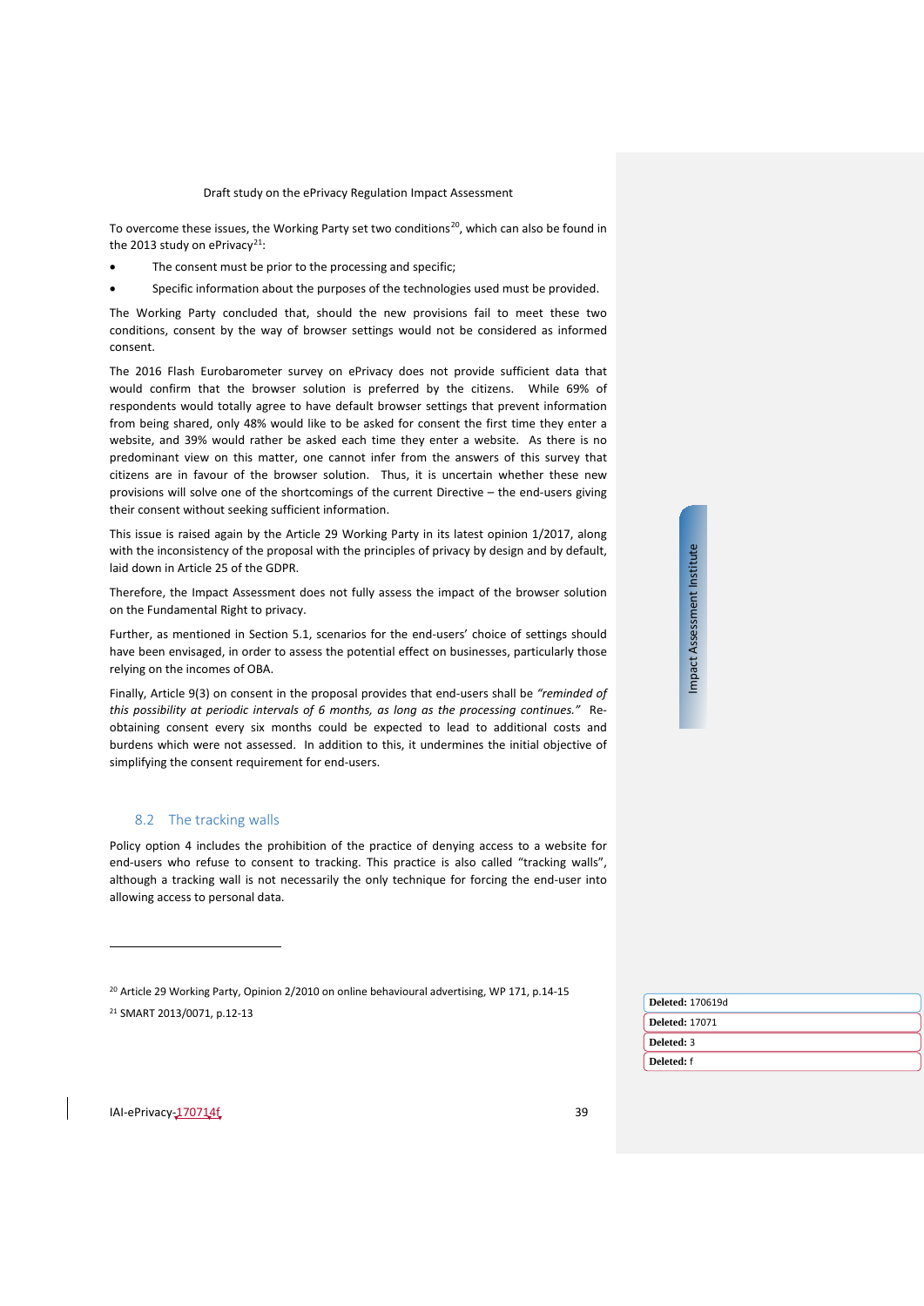To overcome these issues, the Working Party set two conditions[20], which can also be found in the 2013 study on ePrivacy[21]:

- The consent must be prior to the processing and specific;
- Specific information about the purposes of the technologies used must be provided.

The Working Party concluded that, should the new provisions fail to meet these two conditions, consent by the way of browser settings would not be considered as informed consent.

The 2016 Flash Eurobarometer survey on ePrivacy does not provide sufficient data that would confirm that the browser solution is preferred by the citizens. While 69% of respondents would totally agree to have default browser settings that prevent information from being shared, only 48% would like to be asked for consent the first time they enter a website, and 39% would rather be asked each time they enter a website. As there is no predominant view on this matter, one cannot infer from the answers of this survey that citizens are in favour of the browser solution. Thus, it is uncertain whether these new provisions will solve one of the shortcomings of the current Directive – the end-users giving their consent without seeking sufficient information.

This issue is raised again by the Article 29 Working Party in its latest opinion 1/2017, along with the inconsistency of the proposal with the principles of privacy by design and by default, laid down in Article 25 of the GDPR.

Therefore, the Impact Assessment does not fully assess the impact of the browser solution on the Fundamental Right to privacy.

Further, as mentioned in Section 5.1, scenarios for the end-users' choice of settings should have been envisaged, in order to assess the potential effect on businesses, particularly those relying on the incomes of OBA.

Finally, Article 9(3) on consent in the proposal provides that end-users shall be *"reminded of this possibility at periodic intervals of 6 months, as long as the processing continues."* Re-obtaining consent every six months could be expected to lead to additional costs and burdens which were not assessed. In addition to this, it undermines the initial objective of simplifying the consent requirement for end-users.

## 8.2 The tracking walls

Policy option 4 includes the prohibition of the practice of denying access to a website for end-users who refuse to consent to tracking. This practice is also called "tracking walls", although a tracking wall is not necessarily the only technique for forcing the end-user into allowing access to personal data.

---

[20] Article 29 Working Party, Opinion 2/2010 on online behavioural advertising, WP 171, p.14-15

[21] SMART 2013/0071, p.12-13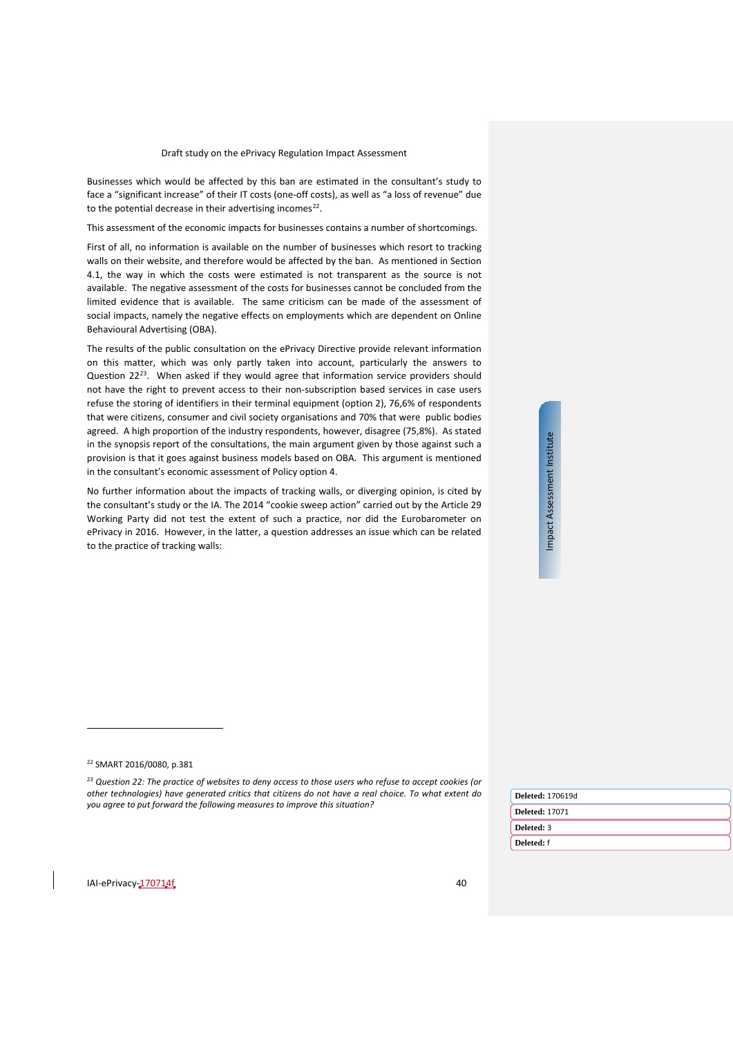Businesses which would be affected by this ban are estimated in the consultant's study to face a "significant increase" of their IT costs (one-off costs), as well as "a loss of revenue" due to the potential decrease in their advertising incomes[22].

This assessment of the economic impacts for businesses contains a number of shortcomings.

First of all, no information is available on the number of businesses which resort to tracking walls on their website, and therefore would be affected by the ban. As mentioned in Section 4.1, the way in which the costs were estimated is not transparent as the source is not available. The negative assessment of the costs for businesses cannot be concluded from the limited evidence that is available. The same criticism can be made of the assessment of social impacts, namely the negative effects on employments which are dependent on Online Behavioural Advertising (OBA).

The results of the public consultation on the ePrivacy Directive provide relevant information on this matter, which was only partly taken into account, particularly the answers to Question 22[23]. When asked if they would agree that information service providers should not have the right to prevent access to their non-subscription based services in case users refuse the storing of identifiers in their terminal equipment (option 2), 76,6% of respondents that were citizens, consumer and civil society organisations and 70% that were public bodies agreed. A high proportion of the industry respondents, however, disagree (75,8%). As stated in the synopsis report of the consultations, the main argument given by those against such a provision is that it goes against business models based on OBA. This argument is mentioned in the consultant's economic assessment of Policy option 4.

No further information about the impacts of tracking walls, or diverging opinion, is cited by the consultant's study or the IA. The 2014 "cookie sweep action" carried out by the Article 29 Working Party did not test the extent of such a practice, nor did the Eurobarometer on ePrivacy in 2016. However, in the latter, a question addresses an issue which can be related to the practice of tracking walls:

---

[22] SMART 2016/0080, p.381

[23] *Question 22: The practice of websites to deny access to those users who refuse to accept cookies (or other technologies) have generated critics that citizens do not have a real choice. To what extent do you agree to put forward the following measures to improve this situation?*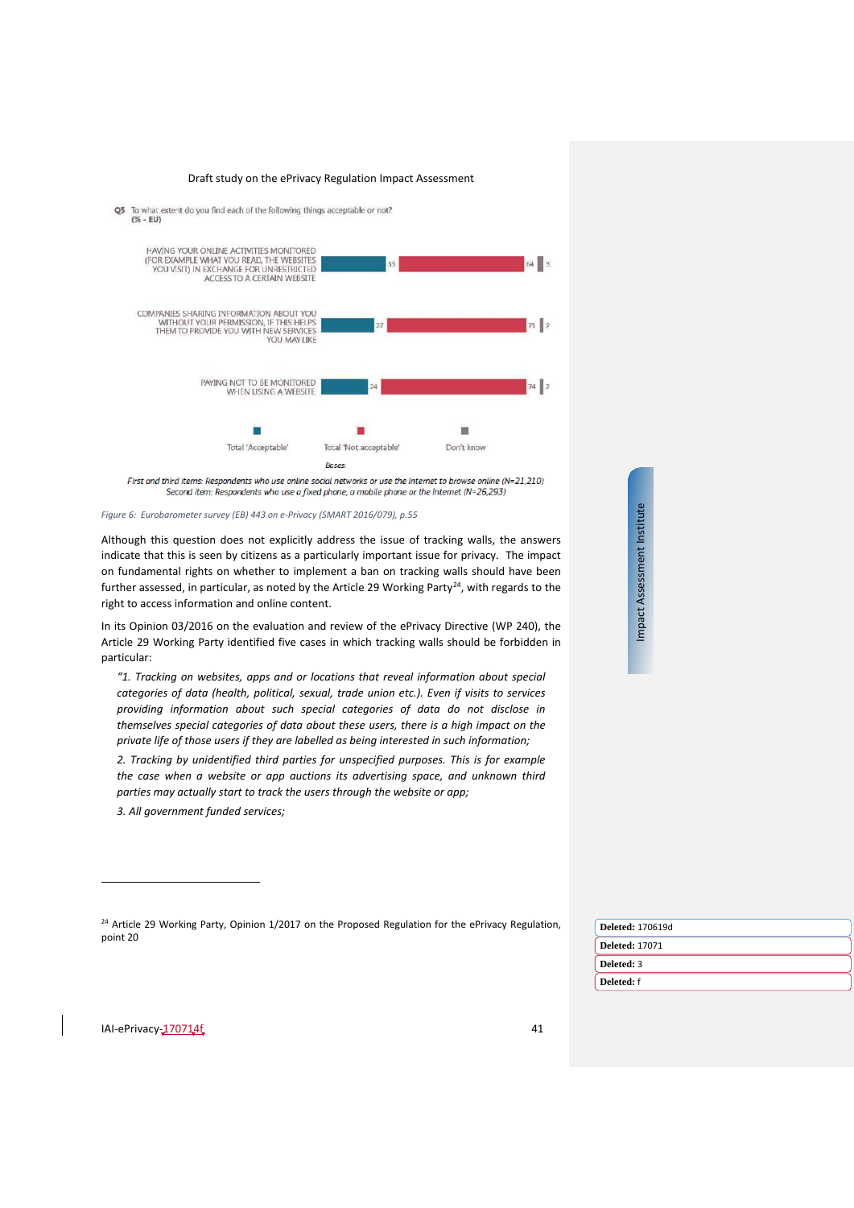Q5 To what extent do you find each of the following things acceptable or not?
(% - EU)

| | Total 'Acceptable' | Total 'Not acceptable' | Don't know |
|---|---|---|---|
| HAVING YOUR ONLINE ACTIVITIES MONITORED (FOR EXAMPLE WHAT YOU READ, THE WEBSITES YOU VISIT) IN EXCHANGE FOR UNRESTRICTED ACCESS TO A CERTAIN WEBSITE | 33 | 64 | 3 |
| COMPANIES SHARING INFORMATION ABOUT YOU WITHOUT YOUR PERMISSION, IF THIS HELPS THEM TO PROVIDE YOU WITH NEW SERVICES YOU MAY LIKE | 27 | 71 | 2 |
| PAYING NOT TO BE MONITORED WHEN USING A WEBSITE | 24 | 74 | 2 |

*Bases:*
*First and third items: Respondents who use online social networks or use the Internet to browse online (N=21,210)*
*Second item: Respondents who use a fixed phone, a mobile phone or the Internet (N=26,293)*

*Figure 6: Eurobarometer survey (EB) 443 on e-Privacy (SMART 2016/079), p.55*

Although this question does not explicitly address the issue of tracking walls, the answers indicate that this is seen by citizens as a particularly important issue for privacy. The impact on fundamental rights on whether to implement a ban on tracking walls should have been further assessed, in particular, as noted by the Article 29 Working Party[24], with regards to the right to access information and online content.

In its Opinion 03/2016 on the evaluation and review of the ePrivacy Directive (WP 240), the Article 29 Working Party identified five cases in which tracking walls should be forbidden in particular:

> *"1. Tracking on websites, apps and or locations that reveal information about special categories of data (health, political, sexual, trade union etc.). Even if visits to services providing information about such special categories of data do not disclose in themselves special categories of data about these users, there is a high impact on the private life of those users if they are labelled as being interested in such information;*
>
> *2. Tracking by unidentified third parties for unspecified purposes. This is for example the case when a website or app auctions its advertising space, and unknown third parties may actually start to track the users through the website or app;*
>
> *3. All government funded services;*

---

[24] Article 29 Working Party, Opinion 1/2017 on the Proposed Regulation for the ePrivacy Regulation, point 20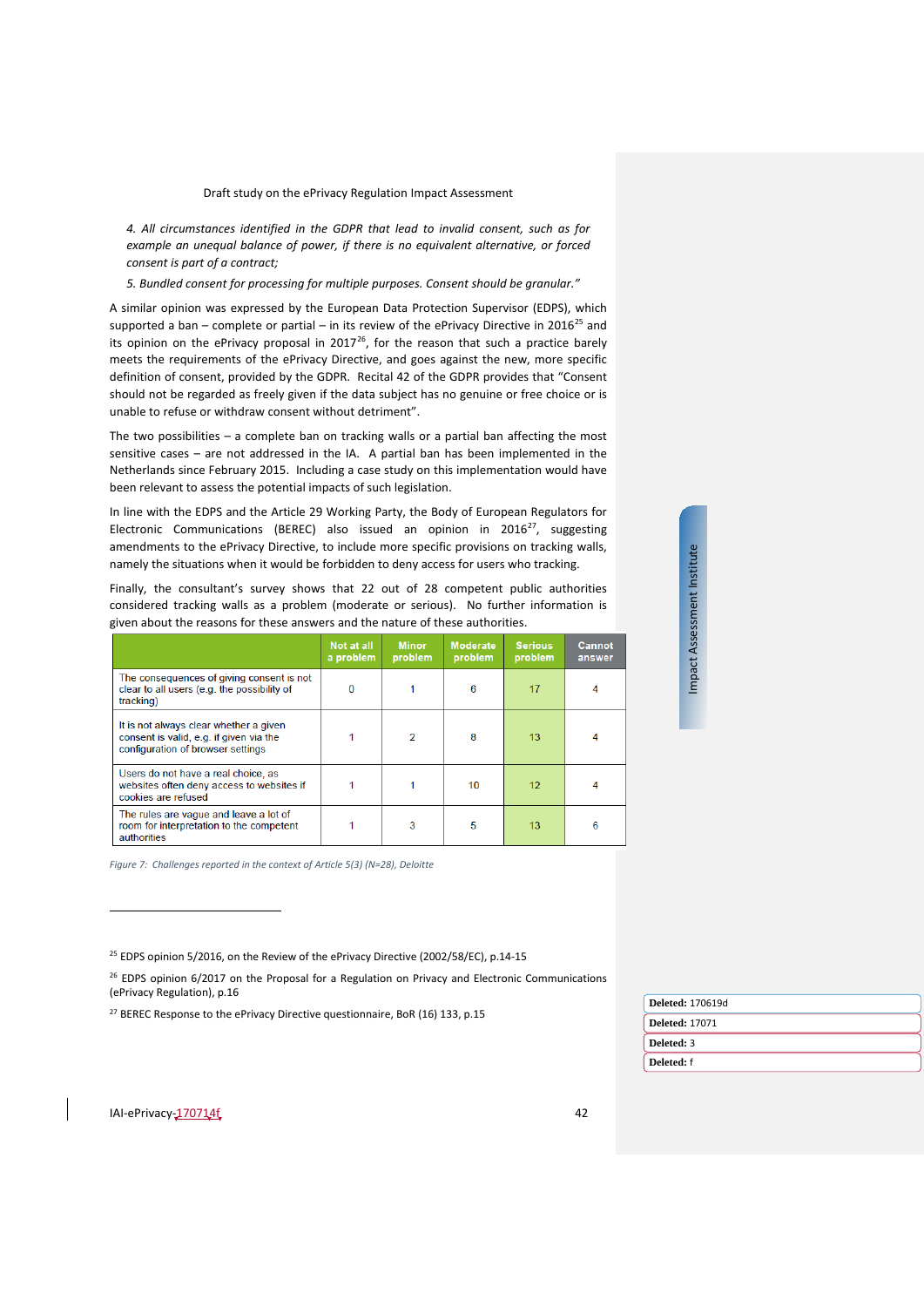*4. All circumstances identified in the GDPR that lead to invalid consent, such as for example an unequal balance of power, if there is no equivalent alternative, or forced consent is part of a contract;*

*5. Bundled consent for processing for multiple purposes. Consent should be granular."*

A similar opinion was expressed by the European Data Protection Supervisor (EDPS), which supported a ban – complete or partial – in its review of the ePrivacy Directive in 2016[25] and its opinion on the ePrivacy proposal in 2017[26], for the reason that such a practice barely meets the requirements of the ePrivacy Directive, and goes against the new, more specific definition of consent, provided by the GDPR. Recital 42 of the GDPR provides that "Consent should not be regarded as freely given if the data subject has no genuine or free choice or is unable to refuse or withdraw consent without detriment".

The two possibilities – a complete ban on tracking walls or a partial ban affecting the most sensitive cases – are not addressed in the IA. A partial ban has been implemented in the Netherlands since February 2015. Including a case study on this implementation would have been relevant to assess the potential impacts of such legislation.

In line with the EDPS and the Article 29 Working Party, the Body of European Regulators for Electronic Communications (BEREC) also issued an opinion in 2016[27], suggesting amendments to the ePrivacy Directive, to include more specific provisions on tracking walls, namely the situations when it would be forbidden to deny access for users who tracking.

Finally, the consultant's survey shows that 22 out of 28 competent public authorities considered tracking walls as a problem (moderate or serious). No further information is given about the reasons for these answers and the nature of these authorities.

| | Not at all a problem | Minor problem | Moderate problem | Serious problem | Cannot answer |
|---|---|---|---|---|---|
| The consequences of giving consent is not clear to all users (e.g. the possibility of tracking) | 0 | 1 | 6 | 17 | 4 |
| It is not always clear whether a given consent is valid, e.g. if given via the configuration of browser settings | 1 | 2 | 8 | 13 | 4 |
| Users do not have a real choice, as websites often deny access to websites if cookies are refused | 1 | 1 | 10 | 12 | 4 |
| The rules are vague and leave a lot of room for interpretation to the competent authorities | 1 | 3 | 5 | 13 | 6 |

*Figure 7: Challenges reported in the context of Article 5(3) (N=28), Deloitte*

---

[25] EDPS opinion 5/2016, on the Review of the ePrivacy Directive (2002/58/EC), p.14-15

[26] EDPS opinion 6/2017 on the Proposal for a Regulation on Privacy and Electronic Communications (ePrivacy Regulation), p.16

[27] BEREC Response to the ePrivacy Directive questionnaire, BoR (16) 133, p.15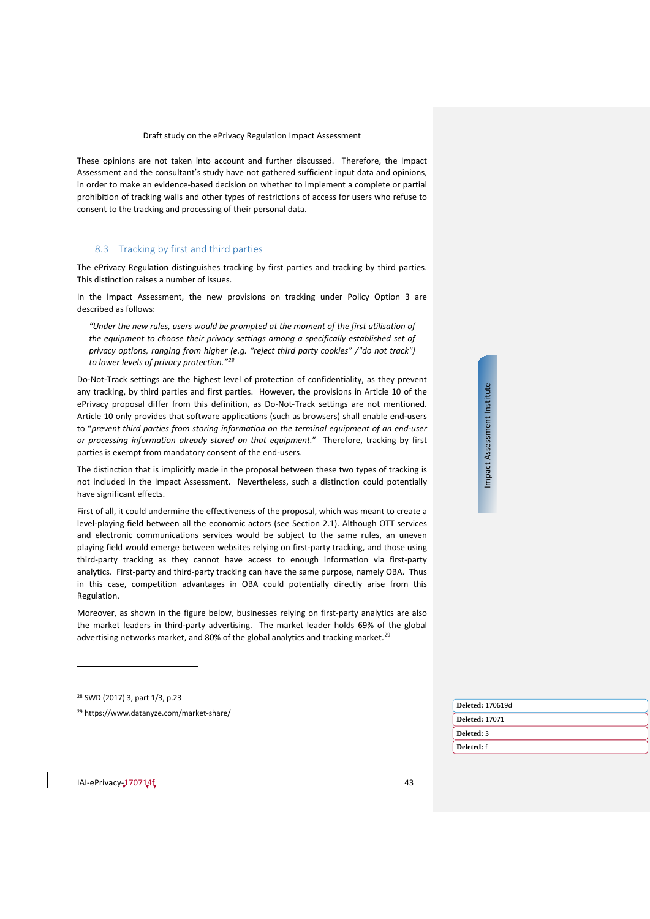These opinions are not taken into account and further discussed. Therefore, the Impact Assessment and the consultant's study have not gathered sufficient input data and opinions, in order to make an evidence-based decision on whether to implement a complete or partial prohibition of tracking walls and other types of restrictions of access for users who refuse to consent to the tracking and processing of their personal data.

## 8.3 Tracking by first and third parties

The ePrivacy Regulation distinguishes tracking by first parties and tracking by third parties. This distinction raises a number of issues.

In the Impact Assessment, the new provisions on tracking under Policy Option 3 are described as follows:

> *"Under the new rules, users would be prompted at the moment of the first utilisation of the equipment to choose their privacy settings among a specifically established set of privacy options, ranging from higher (e.g. "reject third party cookies" /"do not track") to lower levels of privacy protection."*[28]

Do-Not-Track settings are the highest level of protection of confidentiality, as they prevent any tracking, by third parties and first parties. However, the provisions in Article 10 of the ePrivacy proposal differ from this definition, as Do-Not-Track settings are not mentioned. Article 10 only provides that software applications (such as browsers) shall enable end-users to "*prevent third parties from storing information on the terminal equipment of an end-user or processing information already stored on that equipment.*" Therefore, tracking by first parties is exempt from mandatory consent of the end-users.

The distinction that is implicitly made in the proposal between these two types of tracking is not included in the Impact Assessment. Nevertheless, such a distinction could potentially have significant effects.

First of all, it could undermine the effectiveness of the proposal, which was meant to create a level-playing field between all the economic actors (see Section 2.1). Although OTT services and electronic communications services would be subject to the same rules, an uneven playing field would emerge between websites relying on first-party tracking, and those using third-party tracking as they cannot have access to enough information via first-party analytics. First-party and third-party tracking can have the same purpose, namely OBA. Thus in this case, competition advantages in OBA could potentially directly arise from this Regulation.

Moreover, as shown in the figure below, businesses relying on first-party analytics are also the market leaders in third-party advertising. The market leader holds 69% of the global advertising networks market, and 80% of the global analytics and tracking market.[29]

---

[28] SWD (2017) 3, part 1/3, p.23

[29] https://www.datanyze.com/market-share/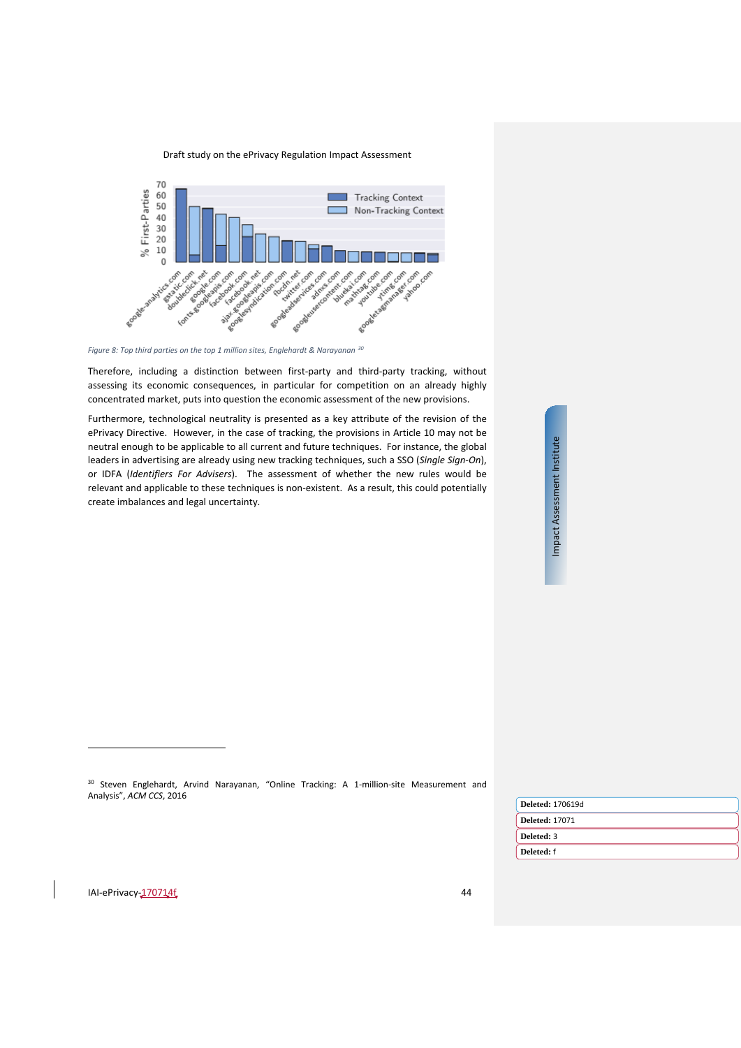Figure 8: Top third parties on the top 1 million sites, Englehardt & Narayanan [30]

Therefore, including a distinction between first-party and third-party tracking, without assessing its economic consequences, in particular for competition on an already highly concentrated market, puts into question the economic assessment of the new provisions.

Furthermore, technological neutrality is presented as a key attribute of the revision of the ePrivacy Directive. However, in the case of tracking, the provisions in Article 10 may not be neutral enough to be applicable to all current and future techniques. For instance, the global leaders in advertising are already using new tracking techniques, such a SSO (*Single Sign-On*), or IDFA (*Identifiers For Advisers*). The assessment of whether the new rules would be relevant and applicable to these techniques is non-existent. As a result, this could potentially create imbalances and legal uncertainty.

[30] Steven Englehardt, Arvind Narayanan, "Online Tracking: A 1-million-site Measurement and Analysis", *ACM CCS*, 2016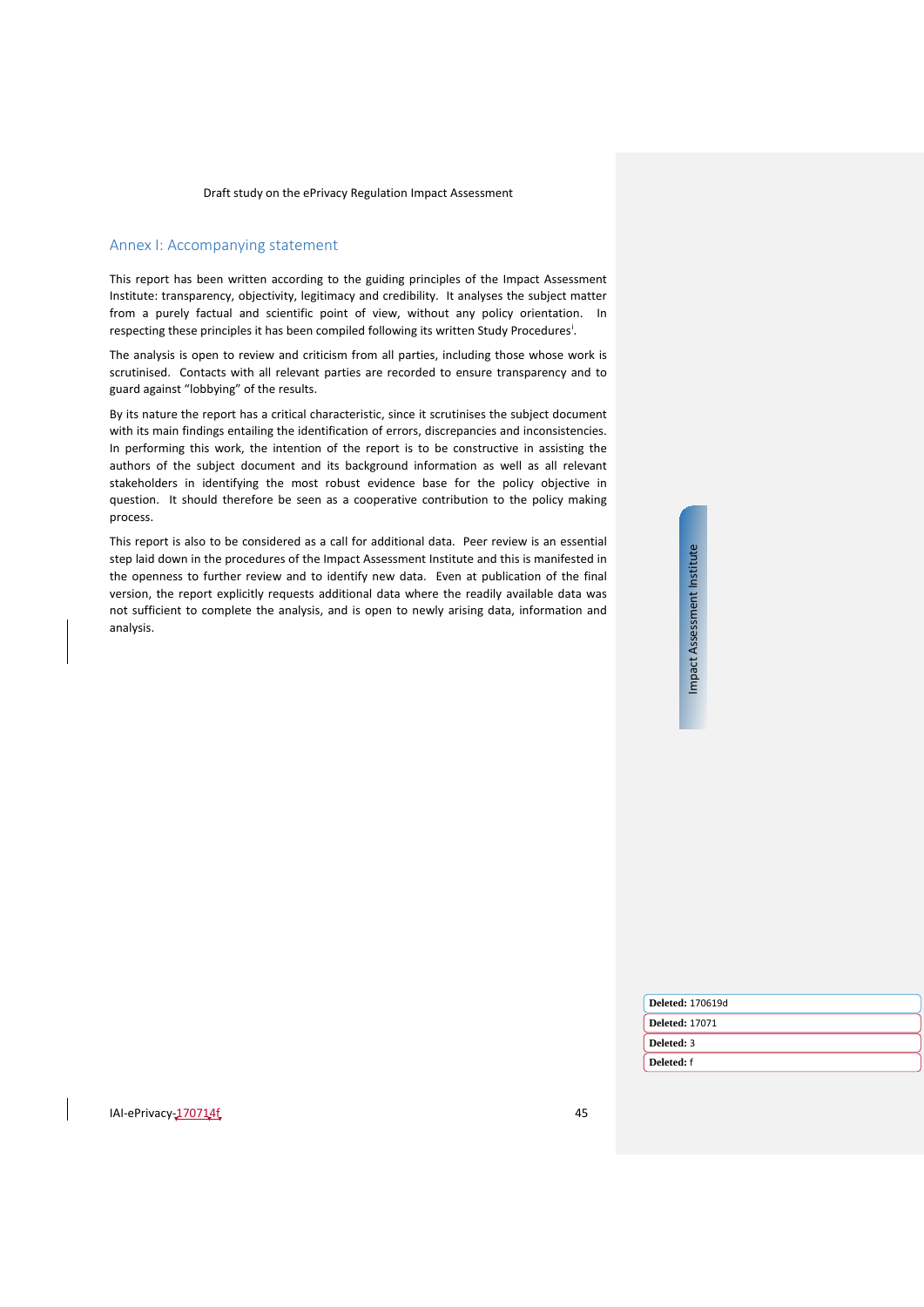## Annex I: Accompanying statement

This report has been written according to the guiding principles of the Impact Assessment Institute: transparency, objectivity, legitimacy and credibility. It analyses the subject matter from a purely factual and scientific point of view, without any policy orientation. In respecting these principles it has been compiled following its written Study Procedures[i].

The analysis is open to review and criticism from all parties, including those whose work is scrutinised. Contacts with all relevant parties are recorded to ensure transparency and to guard against "lobbying" of the results.

By its nature the report has a critical characteristic, since it scrutinises the subject document with its main findings entailing the identification of errors, discrepancies and inconsistencies. In performing this work, the intention of the report is to be constructive in assisting the authors of the subject document and its background information as well as all relevant stakeholders in identifying the most robust evidence base for the policy objective in question. It should therefore be seen as a cooperative contribution to the policy making process.

This report is also to be considered as a call for additional data. Peer review is an essential step laid down in the procedures of the Impact Assessment Institute and this is manifested in the openness to further review and to identify new data. Even at publication of the final version, the report explicitly requests additional data where the readily available data was not sufficient to complete the analysis, and is open to newly arising data, information and analysis.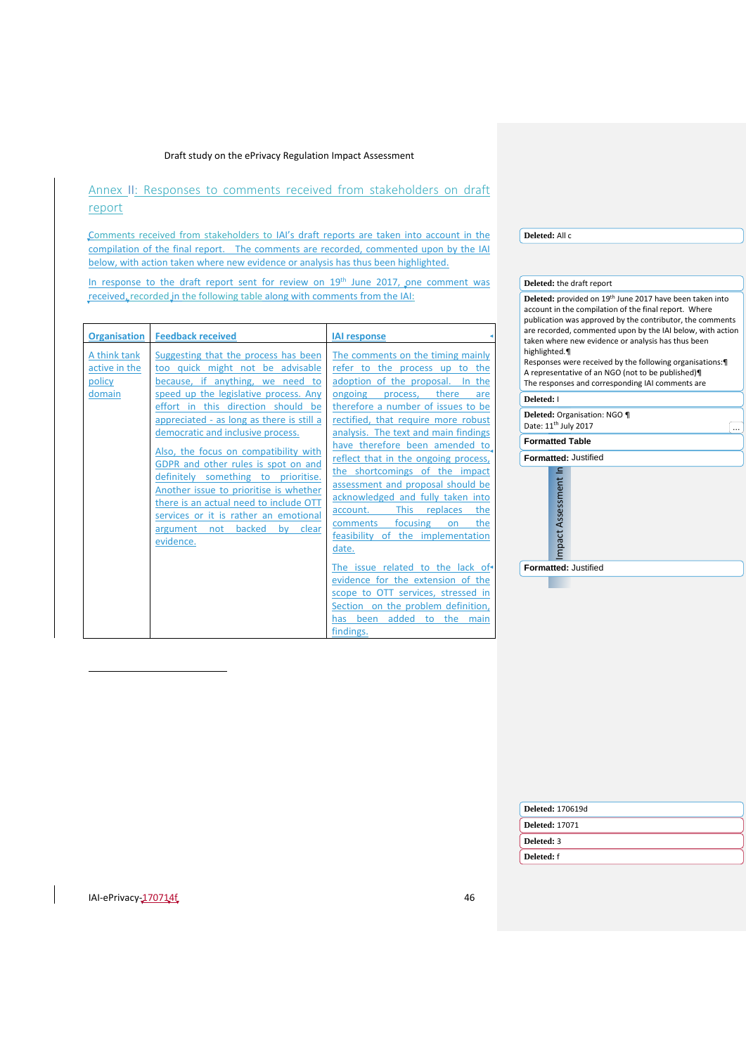## Annex II: Responses to comments received from stakeholders on draft report

Comments received from stakeholders to IAI's draft reports are taken into account in the compilation of the final report. The comments are recorded, commented upon by the IAI below, with action taken where new evidence or analysis has thus been highlighted.

In response to the draft report sent for review on 19th June 2017, one comment was received, recorded in the following table along with comments from the IAI:

| Organisation | Feedback received | IAI response |
| --- | --- | --- |
| A think tank active in the policy domain | Suggesting that the process has been too quick might not be advisable because, if anything, we need to speed up the legislative process. Any effort in this direction should be appreciated - as long as there is still a democratic and inclusive process.<br><br>Also, the focus on compatibility with GDPR and other rules is spot on and definitely something to prioritise. Another issue to prioritise is whether there is an actual need to include OTT services or it is rather an emotional argument not backed by clear evidence. | The comments on the timing mainly refer to the process up to the adoption of the proposal. In the ongoing process, there are therefore a number of issues to be rectified, that require more robust analysis. The text and main findings have therefore been amended to reflect that in the ongoing process, the shortcomings of the impact assessment and proposal should be acknowledged and fully taken into account. This replaces the comments focusing on the feasibility of the implementation date.<br><br>The issue related to the lack of evidence for the extension of the scope to OTT services, stressed in Section on the problem definition, has been added to the main findings. |